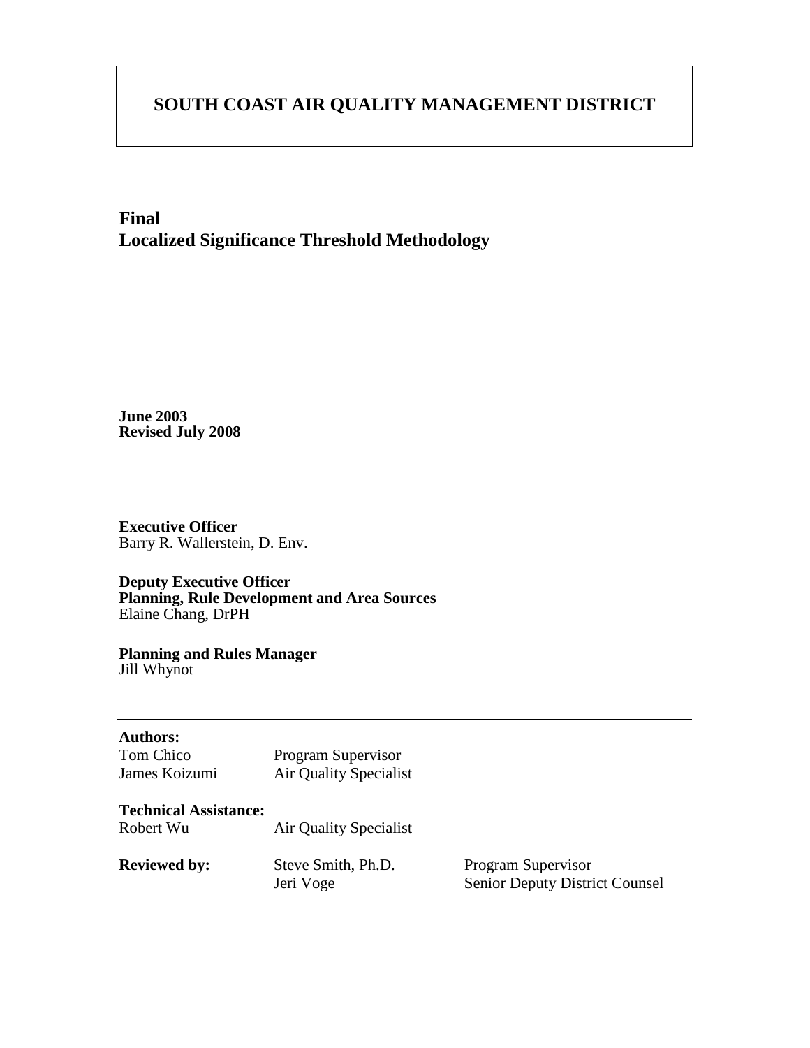# SOUTH COAST AIR QUALITY MANAGEMENT DISTRICT

## Final
## Localized Significance Threshold Methodology

**June 2003**
**Revised July 2008**

**Executive Officer**
Barry R. Wallerstein, D. Env.

**Deputy Executive Officer**
**Planning, Rule Development and Area Sources**
Elaine Chang, DrPH

**Planning and Rules Manager**
Jill Whynot

---

**Authors:**

| | |
|---|---|
| Tom Chico | Program Supervisor |
| James Koizumi | Air Quality Specialist |

**Technical Assistance:**

| | |
|---|---|
| Robert Wu | Air Quality Specialist |

| | | |
|---|---|---|
| **Reviewed by:** | Steve Smith, Ph.D. | Program Supervisor |
| | Jeri Voge | Senior Deputy District Counsel |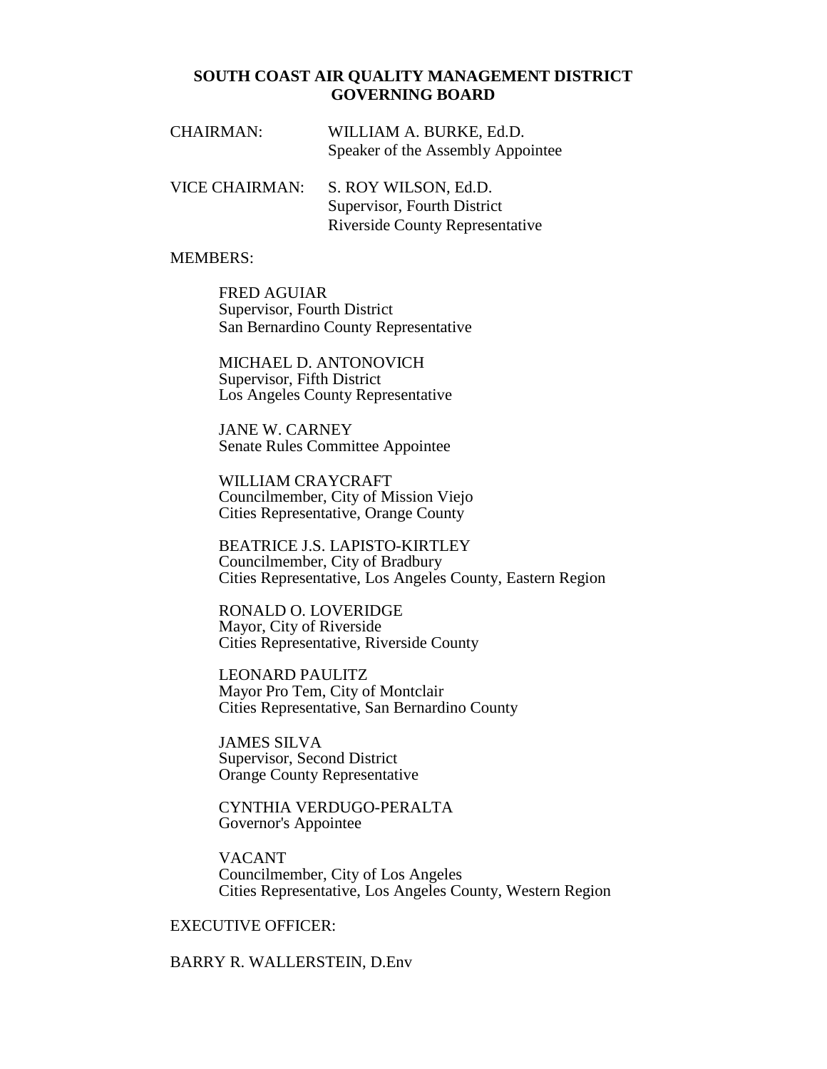# SOUTH COAST AIR QUALITY MANAGEMENT DISTRICT GOVERNING BOARD

CHAIRMAN: WILLIAM A. BURKE, Ed.D.
Speaker of the Assembly Appointee

VICE CHAIRMAN: S. ROY WILSON, Ed.D.
Supervisor, Fourth District
Riverside County Representative

MEMBERS:

FRED AGUIAR
Supervisor, Fourth District
San Bernardino County Representative

MICHAEL D. ANTONOVICH
Supervisor, Fifth District
Los Angeles County Representative

JANE W. CARNEY
Senate Rules Committee Appointee

WILLIAM CRAYCRAFT
Councilmember, City of Mission Viejo
Cities Representative, Orange County

BEATRICE J.S. LAPISTO-KIRTLEY
Councilmember, City of Bradbury
Cities Representative, Los Angeles County, Eastern Region

RONALD O. LOVERIDGE
Mayor, City of Riverside
Cities Representative, Riverside County

LEONARD PAULITZ
Mayor Pro Tem, City of Montclair
Cities Representative, San Bernardino County

JAMES SILVA
Supervisor, Second District
Orange County Representative

CYNTHIA VERDUGO-PERALTA
Governor's Appointee

VACANT
Councilmember, City of Los Angeles
Cities Representative, Los Angeles County, Western Region

EXECUTIVE OFFICER:

BARRY R. WALLERSTEIN, D.Env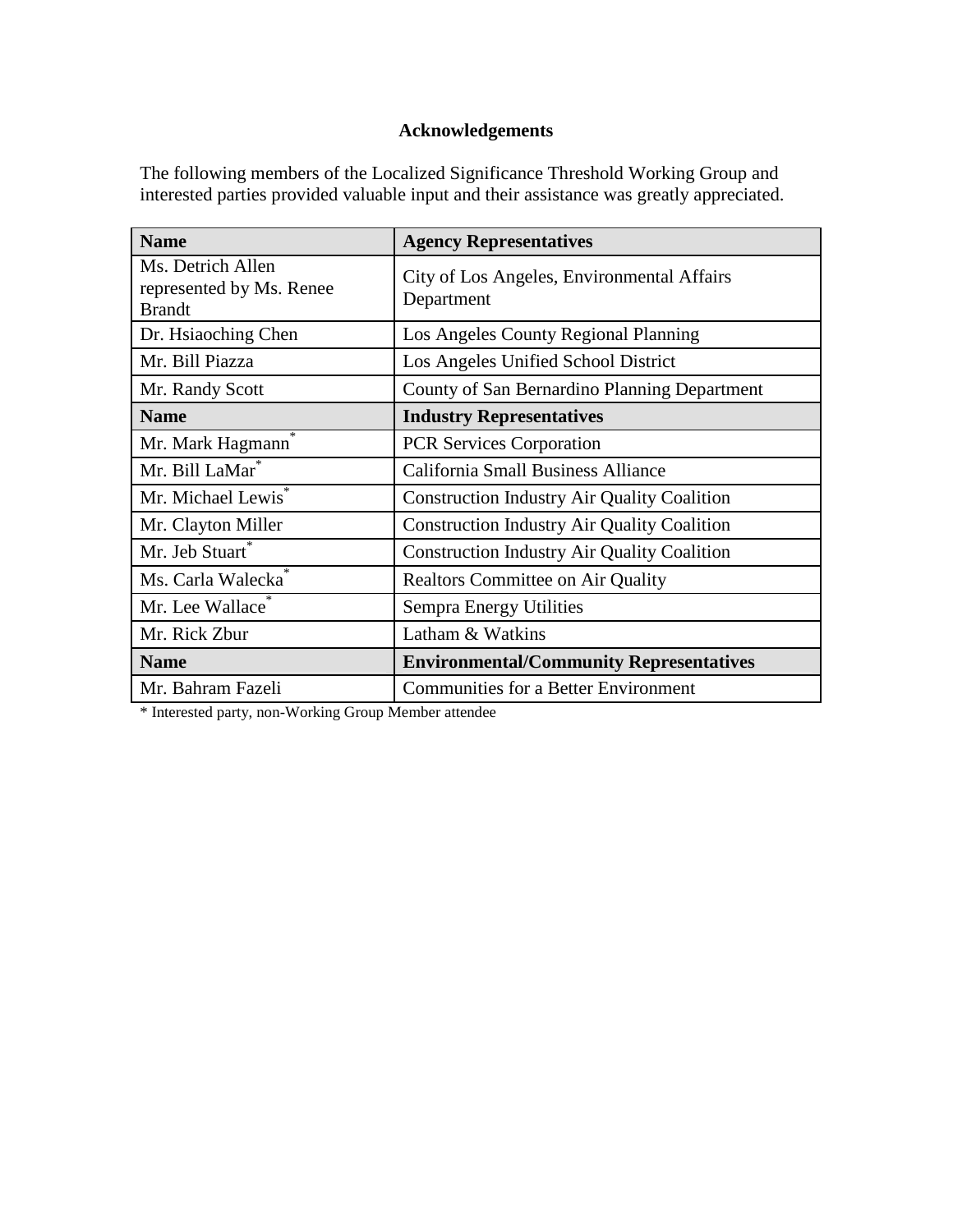# Acknowledgements

The following members of the Localized Significance Threshold Working Group and interested parties provided valuable input and their assistance was greatly appreciated.

| Name | Agency Representatives |
|---|---|
| Ms. Detrich Allen represented by Ms. Renee Brandt | City of Los Angeles, Environmental Affairs Department |
| Dr. Hsiaoching Chen | Los Angeles County Regional Planning |
| Mr. Bill Piazza | Los Angeles Unified School District |
| Mr. Randy Scott | County of San Bernardino Planning Department |
| **Name** | **Industry Representatives** |
| Mr. Mark Hagmann* | PCR Services Corporation |
| Mr. Bill LaMar* | California Small Business Alliance |
| Mr. Michael Lewis* | Construction Industry Air Quality Coalition |
| Mr. Clayton Miller | Construction Industry Air Quality Coalition |
| Mr. Jeb Stuart* | Construction Industry Air Quality Coalition |
| Ms. Carla Walecka* | Realtors Committee on Air Quality |
| Mr. Lee Wallace* | Sempra Energy Utilities |
| Mr. Rick Zbur | Latham & Watkins |
| **Name** | **Environmental/Community Representatives** |
| Mr. Bahram Fazeli | Communities for a Better Environment |

* Interested party, non-Working Group Member attendee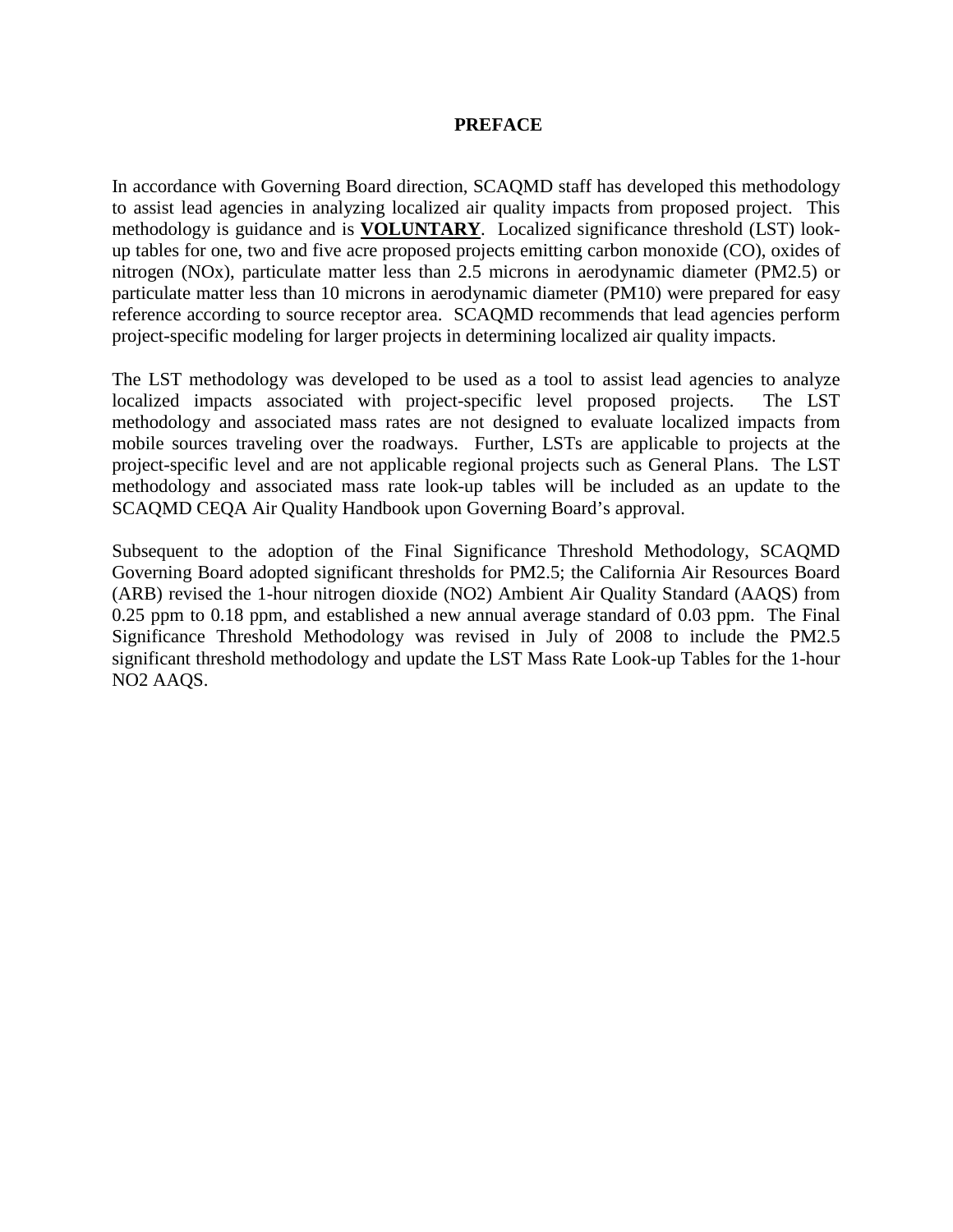# PREFACE

In accordance with Governing Board direction, SCAQMD staff has developed this methodology to assist lead agencies in analyzing localized air quality impacts from proposed project. This methodology is guidance and is **VOLUNTARY**. Localized significance threshold (LST) look-up tables for one, two and five acre proposed projects emitting carbon monoxide (CO), oxides of nitrogen (NOx), particulate matter less than 2.5 microns in aerodynamic diameter (PM2.5) or particulate matter less than 10 microns in aerodynamic diameter (PM10) were prepared for easy reference according to source receptor area. SCAQMD recommends that lead agencies perform project-specific modeling for larger projects in determining localized air quality impacts.

The LST methodology was developed to be used as a tool to assist lead agencies to analyze localized impacts associated with project-specific level proposed projects. The LST methodology and associated mass rates are not designed to evaluate localized impacts from mobile sources traveling over the roadways. Further, LSTs are applicable to projects at the project-specific level and are not applicable regional projects such as General Plans. The LST methodology and associated mass rate look-up tables will be included as an update to the SCAQMD CEQA Air Quality Handbook upon Governing Board's approval.

Subsequent to the adoption of the Final Significance Threshold Methodology, SCAQMD Governing Board adopted significant thresholds for PM2.5; the California Air Resources Board (ARB) revised the 1-hour nitrogen dioxide (NO2) Ambient Air Quality Standard (AAQS) from 0.25 ppm to 0.18 ppm, and established a new annual average standard of 0.03 ppm. The Final Significance Threshold Methodology was revised in July of 2008 to include the PM2.5 significant threshold methodology and update the LST Mass Rate Look-up Tables for the 1-hour NO2 AAQS.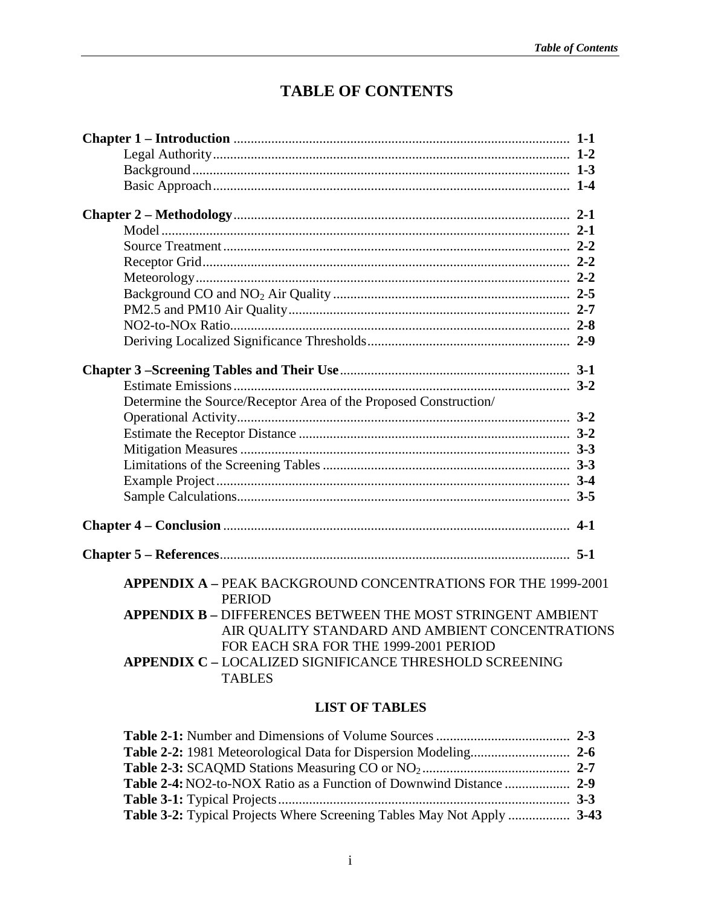# TABLE OF CONTENTS

**Chapter 1 – Introduction** .......... **1-1**
- Legal Authority .......... **1-2**
- Background .......... **1-3**
- Basic Approach .......... **1-4**

**Chapter 2 – Methodology** .......... **2-1**
- Model .......... **2-1**
- Source Treatment .......... **2-2**
- Receptor Grid .......... **2-2**
- Meteorology .......... **2-2**
- Background CO and $NO_2$ Air Quality .......... **2-5**
- PM2.5 and PM10 Air Quality .......... **2-7**
- NO2-to-NOx Ratio .......... **2-8**
- Deriving Localized Significance Thresholds .......... **2-9**

**Chapter 3 –Screening Tables and Their Use** .......... **3-1**
- Estimate Emissions .......... **3-2**
- Determine the Source/Receptor Area of the Proposed Construction/ Operational Activity .......... **3-2**
- Estimate the Receptor Distance .......... **3-2**
- Mitigation Measures .......... **3-3**
- Limitations of the Screening Tables .......... **3-3**
- Example Project .......... **3-4**
- Sample Calculations .......... **3-5**

**Chapter 4 – Conclusion** .......... **4-1**

**Chapter 5 – References** .......... **5-1**

**APPENDIX A –** PEAK BACKGROUND CONCENTRATIONS FOR THE 1999-2001 PERIOD

**APPENDIX B –** DIFFERENCES BETWEEN THE MOST STRINGENT AMBIENT AIR QUALITY STANDARD AND AMBIENT CONCENTRATIONS FOR EACH SRA FOR THE 1999-2001 PERIOD

**APPENDIX C –** LOCALIZED SIGNIFICANCE THRESHOLD SCREENING TABLES

## LIST OF TABLES

- **Table 2-1:** Number and Dimensions of Volume Sources .......... **2-3**
- **Table 2-2:** 1981 Meteorological Data for Dispersion Modeling .......... **2-6**
- **Table 2-3:** SCAQMD Stations Measuring CO or $NO_2$ .......... **2-7**
- **Table 2-4:** NO2-to-NOX Ratio as a Function of Downwind Distance .......... **2-9**
- **Table 3-1:** Typical Projects .......... **3-3**
- **Table 3-2:** Typical Projects Where Screening Tables May Not Apply .......... **3-43**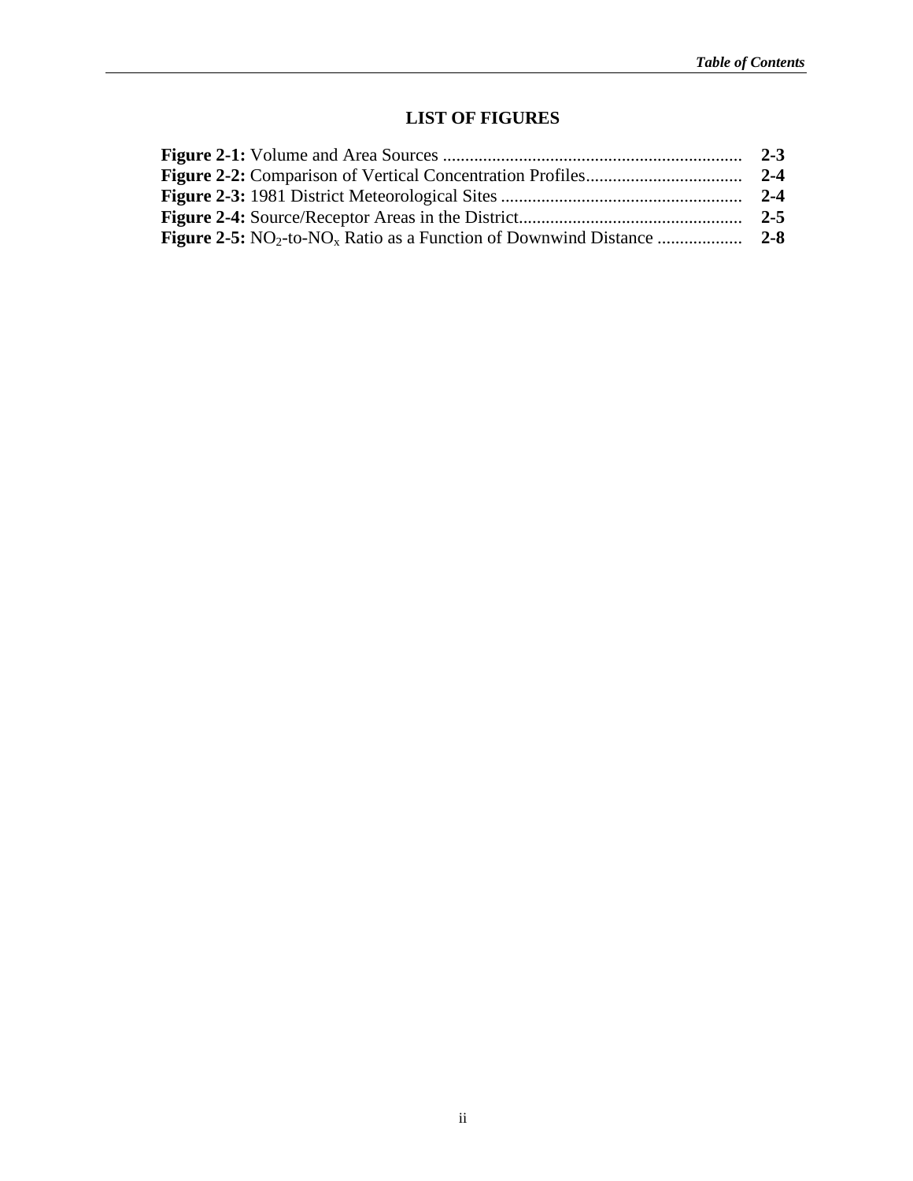## LIST OF FIGURES

| | |
|---|---|
| **Figure 2-1:** Volume and Area Sources | **2-3** |
| **Figure 2-2:** Comparison of Vertical Concentration Profiles | **2-4** |
| **Figure 2-3:** 1981 District Meteorological Sites | **2-4** |
| **Figure 2-4:** Source/Receptor Areas in the District | **2-5** |
| **Figure 2-5:** $NO_2$-to-$NO_x$ Ratio as a Function of Downwind Distance | **2-8** |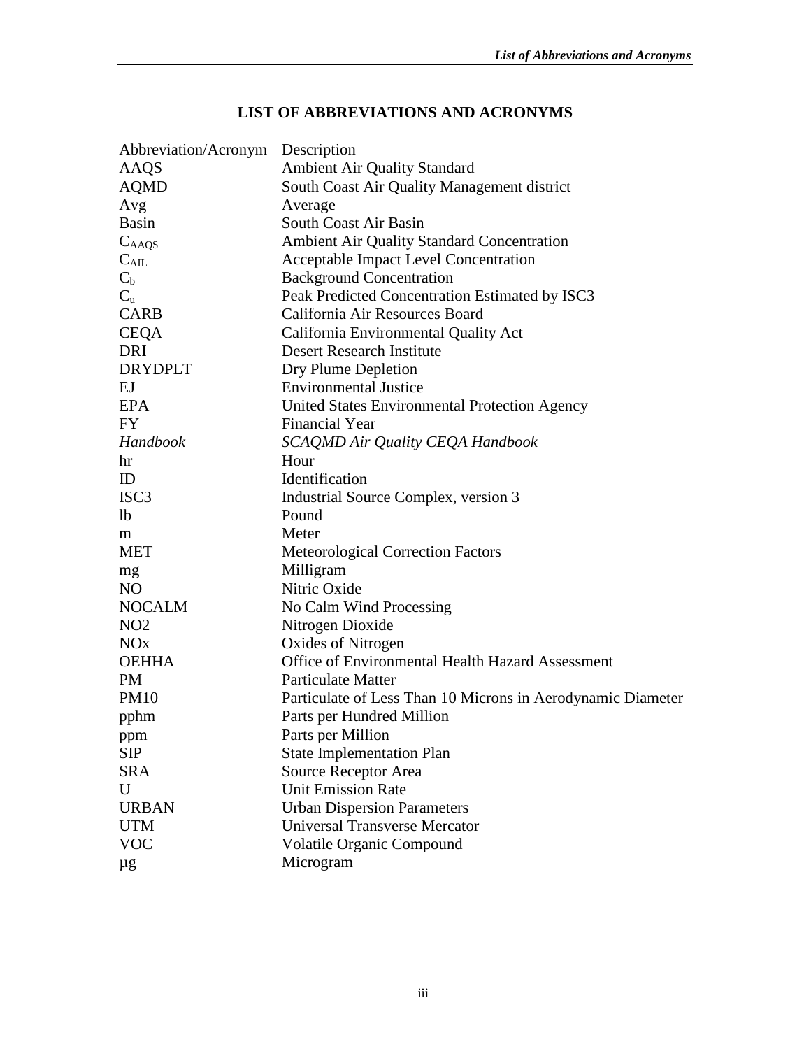# LIST OF ABBREVIATIONS AND ACRONYMS

| Abbreviation/Acronym | Description |
| --- | --- |
| AAQS | Ambient Air Quality Standard |
| AQMD | South Coast Air Quality Management district |
| Avg | Average |
| Basin | South Coast Air Basin |
| $C_{AAQS}$ | Ambient Air Quality Standard Concentration |
| $C_{AIL}$ | Acceptable Impact Level Concentration |
| $C_b$ | Background Concentration |
| $C_u$ | Peak Predicted Concentration Estimated by ISC3 |
| CARB | California Air Resources Board |
| CEQA | California Environmental Quality Act |
| DRI | Desert Research Institute |
| DRYDPLT | Dry Plume Depletion |
| EJ | Environmental Justice |
| EPA | United States Environmental Protection Agency |
| FY | Financial Year |
| *Handbook* | *SCAQMD Air Quality CEQA Handbook* |
| hr | Hour |
| ID | Identification |
| ISC3 | Industrial Source Complex, version 3 |
| lb | Pound |
| m | Meter |
| MET | Meteorological Correction Factors |
| mg | Milligram |
| NO | Nitric Oxide |
| NOCALM | No Calm Wind Processing |
| NO2 | Nitrogen Dioxide |
| NOx | Oxides of Nitrogen |
| OEHHA | Office of Environmental Health Hazard Assessment |
| PM | Particulate Matter |
| PM10 | Particulate of Less Than 10 Microns in Aerodynamic Diameter |
| pphm | Parts per Hundred Million |
| ppm | Parts per Million |
| SIP | State Implementation Plan |
| SRA | Source Receptor Area |
| U | Unit Emission Rate |
| URBAN | Urban Dispersion Parameters |
| UTM | Universal Transverse Mercator |
| VOC | Volatile Organic Compound |
| µg | Microgram |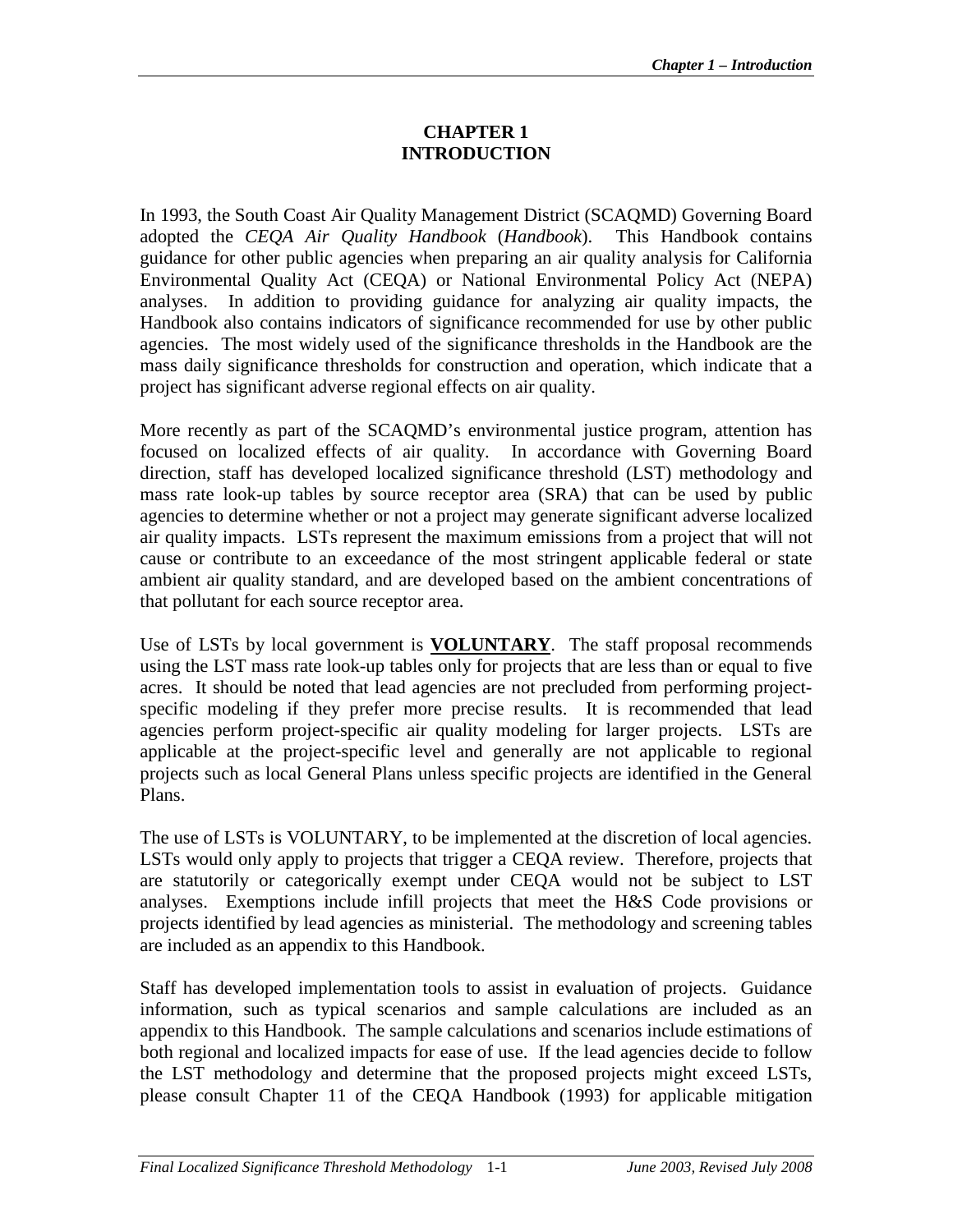# CHAPTER 1
# INTRODUCTION

In 1993, the South Coast Air Quality Management District (SCAQMD) Governing Board adopted the *CEQA Air Quality Handbook* (*Handbook*). This Handbook contains guidance for other public agencies when preparing an air quality analysis for California Environmental Quality Act (CEQA) or National Environmental Policy Act (NEPA) analyses. In addition to providing guidance for analyzing air quality impacts, the Handbook also contains indicators of significance recommended for use by other public agencies. The most widely used of the significance thresholds in the Handbook are the mass daily significance thresholds for construction and operation, which indicate that a project has significant adverse regional effects on air quality.

More recently as part of the SCAQMD's environmental justice program, attention has focused on localized effects of air quality. In accordance with Governing Board direction, staff has developed localized significance threshold (LST) methodology and mass rate look-up tables by source receptor area (SRA) that can be used by public agencies to determine whether or not a project may generate significant adverse localized air quality impacts. LSTs represent the maximum emissions from a project that will not cause or contribute to an exceedance of the most stringent applicable federal or state ambient air quality standard, and are developed based on the ambient concentrations of that pollutant for each source receptor area.

Use of LSTs by local government is **VOLUNTARY**. The staff proposal recommends using the LST mass rate look-up tables only for projects that are less than or equal to five acres. It should be noted that lead agencies are not precluded from performing project-specific modeling if they prefer more precise results. It is recommended that lead agencies perform project-specific air quality modeling for larger projects. LSTs are applicable at the project-specific level and generally are not applicable to regional projects such as local General Plans unless specific projects are identified in the General Plans.

The use of LSTs is VOLUNTARY, to be implemented at the discretion of local agencies. LSTs would only apply to projects that trigger a CEQA review. Therefore, projects that are statutorily or categorically exempt under CEQA would not be subject to LST analyses. Exemptions include infill projects that meet the H&S Code provisions or projects identified by lead agencies as ministerial. The methodology and screening tables are included as an appendix to this Handbook.

Staff has developed implementation tools to assist in evaluation of projects. Guidance information, such as typical scenarios and sample calculations are included as an appendix to this Handbook. The sample calculations and scenarios include estimations of both regional and localized impacts for ease of use. If the lead agencies decide to follow the LST methodology and determine that the proposed projects might exceed LSTs, please consult Chapter 11 of the CEQA Handbook (1993) for applicable mitigation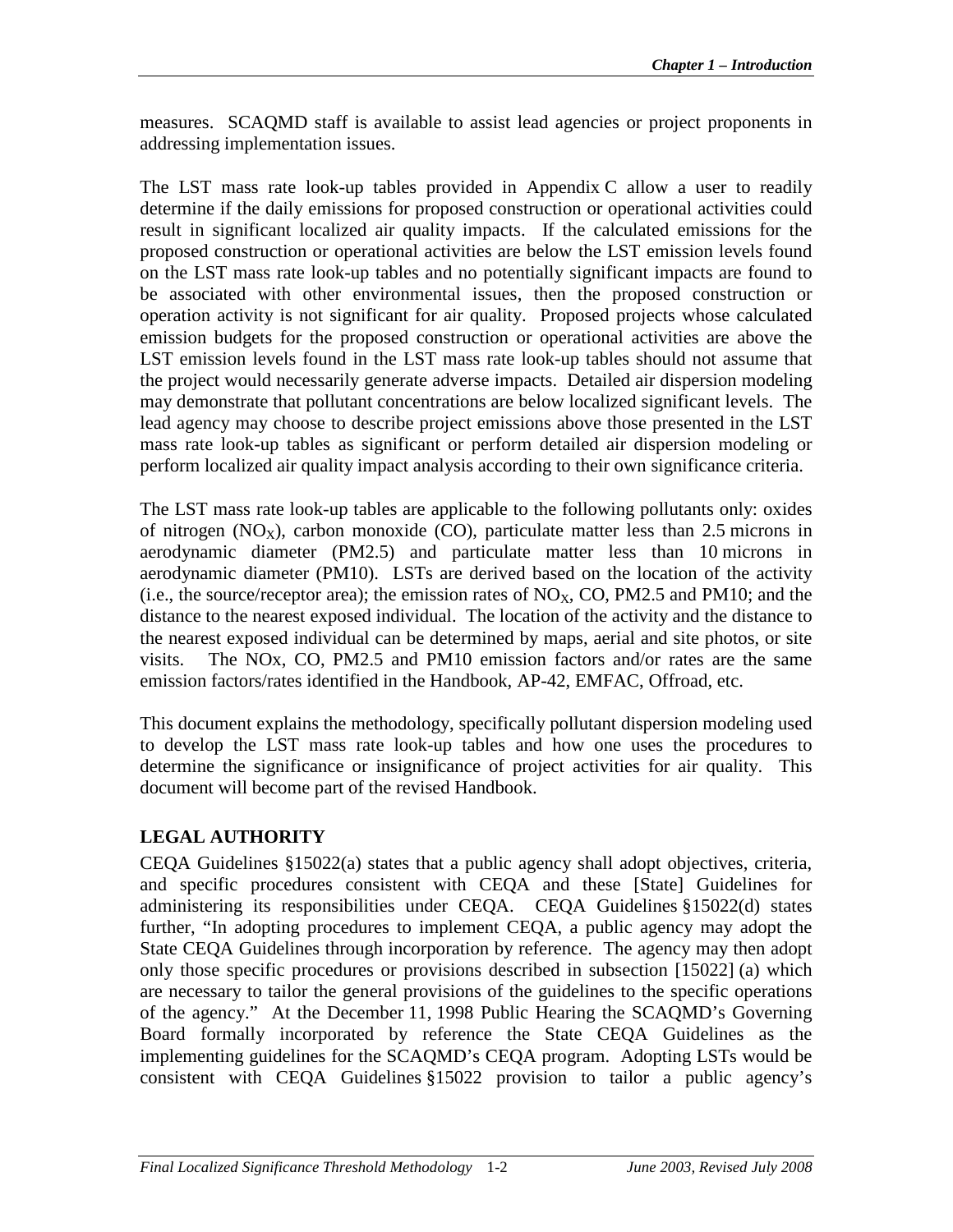measures. SCAQMD staff is available to assist lead agencies or project proponents in addressing implementation issues.

The LST mass rate look-up tables provided in Appendix C allow a user to readily determine if the daily emissions for proposed construction or operational activities could result in significant localized air quality impacts. If the calculated emissions for the proposed construction or operational activities are below the LST emission levels found on the LST mass rate look-up tables and no potentially significant impacts are found to be associated with other environmental issues, then the proposed construction or operation activity is not significant for air quality. Proposed projects whose calculated emission budgets for the proposed construction or operational activities are above the LST emission levels found in the LST mass rate look-up tables should not assume that the project would necessarily generate adverse impacts. Detailed air dispersion modeling may demonstrate that pollutant concentrations are below localized significant levels. The lead agency may choose to describe project emissions above those presented in the LST mass rate look-up tables as significant or perform detailed air dispersion modeling or perform localized air quality impact analysis according to their own significance criteria.

The LST mass rate look-up tables are applicable to the following pollutants only: oxides of nitrogen ($NO_X$), carbon monoxide (CO), particulate matter less than 2.5 microns in aerodynamic diameter (PM2.5) and particulate matter less than 10 microns in aerodynamic diameter (PM10). LSTs are derived based on the location of the activity (i.e., the source/receptor area); the emission rates of $NO_X$, CO, PM2.5 and PM10; and the distance to the nearest exposed individual. The location of the activity and the distance to the nearest exposed individual can be determined by maps, aerial and site photos, or site visits. The NOx, CO, PM2.5 and PM10 emission factors and/or rates are the same emission factors/rates identified in the Handbook, AP-42, EMFAC, Offroad, etc.

This document explains the methodology, specifically pollutant dispersion modeling used to develop the LST mass rate look-up tables and how one uses the procedures to determine the significance or insignificance of project activities for air quality. This document will become part of the revised Handbook.

## LEGAL AUTHORITY

CEQA Guidelines §15022(a) states that a public agency shall adopt objectives, criteria, and specific procedures consistent with CEQA and these [State] Guidelines for administering its responsibilities under CEQA. CEQA Guidelines §15022(d) states further, "In adopting procedures to implement CEQA, a public agency may adopt the State CEQA Guidelines through incorporation by reference. The agency may then adopt only those specific procedures or provisions described in subsection [15022] (a) which are necessary to tailor the general provisions of the guidelines to the specific operations of the agency." At the December 11, 1998 Public Hearing the SCAQMD's Governing Board formally incorporated by reference the State CEQA Guidelines as the implementing guidelines for the SCAQMD's CEQA program. Adopting LSTs would be consistent with CEQA Guidelines §15022 provision to tailor a public agency's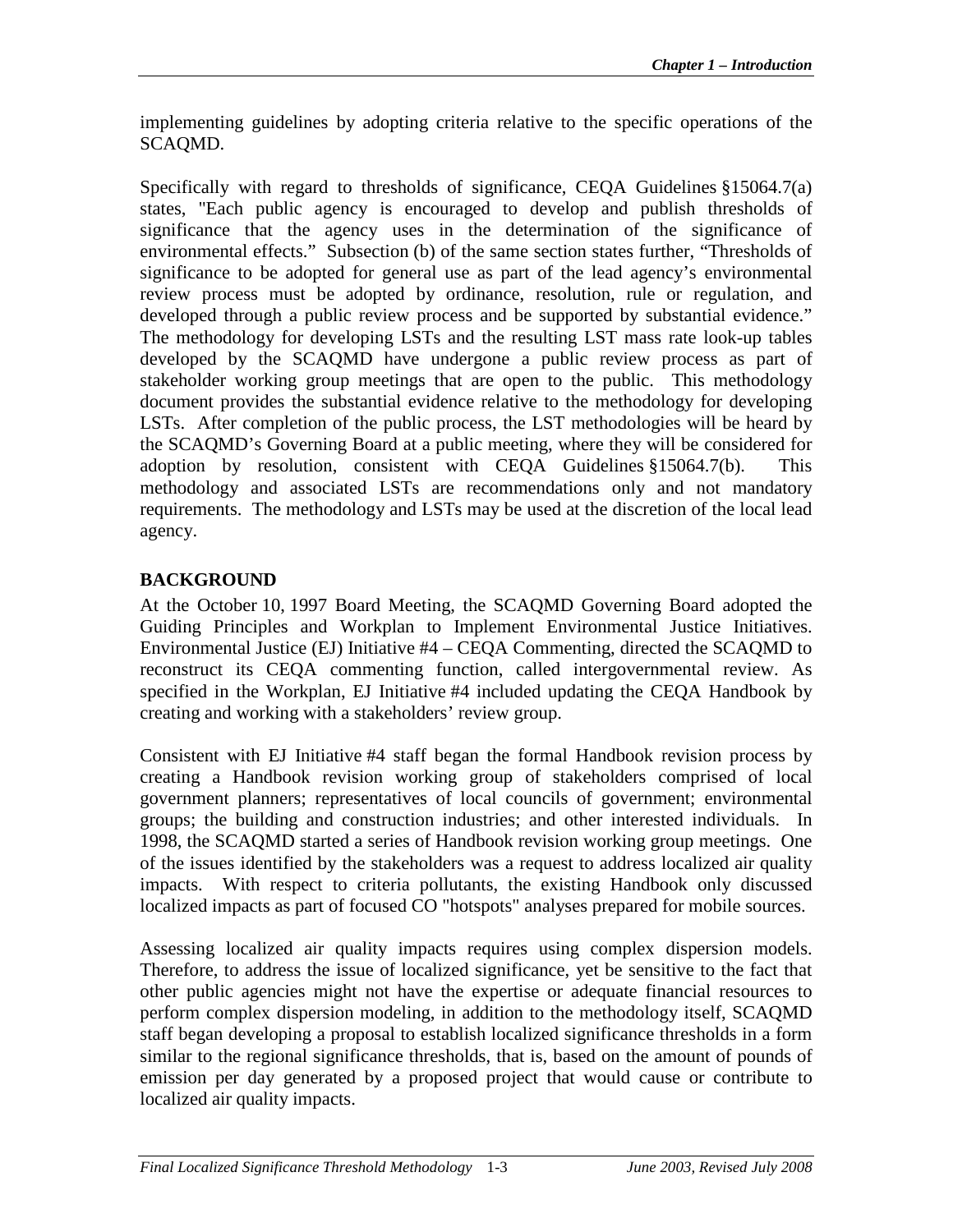implementing guidelines by adopting criteria relative to the specific operations of the SCAQMD.

Specifically with regard to thresholds of significance, CEQA Guidelines §15064.7(a) states, "Each public agency is encouraged to develop and publish thresholds of significance that the agency uses in the determination of the significance of environmental effects." Subsection (b) of the same section states further, "Thresholds of significance to be adopted for general use as part of the lead agency's environmental review process must be adopted by ordinance, resolution, rule or regulation, and developed through a public review process and be supported by substantial evidence." The methodology for developing LSTs and the resulting LST mass rate look-up tables developed by the SCAQMD have undergone a public review process as part of stakeholder working group meetings that are open to the public. This methodology document provides the substantial evidence relative to the methodology for developing LSTs. After completion of the public process, the LST methodologies will be heard by the SCAQMD's Governing Board at a public meeting, where they will be considered for adoption by resolution, consistent with CEQA Guidelines §15064.7(b). This methodology and associated LSTs are recommendations only and not mandatory requirements. The methodology and LSTs may be used at the discretion of the local lead agency.

## BACKGROUND

At the October 10, 1997 Board Meeting, the SCAQMD Governing Board adopted the Guiding Principles and Workplan to Implement Environmental Justice Initiatives. Environmental Justice (EJ) Initiative #4 – CEQA Commenting, directed the SCAQMD to reconstruct its CEQA commenting function, called intergovernmental review. As specified in the Workplan, EJ Initiative #4 included updating the CEQA Handbook by creating and working with a stakeholders' review group.

Consistent with EJ Initiative #4 staff began the formal Handbook revision process by creating a Handbook revision working group of stakeholders comprised of local government planners; representatives of local councils of government; environmental groups; the building and construction industries; and other interested individuals. In 1998, the SCAQMD started a series of Handbook revision working group meetings. One of the issues identified by the stakeholders was a request to address localized air quality impacts. With respect to criteria pollutants, the existing Handbook only discussed localized impacts as part of focused CO "hotspots" analyses prepared for mobile sources.

Assessing localized air quality impacts requires using complex dispersion models. Therefore, to address the issue of localized significance, yet be sensitive to the fact that other public agencies might not have the expertise or adequate financial resources to perform complex dispersion modeling, in addition to the methodology itself, SCAQMD staff began developing a proposal to establish localized significance thresholds in a form similar to the regional significance thresholds, that is, based on the amount of pounds of emission per day generated by a proposed project that would cause or contribute to localized air quality impacts.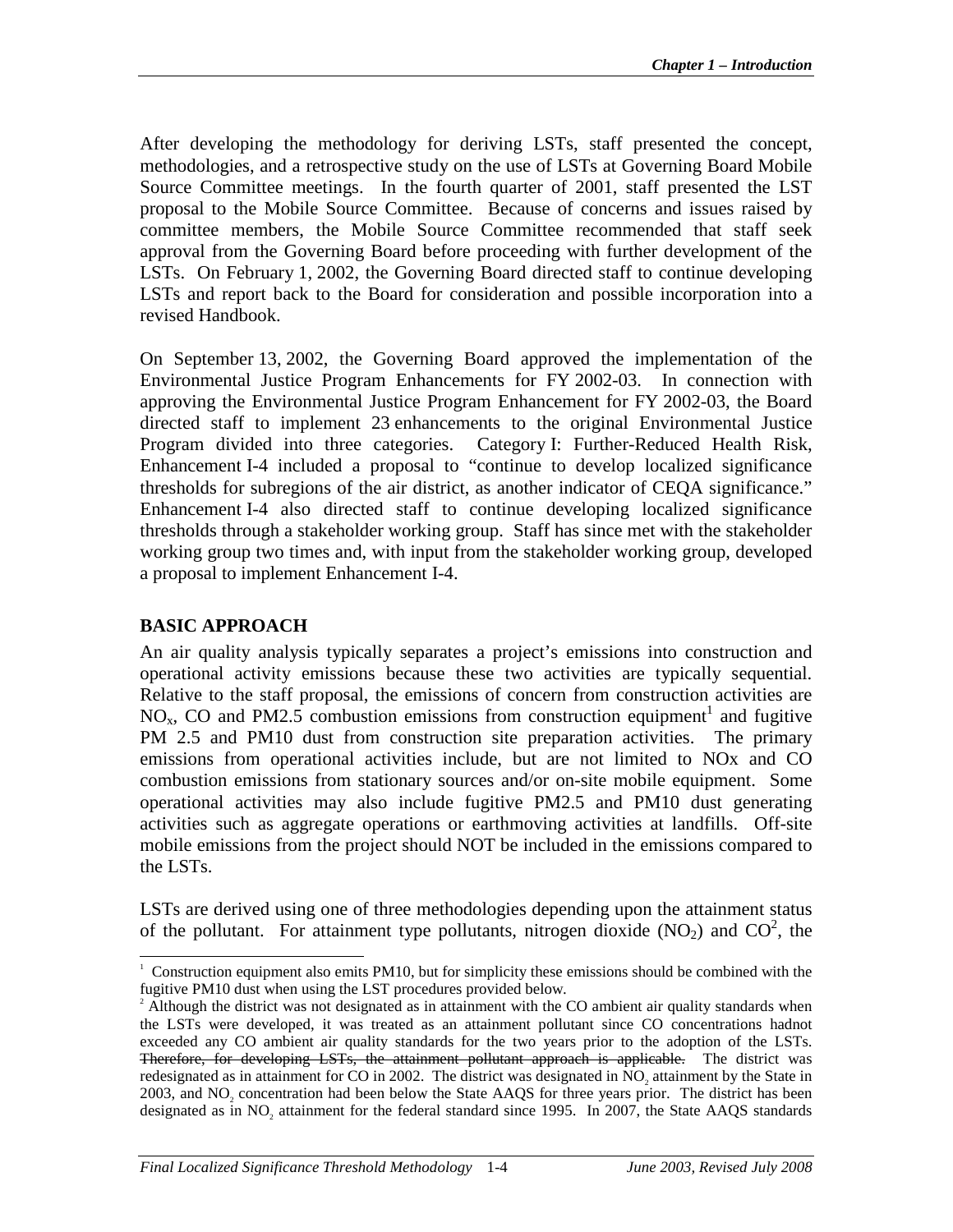After developing the methodology for deriving LSTs, staff presented the concept, methodologies, and a retrospective study on the use of LSTs at Governing Board Mobile Source Committee meetings. In the fourth quarter of 2001, staff presented the LST proposal to the Mobile Source Committee. Because of concerns and issues raised by committee members, the Mobile Source Committee recommended that staff seek approval from the Governing Board before proceeding with further development of the LSTs. On February 1, 2002, the Governing Board directed staff to continue developing LSTs and report back to the Board for consideration and possible incorporation into a revised Handbook.

On September 13, 2002, the Governing Board approved the implementation of the Environmental Justice Program Enhancements for FY 2002-03. In connection with approving the Environmental Justice Program Enhancement for FY 2002-03, the Board directed staff to implement 23 enhancements to the original Environmental Justice Program divided into three categories. Category I: Further-Reduced Health Risk, Enhancement I-4 included a proposal to "continue to develop localized significance thresholds for subregions of the air district, as another indicator of CEQA significance." Enhancement I-4 also directed staff to continue developing localized significance thresholds through a stakeholder working group. Staff has since met with the stakeholder working group two times and, with input from the stakeholder working group, developed a proposal to implement Enhancement I-4.

## BASIC APPROACH

An air quality analysis typically separates a project's emissions into construction and operational activity emissions because these two activities are typically sequential. Relative to the staff proposal, the emissions of concern from construction activities are $NO_x$, CO and PM2.5 combustion emissions from construction equipment[1] and fugitive PM 2.5 and PM10 dust from construction site preparation activities. The primary emissions from operational activities include, but are not limited to NOx and CO combustion emissions from stationary sources and/or on-site mobile equipment. Some operational activities may also include fugitive PM2.5 and PM10 dust generating activities such as aggregate operations or earthmoving activities at landfills. Off-site mobile emissions from the project should NOT be included in the emissions compared to the LSTs.

LSTs are derived using one of three methodologies depending upon the attainment status of the pollutant. For attainment type pollutants, nitrogen dioxide ($NO_2$) and CO[2], the

---

[1] Construction equipment also emits PM10, but for simplicity these emissions should be combined with the fugitive PM10 dust when using the LST procedures provided below.

[2] Although the district was not designated as in attainment with the CO ambient air quality standards when the LSTs were developed, it was treated as an attainment pollutant since CO concentrations hadnot exceeded any CO ambient air quality standards for the two years prior to the adoption of the LSTs. ~~Therefore, for developing LSTs, the attainment pollutant approach is applicable.~~ The district was redesignated as in attainment for CO in 2002. The district was designated in $NO_2$ attainment by the State in 2003, and $NO_2$ concentration had been below the State AAQS for three years prior. The district has been designated as in $NO_2$ attainment for the federal standard since 1995. In 2007, the State AAQS standards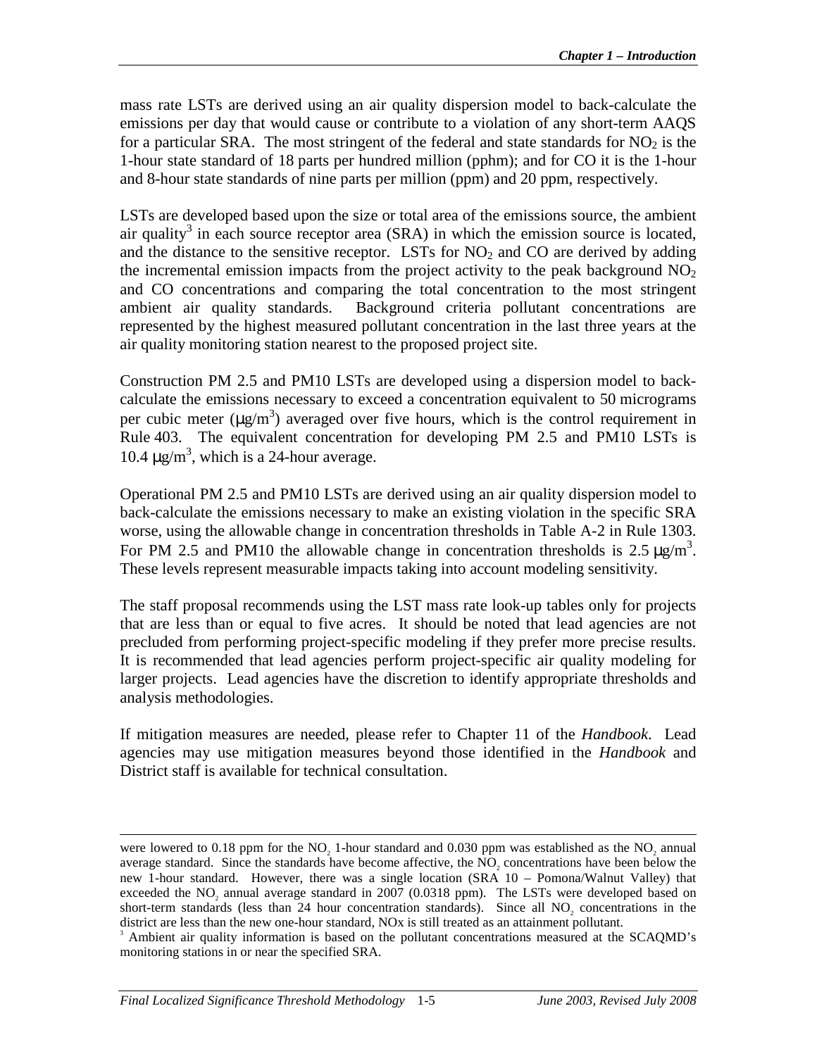mass rate LSTs are derived using an air quality dispersion model to back-calculate the emissions per day that would cause or contribute to a violation of any short-term AAQS for a particular SRA. The most stringent of the federal and state standards for $NO_2$ is the 1-hour state standard of 18 parts per hundred million (pphm); and for CO it is the 1-hour and 8-hour state standards of nine parts per million (ppm) and 20 ppm, respectively.

LSTs are developed based upon the size or total area of the emissions source, the ambient air quality[3] in each source receptor area (SRA) in which the emission source is located, and the distance to the sensitive receptor. LSTs for $NO_2$ and CO are derived by adding the incremental emission impacts from the project activity to the peak background $NO_2$ and CO concentrations and comparing the total concentration to the most stringent ambient air quality standards. Background criteria pollutant concentrations are represented by the highest measured pollutant concentration in the last three years at the air quality monitoring station nearest to the proposed project site.

Construction PM 2.5 and PM10 LSTs are developed using a dispersion model to back-calculate the emissions necessary to exceed a concentration equivalent to 50 micrograms per cubic meter ($\mu g/m^3$) averaged over five hours, which is the control requirement in Rule 403. The equivalent concentration for developing PM 2.5 and PM10 LSTs is 10.4 $\mu g/m^3$, which is a 24-hour average.

Operational PM 2.5 and PM10 LSTs are derived using an air quality dispersion model to back-calculate the emissions necessary to make an existing violation in the specific SRA worse, using the allowable change in concentration thresholds in Table A-2 in Rule 1303. For PM 2.5 and PM10 the allowable change in concentration thresholds is 2.5 $\mu g/m^3$. These levels represent measurable impacts taking into account modeling sensitivity.

The staff proposal recommends using the LST mass rate look-up tables only for projects that are less than or equal to five acres. It should be noted that lead agencies are not precluded from performing project-specific modeling if they prefer more precise results. It is recommended that lead agencies perform project-specific air quality modeling for larger projects. Lead agencies have the discretion to identify appropriate thresholds and analysis methodologies.

If mitigation measures are needed, please refer to Chapter 11 of the *Handbook*. Lead agencies may use mitigation measures beyond those identified in the *Handbook* and District staff is available for technical consultation.

---

were lowered to 0.18 ppm for the $NO_2$ 1-hour standard and 0.030 ppm was established as the $NO_2$ annual average standard. Since the standards have become affective, the $NO_2$ concentrations have been below the new 1-hour standard. However, there was a single location (SRA 10 – Pomona/Walnut Valley) that exceeded the $NO_2$ annual average standard in 2007 (0.0318 ppm). The LSTs were developed based on short-term standards (less than 24 hour concentration standards). Since all $NO_2$ concentrations in the district are less than the new one-hour standard, NOx is still treated as an attainment pollutant.

[3] Ambient air quality information is based on the pollutant concentrations measured at the SCAQMD's monitoring stations in or near the specified SRA.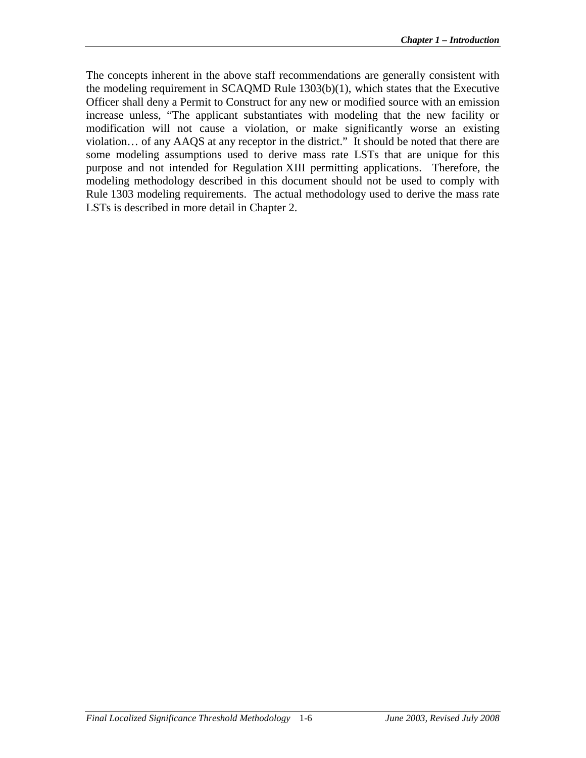The concepts inherent in the above staff recommendations are generally consistent with the modeling requirement in SCAQMD Rule 1303(b)(1), which states that the Executive Officer shall deny a Permit to Construct for any new or modified source with an emission increase unless, "The applicant substantiates with modeling that the new facility or modification will not cause a violation, or make significantly worse an existing violation… of any AAQS at any receptor in the district." It should be noted that there are some modeling assumptions used to derive mass rate LSTs that are unique for this purpose and not intended for Regulation XIII permitting applications. Therefore, the modeling methodology described in this document should not be used to comply with Rule 1303 modeling requirements. The actual methodology used to derive the mass rate LSTs is described in more detail in Chapter 2.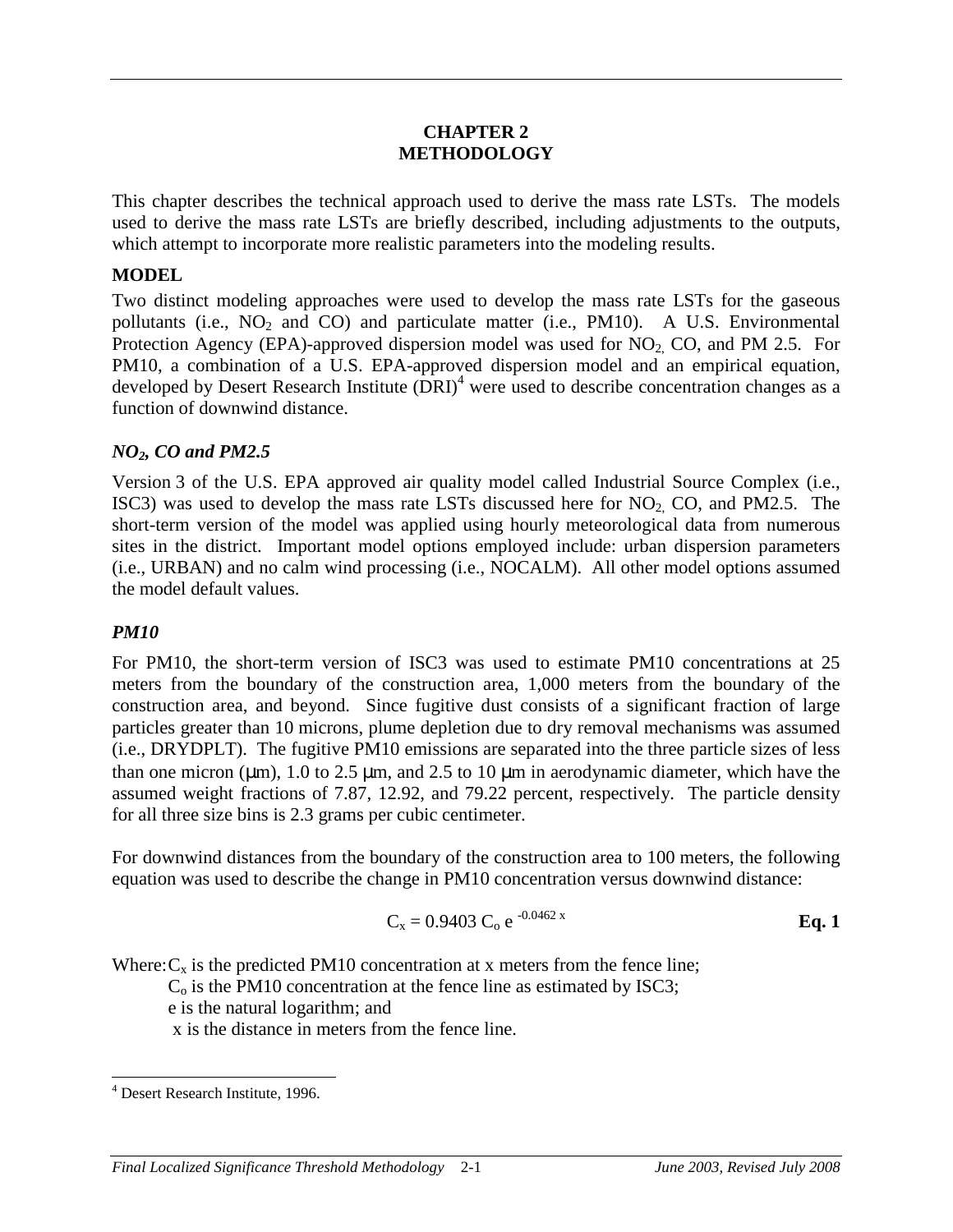# CHAPTER 2
# METHODOLOGY

This chapter describes the technical approach used to derive the mass rate LSTs. The models used to derive the mass rate LSTs are briefly described, including adjustments to the outputs, which attempt to incorporate more realistic parameters into the modeling results.

## MODEL

Two distinct modeling approaches were used to develop the mass rate LSTs for the gaseous pollutants (i.e., $NO_2$ and CO) and particulate matter (i.e., PM10). A U.S. Environmental Protection Agency (EPA)-approved dispersion model was used for $NO_2$, CO, and PM 2.5. For PM10, a combination of a U.S. EPA-approved dispersion model and an empirical equation, developed by Desert Research Institute (DRI)[4] were used to describe concentration changes as a function of downwind distance.

### *$NO_2$, CO and PM2.5*

Version 3 of the U.S. EPA approved air quality model called Industrial Source Complex (i.e., ISC3) was used to develop the mass rate LSTs discussed here for $NO_2$, CO, and PM2.5. The short-term version of the model was applied using hourly meteorological data from numerous sites in the district. Important model options employed include: urban dispersion parameters (i.e., URBAN) and no calm wind processing (i.e., NOCALM). All other model options assumed the model default values.

### *PM10*

For PM10, the short-term version of ISC3 was used to estimate PM10 concentrations at 25 meters from the boundary of the construction area, 1,000 meters from the boundary of the construction area, and beyond. Since fugitive dust consists of a significant fraction of large particles greater than 10 microns, plume depletion due to dry removal mechanisms was assumed (i.e., DRYDPLT). The fugitive PM10 emissions are separated into the three particle sizes of less than one micron (μm), 1.0 to 2.5 μm, and 2.5 to 10 μm in aerodynamic diameter, which have the assumed weight fractions of 7.87, 12.92, and 79.22 percent, respectively. The particle density for all three size bins is 2.3 grams per cubic centimeter.

For downwind distances from the boundary of the construction area to 100 meters, the following equation was used to describe the change in PM10 concentration versus downwind distance:

$$C_x = 0.9403\, C_o\, e^{-0.0462\, x} \qquad \textbf{Eq. 1}$$

Where: $C_x$ is the predicted PM10 concentration at x meters from the fence line;
$C_o$ is the PM10 concentration at the fence line as estimated by ISC3;
e is the natural logarithm; and
x is the distance in meters from the fence line.

---

[4] Desert Research Institute, 1996.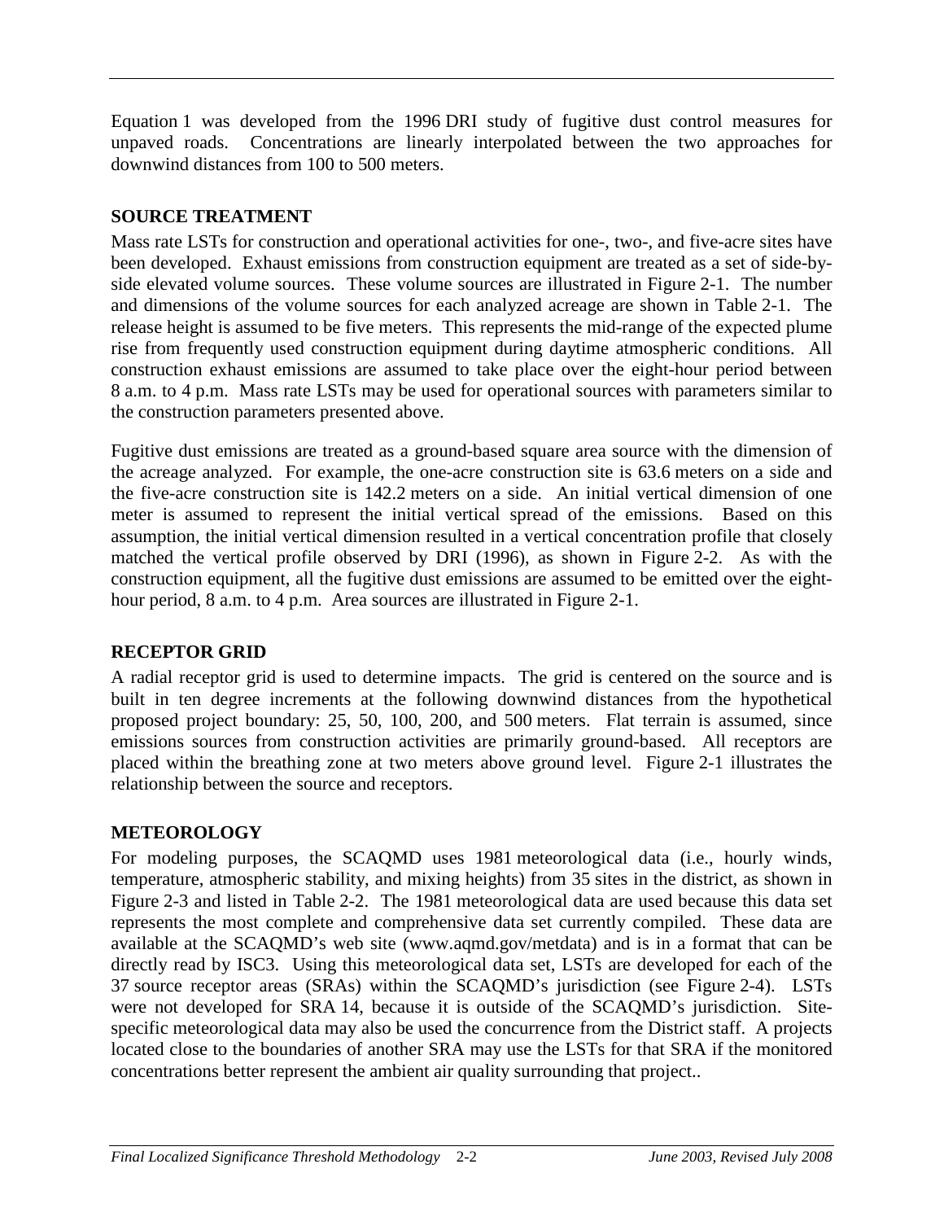Equation 1 was developed from the 1996 DRI study of fugitive dust control measures for unpaved roads. Concentrations are linearly interpolated between the two approaches for downwind distances from 100 to 500 meters.

**SOURCE TREATMENT**

Mass rate LSTs for construction and operational activities for one-, two-, and five-acre sites have been developed. Exhaust emissions from construction equipment are treated as a set of side-by-side elevated volume sources. These volume sources are illustrated in Figure 2-1. The number and dimensions of the volume sources for each analyzed acreage are shown in Table 2-1. The release height is assumed to be five meters. This represents the mid-range of the expected plume rise from frequently used construction equipment during daytime atmospheric conditions. All construction exhaust emissions are assumed to take place over the eight-hour period between 8 a.m. to 4 p.m. Mass rate LSTs may be used for operational sources with parameters similar to the construction parameters presented above.

Fugitive dust emissions are treated as a ground-based square area source with the dimension of the acreage analyzed. For example, the one-acre construction site is 63.6 meters on a side and the five-acre construction site is 142.2 meters on a side. An initial vertical dimension of one meter is assumed to represent the initial vertical spread of the emissions. Based on this assumption, the initial vertical dimension resulted in a vertical concentration profile that closely matched the vertical profile observed by DRI (1996), as shown in Figure 2-2. As with the construction equipment, all the fugitive dust emissions are assumed to be emitted over the eight-hour period, 8 a.m. to 4 p.m. Area sources are illustrated in Figure 2-1.

**RECEPTOR GRID**

A radial receptor grid is used to determine impacts. The grid is centered on the source and is built in ten degree increments at the following downwind distances from the hypothetical proposed project boundary: 25, 50, 100, 200, and 500 meters. Flat terrain is assumed, since emissions sources from construction activities are primarily ground-based. All receptors are placed within the breathing zone at two meters above ground level. Figure 2-1 illustrates the relationship between the source and receptors.

**METEOROLOGY**

For modeling purposes, the SCAQMD uses 1981 meteorological data (i.e., hourly winds, temperature, atmospheric stability, and mixing heights) from 35 sites in the district, as shown in Figure 2-3 and listed in Table 2-2. The 1981 meteorological data are used because this data set represents the most complete and comprehensive data set currently compiled. These data are available at the SCAQMD's web site (www.aqmd.gov/metdata) and is in a format that can be directly read by ISC3. Using this meteorological data set, LSTs are developed for each of the 37 source receptor areas (SRAs) within the SCAQMD's jurisdiction (see Figure 2-4). LSTs were not developed for SRA 14, because it is outside of the SCAQMD's jurisdiction. Site-specific meteorological data may also be used the concurrence from the District staff. A projects located close to the boundaries of another SRA may use the LSTs for that SRA if the monitored concentrations better represent the ambient air quality surrounding that project..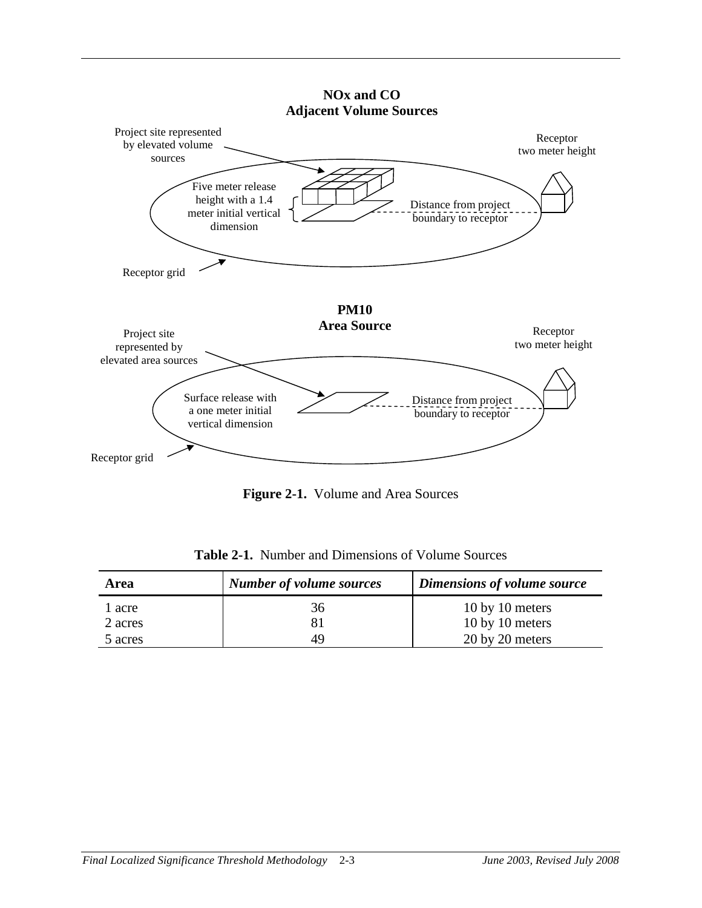NOx and CO
Adjacent Volume Sources

Project site represented by elevated volume sources

Receptor two meter height

Five meter release height with a 1.4 meter initial vertical dimension

Distance from project boundary to receptor

Receptor grid

PM10
Area Source

Project site represented by elevated area sources

Receptor two meter height

Surface release with a one meter initial vertical dimension

Distance from project boundary to receptor

Receptor grid

**Figure 2-1.** Volume and Area Sources

**Table 2-1.** Number and Dimensions of Volume Sources

| Area | *Number of volume sources* | *Dimensions of volume source* |
|---|---|---|
| 1 acre | 36 | 10 by 10 meters |
| 2 acres | 81 | 10 by 10 meters |
| 5 acres | 49 | 20 by 20 meters |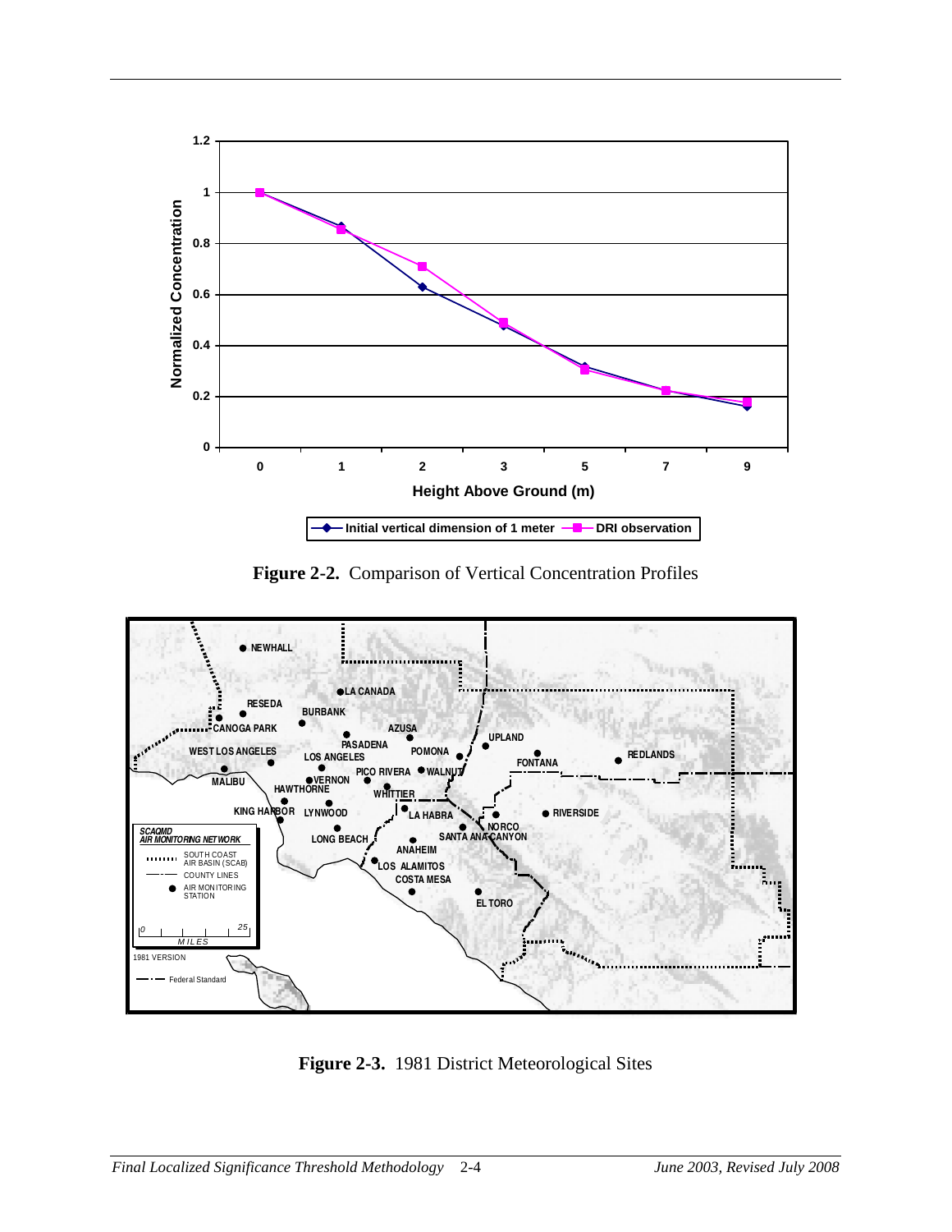**Figure 2-2.** Comparison of Vertical Concentration Profiles

**Figure 2-3.** 1981 District Meteorological Sites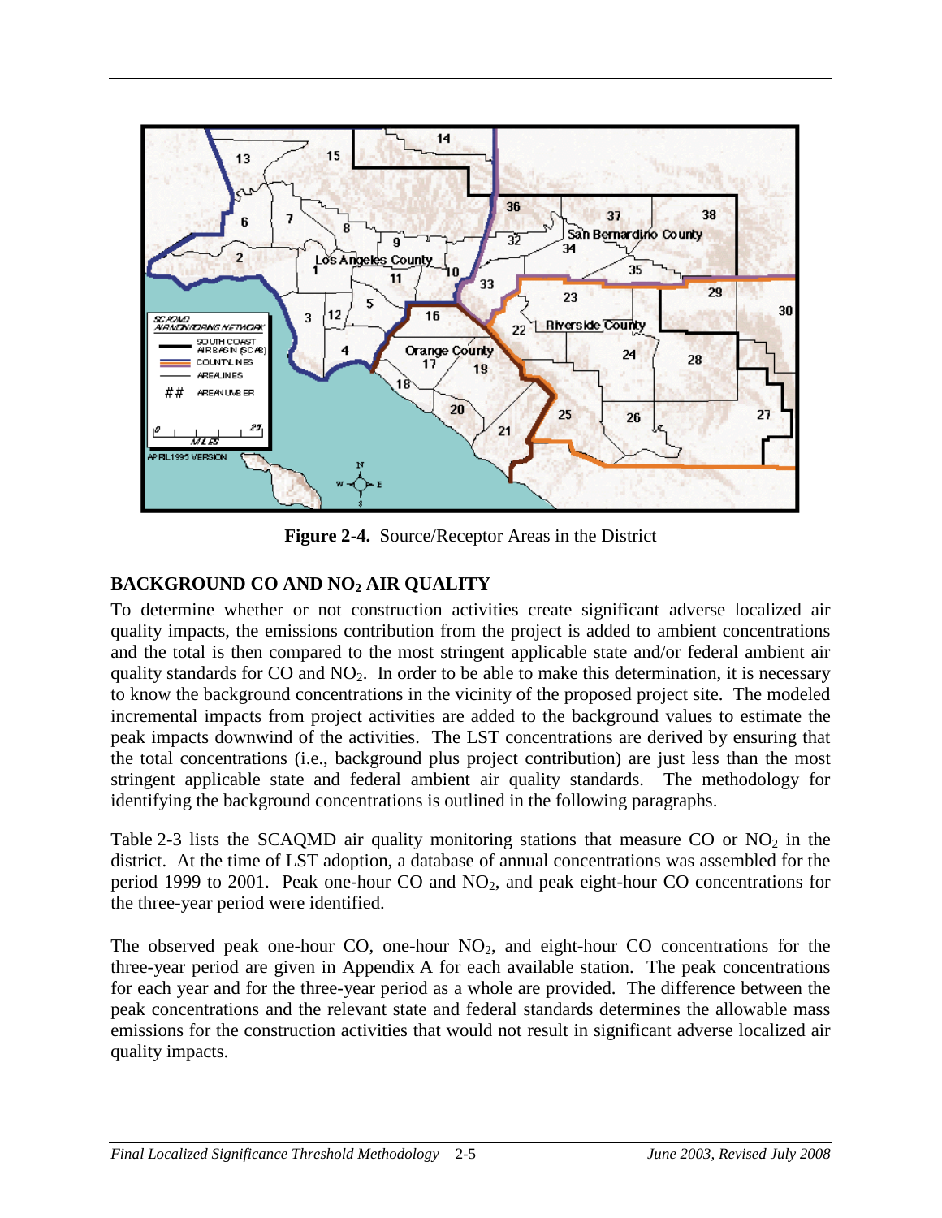**Figure 2-4.** Source/Receptor Areas in the District

## BACKGROUND CO AND $NO_2$ AIR QUALITY

To determine whether or not construction activities create significant adverse localized air quality impacts, the emissions contribution from the project is added to ambient concentrations and the total is then compared to the most stringent applicable state and/or federal ambient air quality standards for CO and $NO_2$. In order to be able to make this determination, it is necessary to know the background concentrations in the vicinity of the proposed project site. The modeled incremental impacts from project activities are added to the background values to estimate the peak impacts downwind of the activities. The LST concentrations are derived by ensuring that the total concentrations (i.e., background plus project contribution) are just less than the most stringent applicable state and federal ambient air quality standards. The methodology for identifying the background concentrations is outlined in the following paragraphs.

Table 2-3 lists the SCAQMD air quality monitoring stations that measure CO or $NO_2$ in the district. At the time of LST adoption, a database of annual concentrations was assembled for the period 1999 to 2001. Peak one-hour CO and $NO_2$, and peak eight-hour CO concentrations for the three-year period were identified.

The observed peak one-hour CO, one-hour $NO_2$, and eight-hour CO concentrations for the three-year period are given in Appendix A for each available station. The peak concentrations for each year and for the three-year period as a whole are provided. The difference between the peak concentrations and the relevant state and federal standards determines the allowable mass emissions for the construction activities that would not result in significant adverse localized air quality impacts.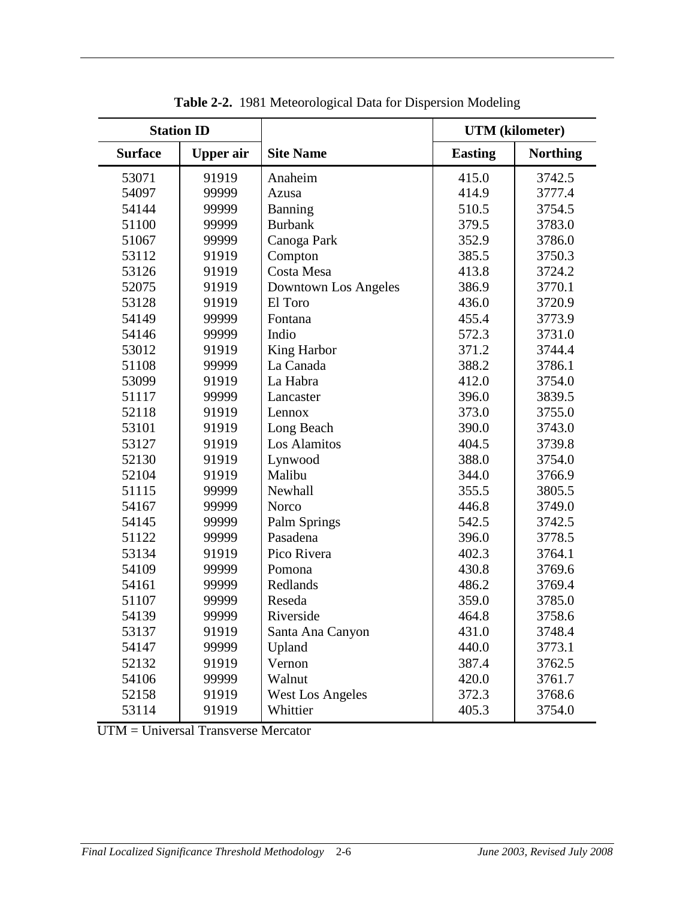**Table 2-2.** 1981 Meteorological Data for Dispersion Modeling

| Station ID | | | UTM (kilometer) | |
|---|---|---|---|---|
| **Surface** | **Upper air** | **Site Name** | **Easting** | **Northing** |
| 53071 | 91919 | Anaheim | 415.0 | 3742.5 |
| 54097 | 99999 | Azusa | 414.9 | 3777.4 |
| 54144 | 99999 | Banning | 510.5 | 3754.5 |
| 51100 | 99999 | Burbank | 379.5 | 3783.0 |
| 51067 | 99999 | Canoga Park | 352.9 | 3786.0 |
| 53112 | 91919 | Compton | 385.5 | 3750.3 |
| 53126 | 91919 | Costa Mesa | 413.8 | 3724.2 |
| 52075 | 91919 | Downtown Los Angeles | 386.9 | 3770.1 |
| 53128 | 91919 | El Toro | 436.0 | 3720.9 |
| 54149 | 99999 | Fontana | 455.4 | 3773.9 |
| 54146 | 99999 | Indio | 572.3 | 3731.0 |
| 53012 | 91919 | King Harbor | 371.2 | 3744.4 |
| 51108 | 99999 | La Canada | 388.2 | 3786.1 |
| 53099 | 91919 | La Habra | 412.0 | 3754.0 |
| 51117 | 99999 | Lancaster | 396.0 | 3839.5 |
| 52118 | 91919 | Lennox | 373.0 | 3755.0 |
| 53101 | 91919 | Long Beach | 390.0 | 3743.0 |
| 53127 | 91919 | Los Alamitos | 404.5 | 3739.8 |
| 52130 | 91919 | Lynwood | 388.0 | 3754.0 |
| 52104 | 91919 | Malibu | 344.0 | 3766.9 |
| 51115 | 99999 | Newhall | 355.5 | 3805.5 |
| 54167 | 99999 | Norco | 446.8 | 3749.0 |
| 54145 | 99999 | Palm Springs | 542.5 | 3742.5 |
| 51122 | 99999 | Pasadena | 396.0 | 3778.5 |
| 53134 | 91919 | Pico Rivera | 402.3 | 3764.1 |
| 54109 | 99999 | Pomona | 430.8 | 3769.6 |
| 54161 | 99999 | Redlands | 486.2 | 3769.4 |
| 51107 | 99999 | Reseda | 359.0 | 3785.0 |
| 54139 | 99999 | Riverside | 464.8 | 3758.6 |
| 53137 | 91919 | Santa Ana Canyon | 431.0 | 3748.4 |
| 54147 | 99999 | Upland | 440.0 | 3773.1 |
| 52132 | 91919 | Vernon | 387.4 | 3762.5 |
| 54106 | 99999 | Walnut | 420.0 | 3761.7 |
| 52158 | 91919 | West Los Angeles | 372.3 | 3768.6 |
| 53114 | 91919 | Whittier | 405.3 | 3754.0 |

UTM = Universal Transverse Mercator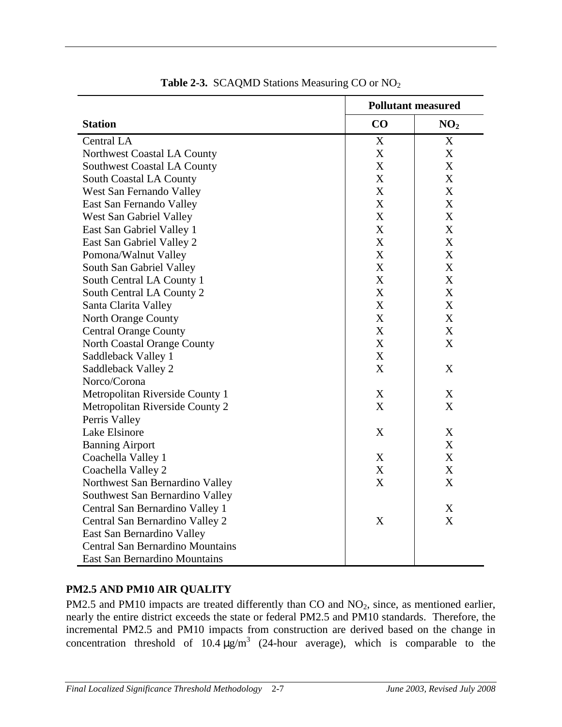**Table 2-3.** SCAQMD Stations Measuring CO or $NO_2$

| | Pollutant measured | |
|---|---|---|
| **Station** | **CO** | **$NO_2$** |
| Central LA | X | X |
| Northwest Coastal LA County | X | X |
| Southwest Coastal LA County | X | X |
| South Coastal LA County | X | X |
| West San Fernando Valley | X | X |
| East San Fernando Valley | X | X |
| West San Gabriel Valley | X | X |
| East San Gabriel Valley 1 | X | X |
| East San Gabriel Valley 2 | X | X |
| Pomona/Walnut Valley | X | X |
| South San Gabriel Valley | X | X |
| South Central LA County 1 | X | X |
| South Central LA County 2 | X | X |
| Santa Clarita Valley | X | X |
| North Orange County | X | X |
| Central Orange County | X | X |
| North Coastal Orange County | X | X |
| Saddleback Valley 1 | X | |
| Saddleback Valley 2 | X | X |
| Norco/Corona | | |
| Metropolitan Riverside County 1 | X | X |
| Metropolitan Riverside County 2 | X | X |
| Perris Valley | | |
| Lake Elsinore | X | X |
| Banning Airport | | X |
| Coachella Valley 1 | X | X |
| Coachella Valley 2 | X | X |
| Northwest San Bernardino Valley | X | X |
| Southwest San Bernardino Valley | | |
| Central San Bernardino Valley 1 | | X |
| Central San Bernardino Valley 2 | X | X |
| East San Bernardino Valley | | |
| Central San Bernardino Mountains | | |
| East San Bernardino Mountains | | |

## PM2.5 AND PM10 AIR QUALITY

PM2.5 and PM10 impacts are treated differently than CO and $NO_2$, since, as mentioned earlier, nearly the entire district exceeds the state or federal PM2.5 and PM10 standards. Therefore, the incremental PM2.5 and PM10 impacts from construction are derived based on the change in concentration threshold of $10.4\ \mu g/m^3$ (24-hour average), which is comparable to the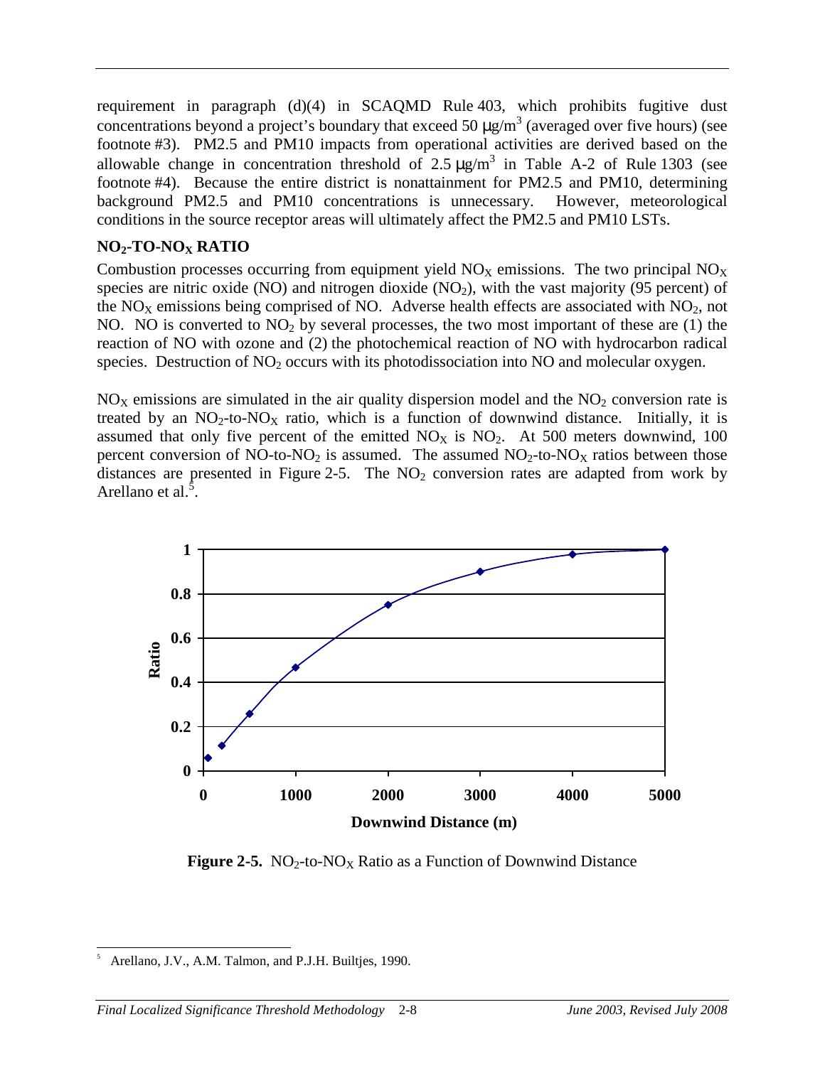requirement in paragraph (d)(4) in SCAQMD Rule 403, which prohibits fugitive dust concentrations beyond a project's boundary that exceed 50 μg/m$^3$ (averaged over five hours) (see footnote #3). PM2.5 and PM10 impacts from operational activities are derived based on the allowable change in concentration threshold of 2.5 μg/m$^3$ in Table A-2 of Rule 1303 (see footnote #4). Because the entire district is nonattainment for PM2.5 and PM10, determining background PM2.5 and PM10 concentrations is unnecessary. However, meteorological conditions in the source receptor areas will ultimately affect the PM2.5 and PM10 LSTs.

### $NO_2$-TO-$NO_X$ RATIO

Combustion processes occurring from equipment yield $NO_X$ emissions. The two principal $NO_X$ species are nitric oxide (NO) and nitrogen dioxide ($NO_2$), with the vast majority (95 percent) of the $NO_X$ emissions being comprised of NO. Adverse health effects are associated with $NO_2$, not NO. NO is converted to $NO_2$ by several processes, the two most important of these are (1) the reaction of NO with ozone and (2) the photochemical reaction of NO with hydrocarbon radical species. Destruction of $NO_2$ occurs with its photodissociation into NO and molecular oxygen.

$NO_X$ emissions are simulated in the air quality dispersion model and the $NO_2$ conversion rate is treated by an $NO_2$-to-$NO_X$ ratio, which is a function of downwind distance. Initially, it is assumed that only five percent of the emitted $NO_X$ is $NO_2$. At 500 meters downwind, 100 percent conversion of NO-to-$NO_2$ is assumed. The assumed $NO_2$-to-$NO_X$ ratios between those distances are presented in Figure 2-5. The $NO_2$ conversion rates are adapted from work by Arellano et al.[5].

**Figure 2-5.** $NO_2$-to-$NO_X$ Ratio as a Function of Downwind Distance

[5] Arellano, J.V., A.M. Talmon, and P.J.H. Builtjes, 1990.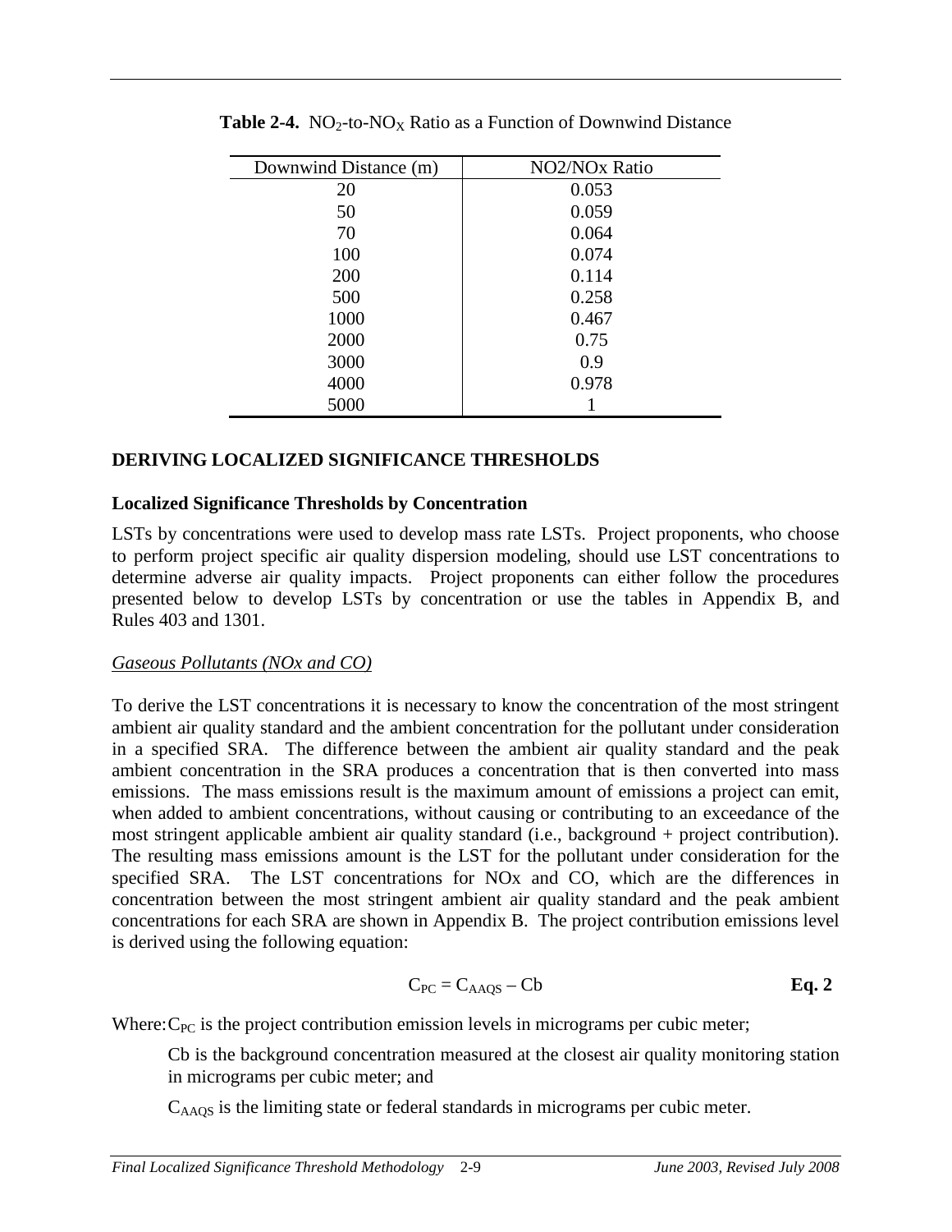**Table 2-4.** $NO_2$-to-$NO_X$ Ratio as a Function of Downwind Distance

| Downwind Distance (m) | NO2/NOx Ratio |
|---|---|
| 20 | 0.053 |
| 50 | 0.059 |
| 70 | 0.064 |
| 100 | 0.074 |
| 200 | 0.114 |
| 500 | 0.258 |
| 1000 | 0.467 |
| 2000 | 0.75 |
| 3000 | 0.9 |
| 4000 | 0.978 |
| 5000 | 1 |

## DERIVING LOCALIZED SIGNIFICANCE THRESHOLDS

### Localized Significance Thresholds by Concentration

LSTs by concentrations were used to develop mass rate LSTs. Project proponents, who choose to perform project specific air quality dispersion modeling, should use LST concentrations to determine adverse air quality impacts. Project proponents can either follow the procedures presented below to develop LSTs by concentration or use the tables in Appendix B, and Rules 403 and 1301.

*Gaseous Pollutants (NOx and CO)*

To derive the LST concentrations it is necessary to know the concentration of the most stringent ambient air quality standard and the ambient concentration for the pollutant under consideration in a specified SRA. The difference between the ambient air quality standard and the peak ambient concentration in the SRA produces a concentration that is then converted into mass emissions. The mass emissions result is the maximum amount of emissions a project can emit, when added to ambient concentrations, without causing or contributing to an exceedance of the most stringent applicable ambient air quality standard (i.e., background + project contribution). The resulting mass emissions amount is the LST for the pollutant under consideration for the specified SRA. The LST concentrations for NOx and CO, which are the differences in concentration between the most stringent ambient air quality standard and the peak ambient concentrations for each SRA are shown in Appendix B. The project contribution emissions level is derived using the following equation:

$$C_{PC} = C_{AAQS} - Cb \qquad \textbf{Eq. 2}$$

Where: $C_{PC}$ is the project contribution emission levels in micrograms per cubic meter;

Cb is the background concentration measured at the closest air quality monitoring station in micrograms per cubic meter; and

$C_{AAQS}$ is the limiting state or federal standards in micrograms per cubic meter.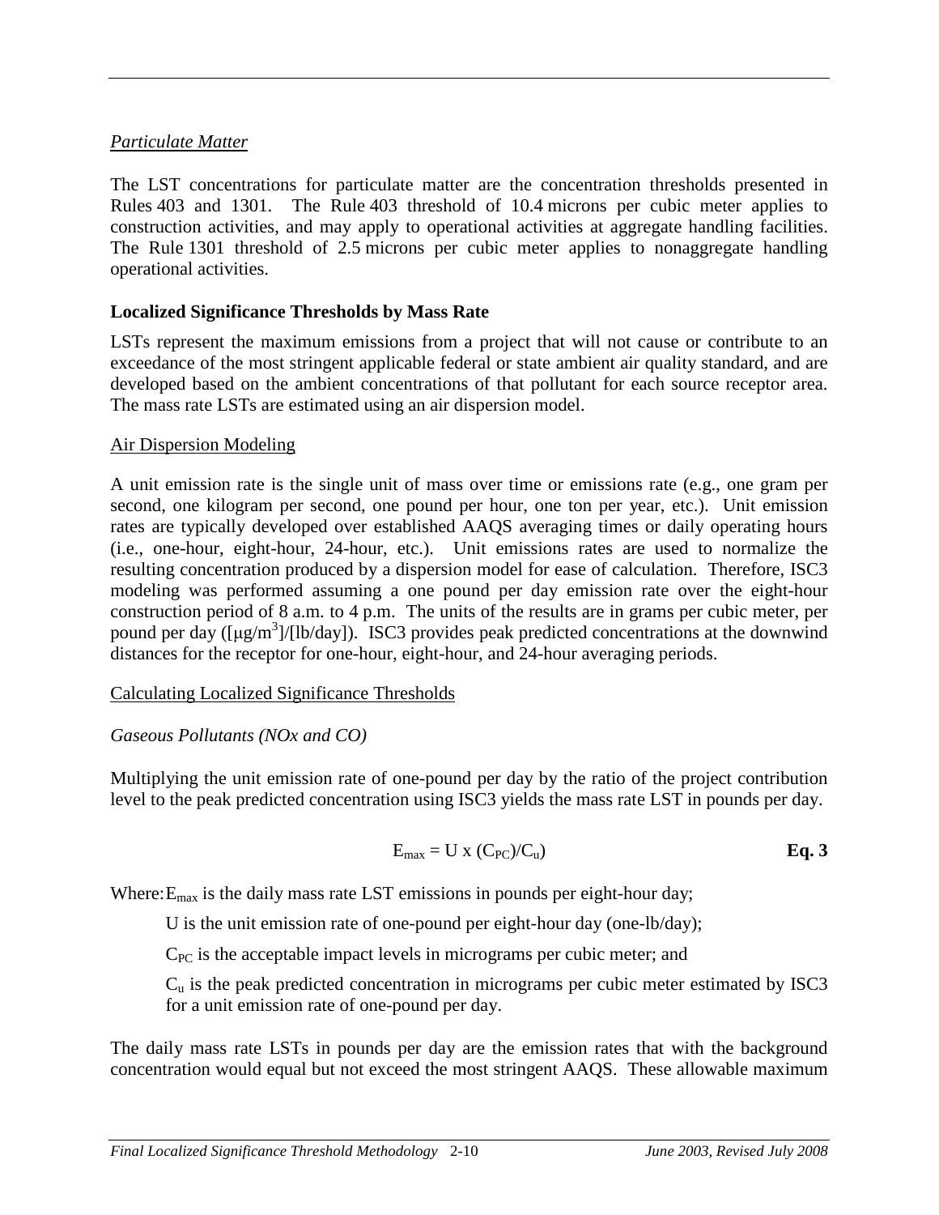*Particulate Matter*

The LST concentrations for particulate matter are the concentration thresholds presented in Rules 403 and 1301. The Rule 403 threshold of 10.4 microns per cubic meter applies to construction activities, and may apply to operational activities at aggregate handling facilities. The Rule 1301 threshold of 2.5 microns per cubic meter applies to nonaggregate handling operational activities.

**Localized Significance Thresholds by Mass Rate**

LSTs represent the maximum emissions from a project that will not cause or contribute to an exceedance of the most stringent applicable federal or state ambient air quality standard, and are developed based on the ambient concentrations of that pollutant for each source receptor area. The mass rate LSTs are estimated using an air dispersion model.

Air Dispersion Modeling

A unit emission rate is the single unit of mass over time or emissions rate (e.g., one gram per second, one kilogram per second, one pound per hour, one ton per year, etc.). Unit emission rates are typically developed over established AAQS averaging times or daily operating hours (i.e., one-hour, eight-hour, 24-hour, etc.). Unit emissions rates are used to normalize the resulting concentration produced by a dispersion model for ease of calculation. Therefore, ISC3 modeling was performed assuming a one pound per day emission rate over the eight-hour construction period of 8 a.m. to 4 p.m. The units of the results are in grams per cubic meter, per pound per day ($[\mu g/m^3]/[lb/day]$). ISC3 provides peak predicted concentrations at the downwind distances for the receptor for one-hour, eight-hour, and 24-hour averaging periods.

Calculating Localized Significance Thresholds

*Gaseous Pollutants (NOx and CO)*

Multiplying the unit emission rate of one-pound per day by the ratio of the project contribution level to the peak predicted concentration using ISC3 yields the mass rate LST in pounds per day.

$$E_{max} = U \text{ x } (C_{PC})/C_u \qquad \textbf{Eq. 3}$$

Where: $E_{max}$ is the daily mass rate LST emissions in pounds per eight-hour day;

U is the unit emission rate of one-pound per eight-hour day (one-lb/day);

$C_{PC}$ is the acceptable impact levels in micrograms per cubic meter; and

$C_u$ is the peak predicted concentration in micrograms per cubic meter estimated by ISC3 for a unit emission rate of one-pound per day.

The daily mass rate LSTs in pounds per day are the emission rates that with the background concentration would equal but not exceed the most stringent AAQS. These allowable maximum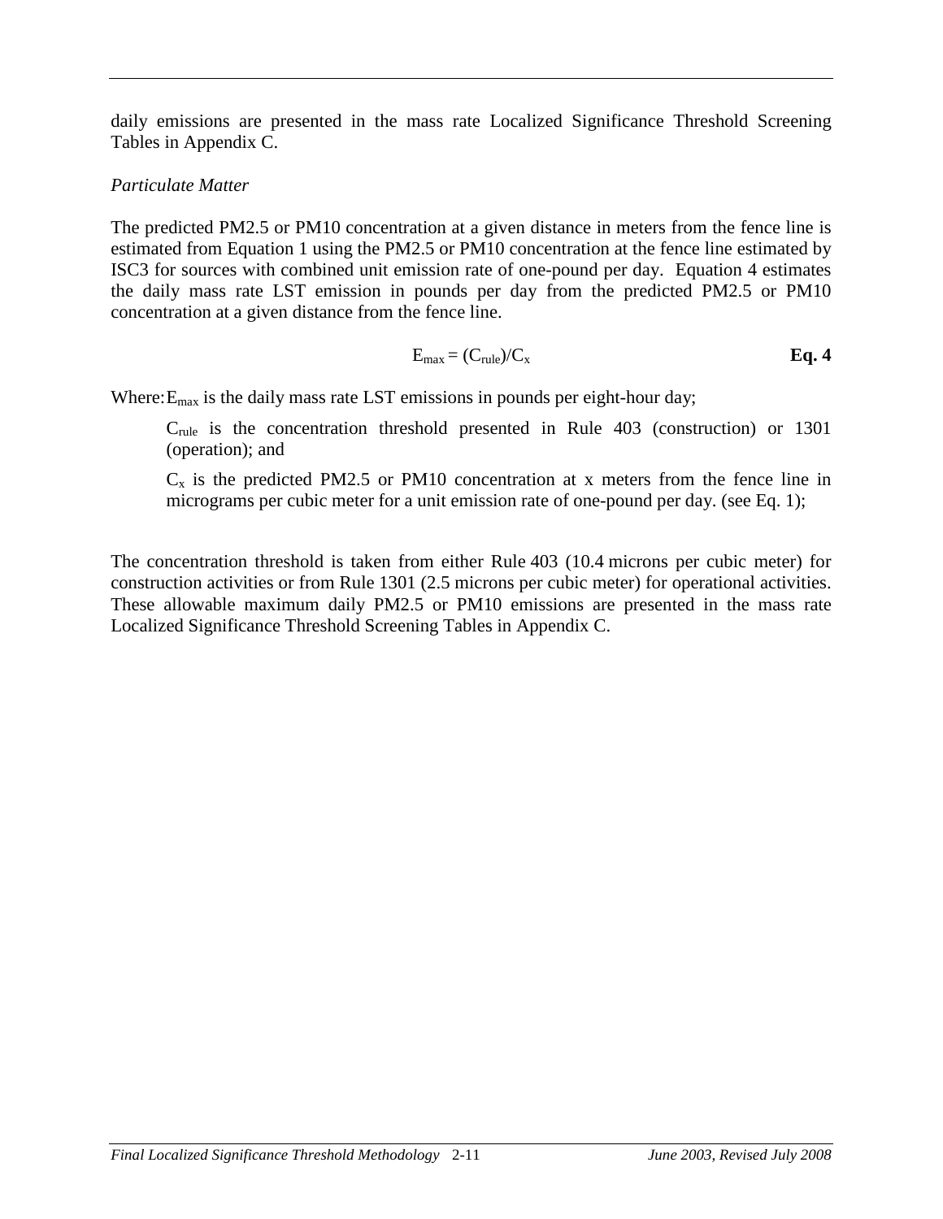daily emissions are presented in the mass rate Localized Significance Threshold Screening Tables in Appendix C.

*Particulate Matter*

The predicted PM2.5 or PM10 concentration at a given distance in meters from the fence line is estimated from Equation 1 using the PM2.5 or PM10 concentration at the fence line estimated by ISC3 for sources with combined unit emission rate of one-pound per day. Equation 4 estimates the daily mass rate LST emission in pounds per day from the predicted PM2.5 or PM10 concentration at a given distance from the fence line.

$$E_{max} = (C_{rule})/C_x \qquad \textbf{Eq. 4}$$

Where: $E_{max}$ is the daily mass rate LST emissions in pounds per eight-hour day;

$C_{rule}$ is the concentration threshold presented in Rule 403 (construction) or 1301 (operation); and

$C_x$ is the predicted PM2.5 or PM10 concentration at x meters from the fence line in micrograms per cubic meter for a unit emission rate of one-pound per day. (see Eq. 1);

The concentration threshold is taken from either Rule 403 (10.4 microns per cubic meter) for construction activities or from Rule 1301 (2.5 microns per cubic meter) for operational activities. These allowable maximum daily PM2.5 or PM10 emissions are presented in the mass rate Localized Significance Threshold Screening Tables in Appendix C.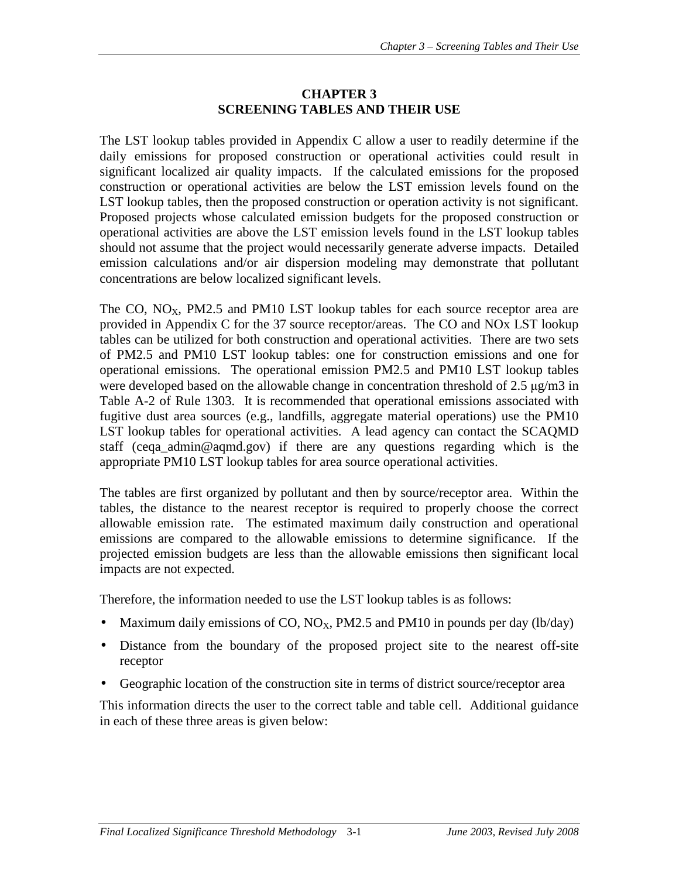# CHAPTER 3
# SCREENING TABLES AND THEIR USE

The LST lookup tables provided in Appendix C allow a user to readily determine if the daily emissions for proposed construction or operational activities could result in significant localized air quality impacts. If the calculated emissions for the proposed construction or operational activities are below the LST emission levels found on the LST lookup tables, then the proposed construction or operation activity is not significant. Proposed projects whose calculated emission budgets for the proposed construction or operational activities are above the LST emission levels found in the LST lookup tables should not assume that the project would necessarily generate adverse impacts. Detailed emission calculations and/or air dispersion modeling may demonstrate that pollutant concentrations are below localized significant levels.

The CO, $NO_X$, PM2.5 and PM10 LST lookup tables for each source receptor area are provided in Appendix C for the 37 source receptor/areas. The CO and NOx LST lookup tables can be utilized for both construction and operational activities. There are two sets of PM2.5 and PM10 LST lookup tables: one for construction emissions and one for operational emissions. The operational emission PM2.5 and PM10 LST lookup tables were developed based on the allowable change in concentration threshold of 2.5 μg/m3 in Table A-2 of Rule 1303. It is recommended that operational emissions associated with fugitive dust area sources (e.g., landfills, aggregate material operations) use the PM10 LST lookup tables for operational activities. A lead agency can contact the SCAQMD staff (ceqa_admin@aqmd.gov) if there are any questions regarding which is the appropriate PM10 LST lookup tables for area source operational activities.

The tables are first organized by pollutant and then by source/receptor area. Within the tables, the distance to the nearest receptor is required to properly choose the correct allowable emission rate. The estimated maximum daily construction and operational emissions are compared to the allowable emissions to determine significance. If the projected emission budgets are less than the allowable emissions then significant local impacts are not expected.

Therefore, the information needed to use the LST lookup tables is as follows:

- Maximum daily emissions of CO, $NO_X$, PM2.5 and PM10 in pounds per day (lb/day)
- Distance from the boundary of the proposed project site to the nearest off-site receptor
- Geographic location of the construction site in terms of district source/receptor area

This information directs the user to the correct table and table cell. Additional guidance in each of these three areas is given below: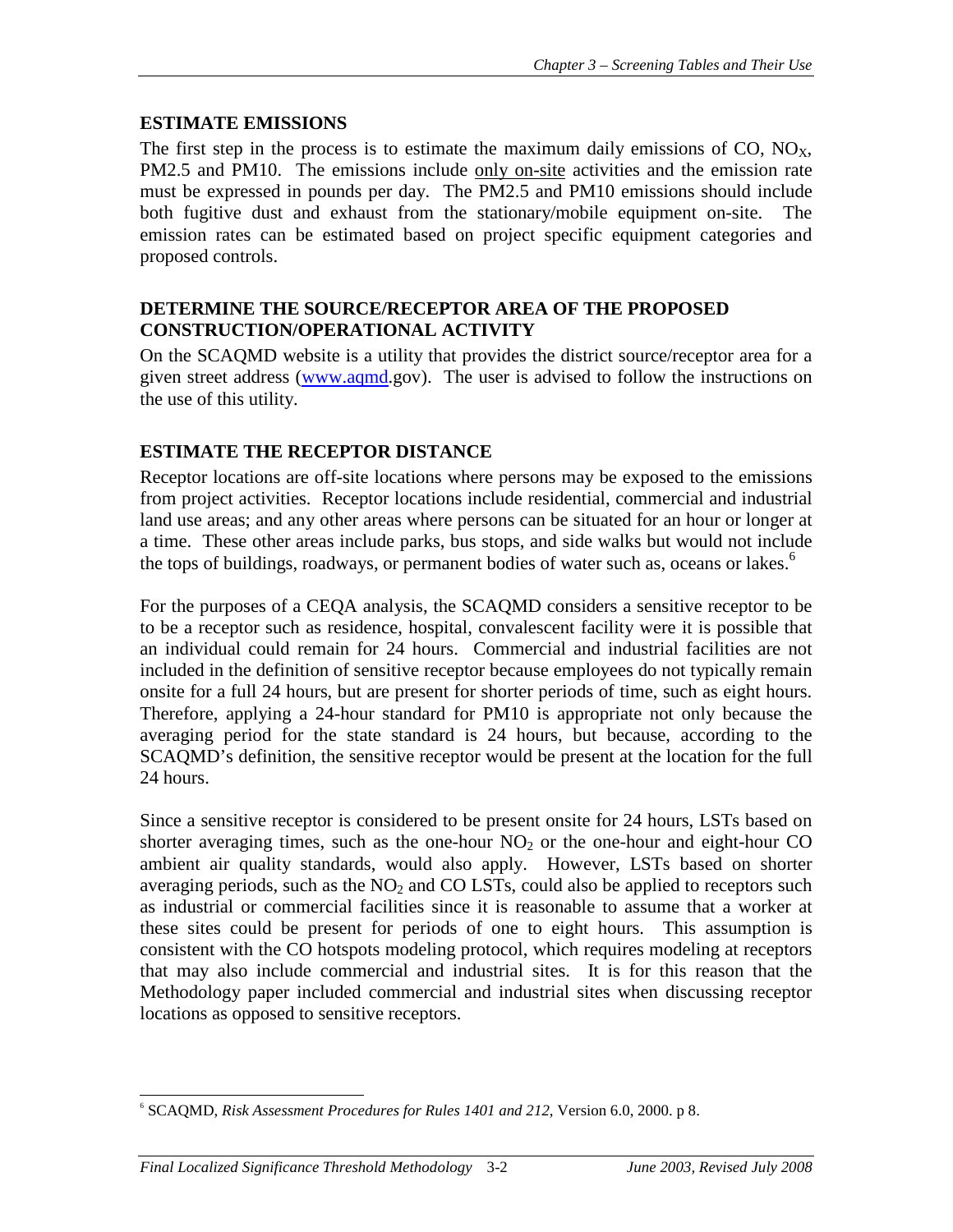## ESTIMATE EMISSIONS

The first step in the process is to estimate the maximum daily emissions of CO, $NO_X$, PM2.5 and PM10. The emissions include only on-site activities and the emission rate must be expressed in pounds per day. The PM2.5 and PM10 emissions should include both fugitive dust and exhaust from the stationary/mobile equipment on-site. The emission rates can be estimated based on project specific equipment categories and proposed controls.

## DETERMINE THE SOURCE/RECEPTOR AREA OF THE PROPOSED CONSTRUCTION/OPERATIONAL ACTIVITY

On the SCAQMD website is a utility that provides the district source/receptor area for a given street address (www.aqmd.gov). The user is advised to follow the instructions on the use of this utility.

## ESTIMATE THE RECEPTOR DISTANCE

Receptor locations are off-site locations where persons may be exposed to the emissions from project activities. Receptor locations include residential, commercial and industrial land use areas; and any other areas where persons can be situated for an hour or longer at a time. These other areas include parks, bus stops, and side walks but would not include the tops of buildings, roadways, or permanent bodies of water such as, oceans or lakes.[6]

For the purposes of a CEQA analysis, the SCAQMD considers a sensitive receptor to be to be a receptor such as residence, hospital, convalescent facility were it is possible that an individual could remain for 24 hours. Commercial and industrial facilities are not included in the definition of sensitive receptor because employees do not typically remain onsite for a full 24 hours, but are present for shorter periods of time, such as eight hours. Therefore, applying a 24-hour standard for PM10 is appropriate not only because the averaging period for the state standard is 24 hours, but because, according to the SCAQMD's definition, the sensitive receptor would be present at the location for the full 24 hours.

Since a sensitive receptor is considered to be present onsite for 24 hours, LSTs based on shorter averaging times, such as the one-hour $NO_2$ or the one-hour and eight-hour CO ambient air quality standards, would also apply. However, LSTs based on shorter averaging periods, such as the $NO_2$ and CO LSTs, could also be applied to receptors such as industrial or commercial facilities since it is reasonable to assume that a worker at these sites could be present for periods of one to eight hours. This assumption is consistent with the CO hotspots modeling protocol, which requires modeling at receptors that may also include commercial and industrial sites. It is for this reason that the Methodology paper included commercial and industrial sites when discussing receptor locations as opposed to sensitive receptors.

[6] SCAQMD, *Risk Assessment Procedures for Rules 1401 and 212,* Version 6.0, 2000. p 8.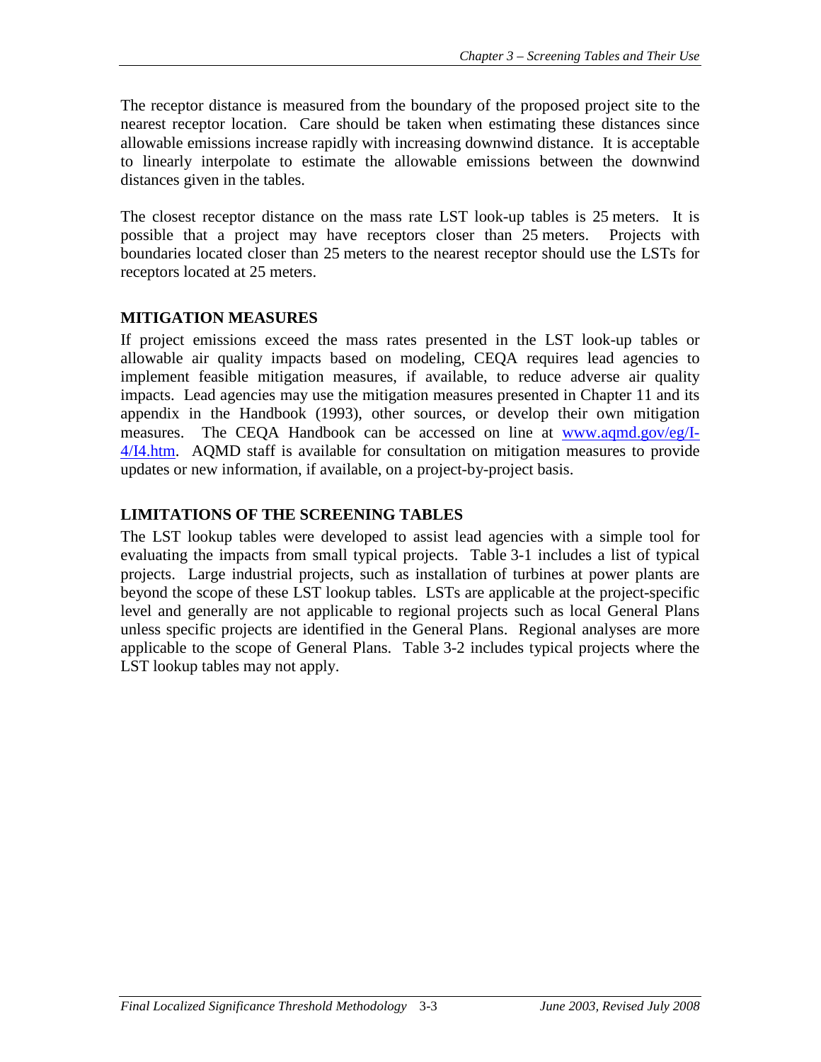The receptor distance is measured from the boundary of the proposed project site to the nearest receptor location. Care should be taken when estimating these distances since allowable emissions increase rapidly with increasing downwind distance. It is acceptable to linearly interpolate to estimate the allowable emissions between the downwind distances given in the tables.

The closest receptor distance on the mass rate LST look-up tables is 25 meters. It is possible that a project may have receptors closer than 25 meters. Projects with boundaries located closer than 25 meters to the nearest receptor should use the LSTs for receptors located at 25 meters.

## MITIGATION MEASURES

If project emissions exceed the mass rates presented in the LST look-up tables or allowable air quality impacts based on modeling, CEQA requires lead agencies to implement feasible mitigation measures, if available, to reduce adverse air quality impacts. Lead agencies may use the mitigation measures presented in Chapter 11 and its appendix in the Handbook (1993), other sources, or develop their own mitigation measures. The CEQA Handbook can be accessed on line at [www.aqmd.gov/eg/I-4/I4.htm](www.aqmd.gov/eg/I-4/I4.htm). AQMD staff is available for consultation on mitigation measures to provide updates or new information, if available, on a project-by-project basis.

## LIMITATIONS OF THE SCREENING TABLES

The LST lookup tables were developed to assist lead agencies with a simple tool for evaluating the impacts from small typical projects. Table 3-1 includes a list of typical projects. Large industrial projects, such as installation of turbines at power plants are beyond the scope of these LST lookup tables. LSTs are applicable at the project-specific level and generally are not applicable to regional projects such as local General Plans unless specific projects are identified in the General Plans. Regional analyses are more applicable to the scope of General Plans. Table 3-2 includes typical projects where the LST lookup tables may not apply.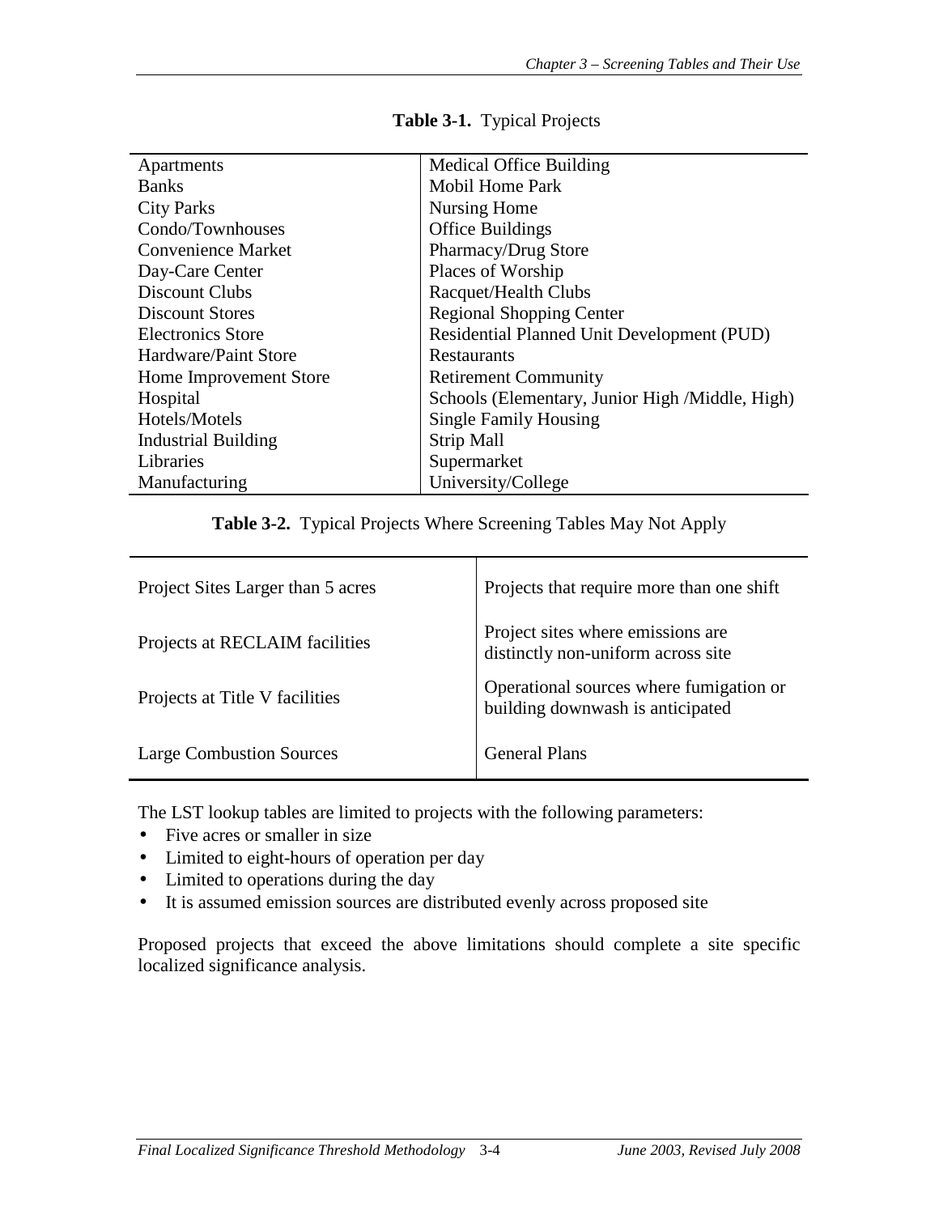**Table 3-1.** Typical Projects

| | |
|---|---|
| Apartments | Medical Office Building |
| Banks | Mobil Home Park |
| City Parks | Nursing Home |
| Condo/Townhouses | Office Buildings |
| Convenience Market | Pharmacy/Drug Store |
| Day-Care Center | Places of Worship |
| Discount Clubs | Racquet/Health Clubs |
| Discount Stores | Regional Shopping Center |
| Electronics Store | Residential Planned Unit Development (PUD) |
| Hardware/Paint Store | Restaurants |
| Home Improvement Store | Retirement Community |
| Hospital | Schools (Elementary, Junior High /Middle, High) |
| Hotels/Motels | Single Family Housing |
| Industrial Building | Strip Mall |
| Libraries | Supermarket |
| Manufacturing | University/College |

**Table 3-2.** Typical Projects Where Screening Tables May Not Apply

| | |
|---|---|
| Project Sites Larger than 5 acres | Projects that require more than one shift |
| Projects at RECLAIM facilities | Project sites where emissions are distinctly non-uniform across site |
| Projects at Title V facilities | Operational sources where fumigation or building downwash is anticipated |
| Large Combustion Sources | General Plans |

The LST lookup tables are limited to projects with the following parameters:

- Five acres or smaller in size
- Limited to eight-hours of operation per day
- Limited to operations during the day
- It is assumed emission sources are distributed evenly across proposed site

Proposed projects that exceed the above limitations should complete a site specific localized significance analysis.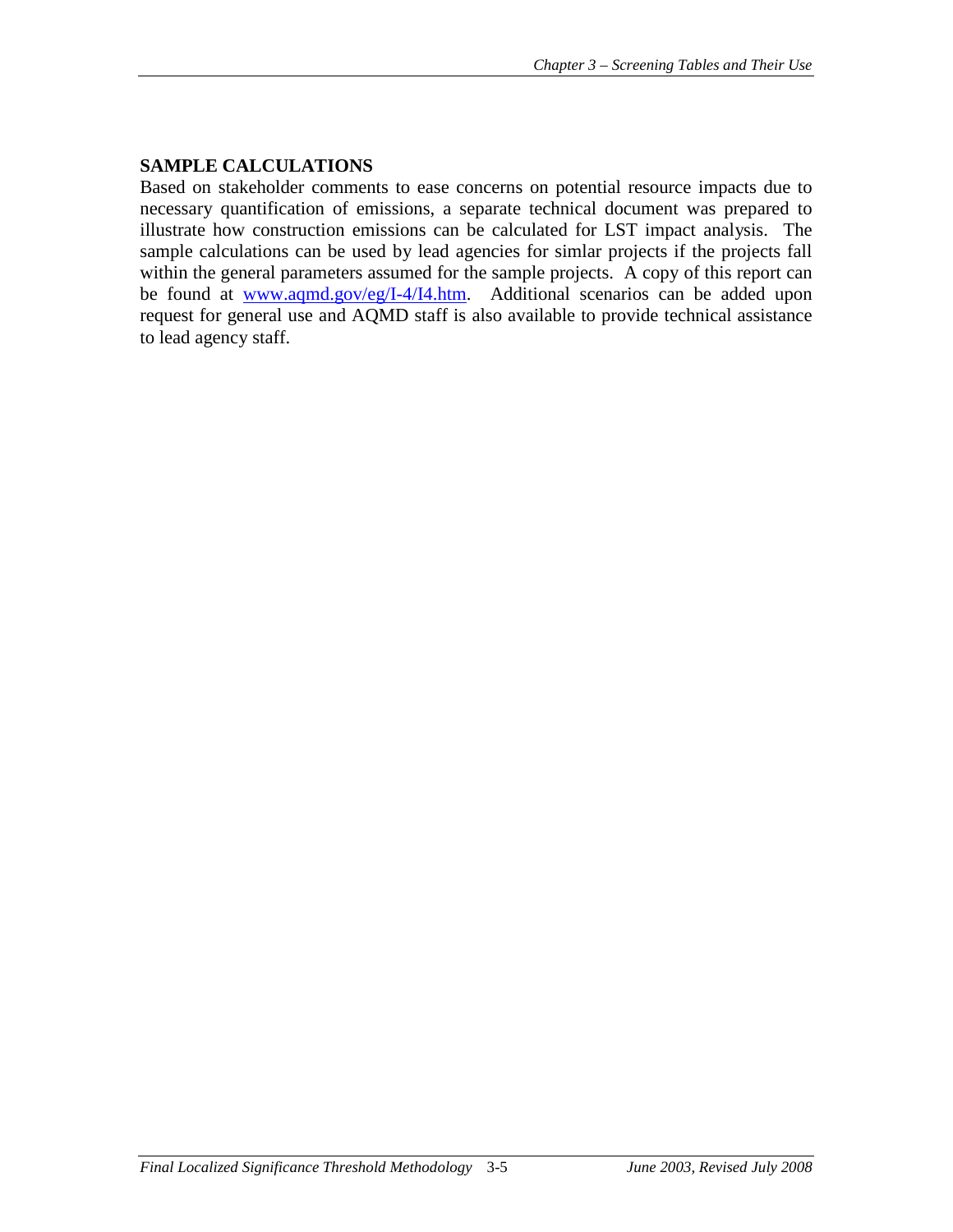## SAMPLE CALCULATIONS

Based on stakeholder comments to ease concerns on potential resource impacts due to necessary quantification of emissions, a separate technical document was prepared to illustrate how construction emissions can be calculated for LST impact analysis. The sample calculations can be used by lead agencies for simlar projects if the projects fall within the general parameters assumed for the sample projects. A copy of this report can be found at www.aqmd.gov/eg/I-4/I4.htm. Additional scenarios can be added upon request for general use and AQMD staff is also available to provide technical assistance to lead agency staff.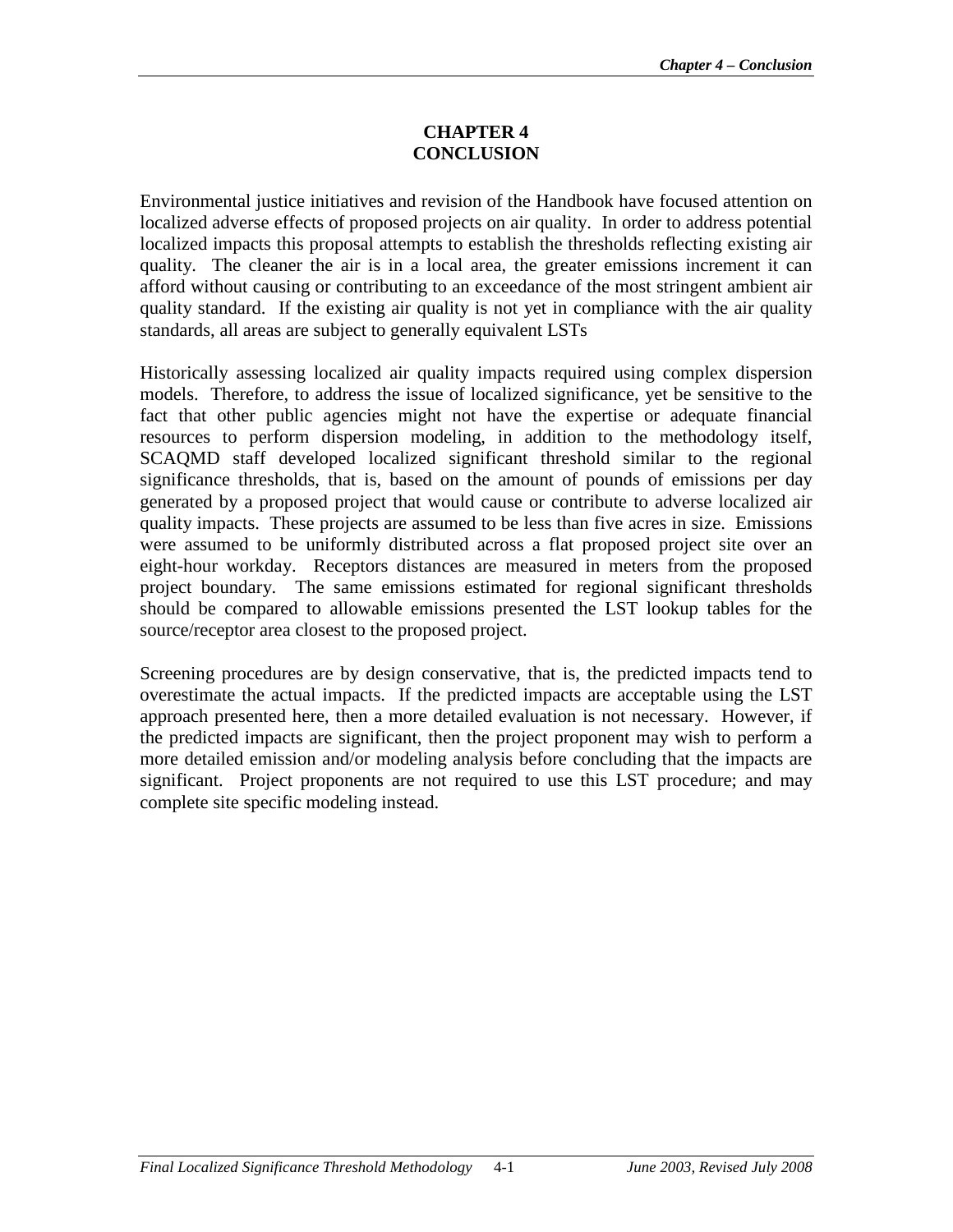# CHAPTER 4
# CONCLUSION

Environmental justice initiatives and revision of the Handbook have focused attention on localized adverse effects of proposed projects on air quality. In order to address potential localized impacts this proposal attempts to establish the thresholds reflecting existing air quality. The cleaner the air is in a local area, the greater emissions increment it can afford without causing or contributing to an exceedance of the most stringent ambient air quality standard. If the existing air quality is not yet in compliance with the air quality standards, all areas are subject to generally equivalent LSTs

Historically assessing localized air quality impacts required using complex dispersion models. Therefore, to address the issue of localized significance, yet be sensitive to the fact that other public agencies might not have the expertise or adequate financial resources to perform dispersion modeling, in addition to the methodology itself, SCAQMD staff developed localized significant threshold similar to the regional significance thresholds, that is, based on the amount of pounds of emissions per day generated by a proposed project that would cause or contribute to adverse localized air quality impacts. These projects are assumed to be less than five acres in size. Emissions were assumed to be uniformly distributed across a flat proposed project site over an eight-hour workday. Receptors distances are measured in meters from the proposed project boundary. The same emissions estimated for regional significant thresholds should be compared to allowable emissions presented the LST lookup tables for the source/receptor area closest to the proposed project.

Screening procedures are by design conservative, that is, the predicted impacts tend to overestimate the actual impacts. If the predicted impacts are acceptable using the LST approach presented here, then a more detailed evaluation is not necessary. However, if the predicted impacts are significant, then the project proponent may wish to perform a more detailed emission and/or modeling analysis before concluding that the impacts are significant. Project proponents are not required to use this LST procedure; and may complete site specific modeling instead.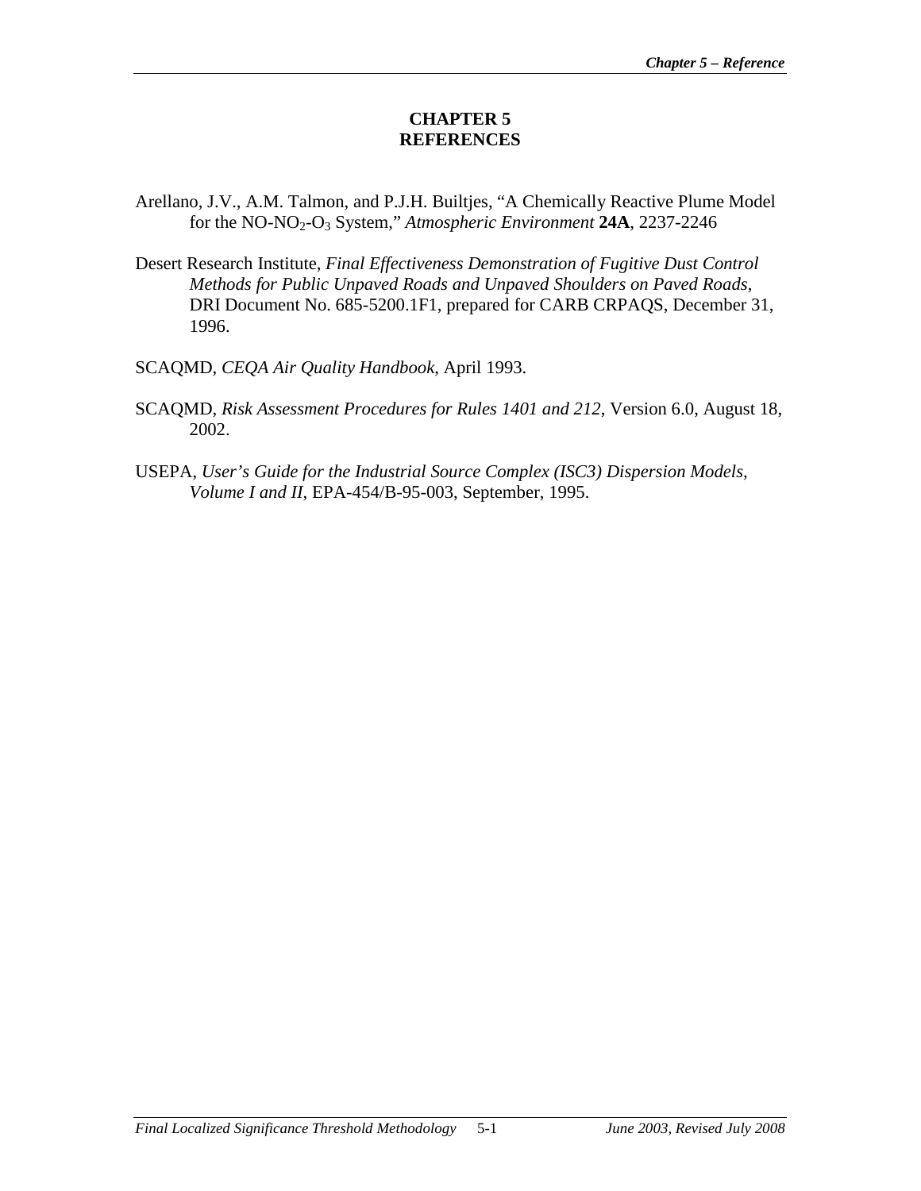# CHAPTER 5
# REFERENCES

Arellano, J.V., A.M. Talmon, and P.J.H. Builtjes, "A Chemically Reactive Plume Model for the NO-$NO_2$-$O_3$ System," *Atmospheric Environment* **24A**, 2237-2246

Desert Research Institute, *Final Effectiveness Demonstration of Fugitive Dust Control Methods for Public Unpaved Roads and Unpaved Shoulders on Paved Roads*, DRI Document No. 685-5200.1F1, prepared for CARB CRPAQS, December 31, 1996.

SCAQMD, *CEQA Air Quality Handbook*, April 1993.

SCAQMD, *Risk Assessment Procedures for Rules 1401 and 212*, Version 6.0, August 18, 2002.

USEPA, *User's Guide for the Industrial Source Complex (ISC3) Dispersion Models, Volume I and II*, EPA-454/B-95-003, September, 1995.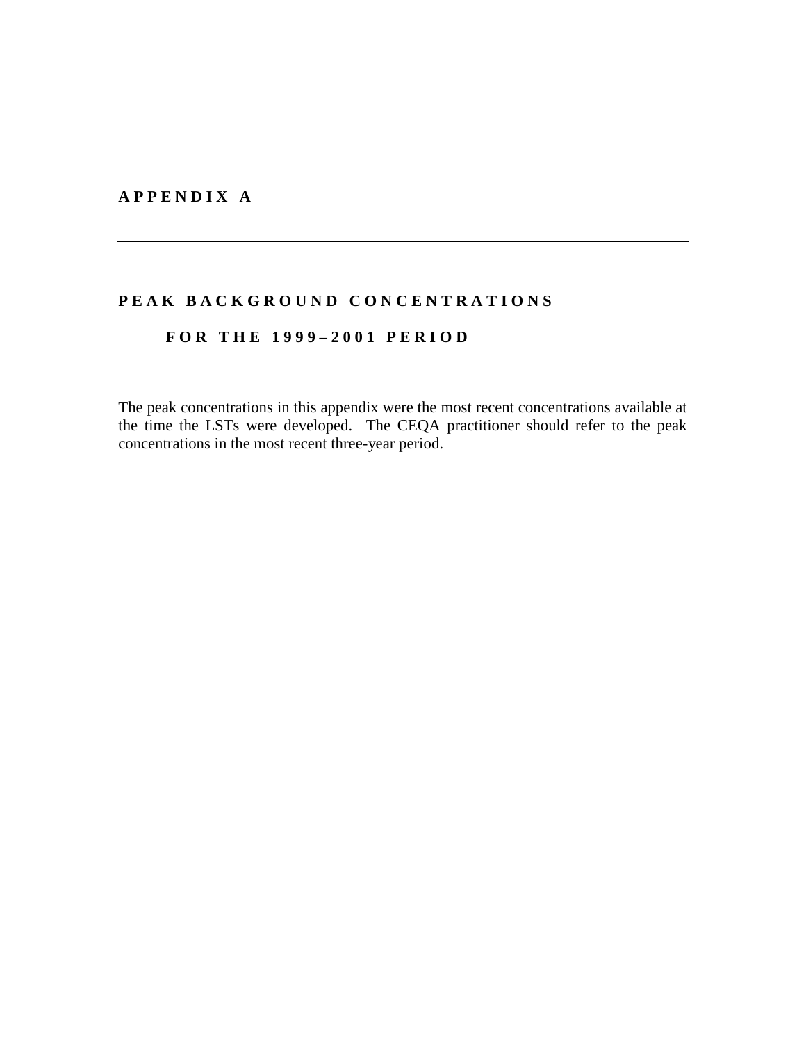# APPENDIX A

---

## PEAK BACKGROUND CONCENTRATIONS FOR THE 1999–2001 PERIOD

The peak concentrations in this appendix were the most recent concentrations available at the time the LSTs were developed. The CEQA practitioner should refer to the peak concentrations in the most recent three-year period.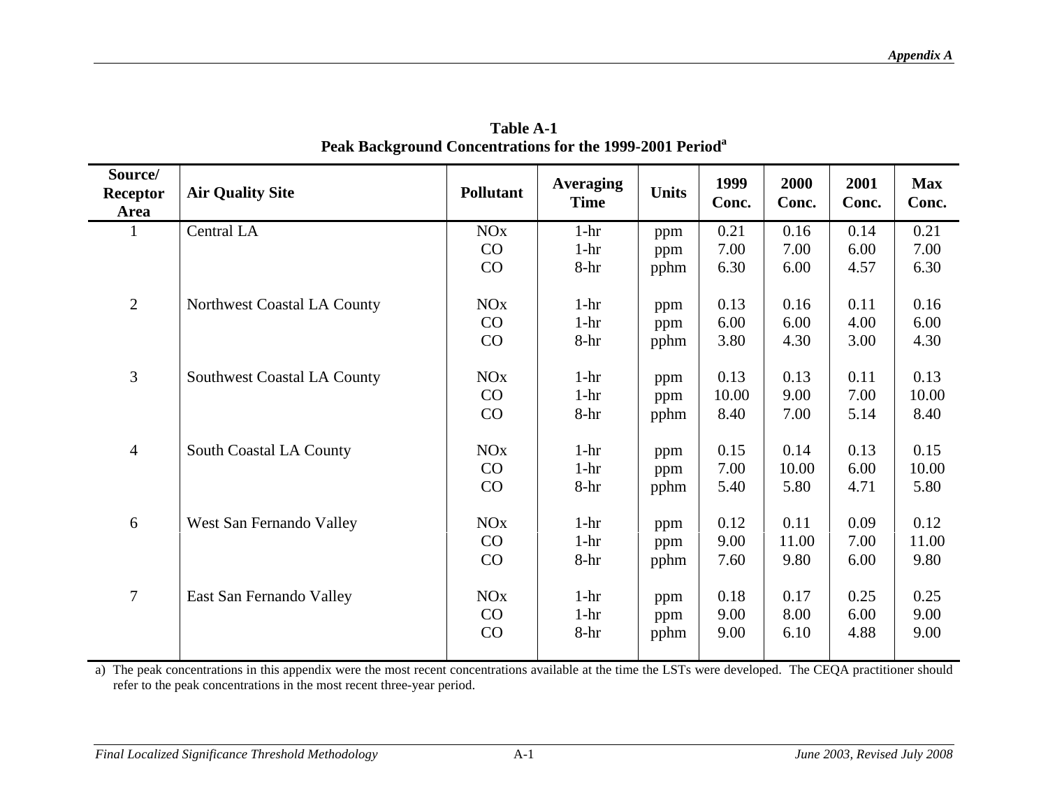**Table A-1**
**Peak Background Concentrations for the 1999-2001 Period[a]**

| Source/ Receptor Area | Air Quality Site | Pollutant | Averaging Time | Units | 1999 Conc. | 2000 Conc. | 2001 Conc. | Max Conc. |
|---|---|---|---|---|---|---|---|---|
| 1 | Central LA | NOx | 1-hr | ppm | 0.21 | 0.16 | 0.14 | 0.21 |
| | | CO | 1-hr | ppm | 7.00 | 7.00 | 6.00 | 7.00 |
| | | CO | 8-hr | pphm | 6.30 | 6.00 | 4.57 | 6.30 |
| 2 | Northwest Coastal LA County | NOx | 1-hr | ppm | 0.13 | 0.16 | 0.11 | 0.16 |
| | | CO | 1-hr | ppm | 6.00 | 6.00 | 4.00 | 6.00 |
| | | CO | 8-hr | pphm | 3.80 | 4.30 | 3.00 | 4.30 |
| 3 | Southwest Coastal LA County | NOx | 1-hr | ppm | 0.13 | 0.13 | 0.11 | 0.13 |
| | | CO | 1-hr | ppm | 10.00 | 9.00 | 7.00 | 10.00 |
| | | CO | 8-hr | pphm | 8.40 | 7.00 | 5.14 | 8.40 |
| 4 | South Coastal LA County | NOx | 1-hr | ppm | 0.15 | 0.14 | 0.13 | 0.15 |
| | | CO | 1-hr | ppm | 7.00 | 10.00 | 6.00 | 10.00 |
| | | CO | 8-hr | pphm | 5.40 | 5.80 | 4.71 | 5.80 |
| 6 | West San Fernando Valley | NOx | 1-hr | ppm | 0.12 | 0.11 | 0.09 | 0.12 |
| | | CO | 1-hr | ppm | 9.00 | 11.00 | 7.00 | 11.00 |
| | | CO | 8-hr | pphm | 7.60 | 9.80 | 6.00 | 9.80 |
| 7 | East San Fernando Valley | NOx | 1-hr | ppm | 0.18 | 0.17 | 0.25 | 0.25 |
| | | CO | 1-hr | ppm | 9.00 | 8.00 | 6.00 | 9.00 |
| | | CO | 8-hr | pphm | 9.00 | 6.10 | 4.88 | 9.00 |

a) The peak concentrations in this appendix were the most recent concentrations available at the time the LSTs were developed. The CEQA practitioner should refer to the peak concentrations in the most recent three-year period.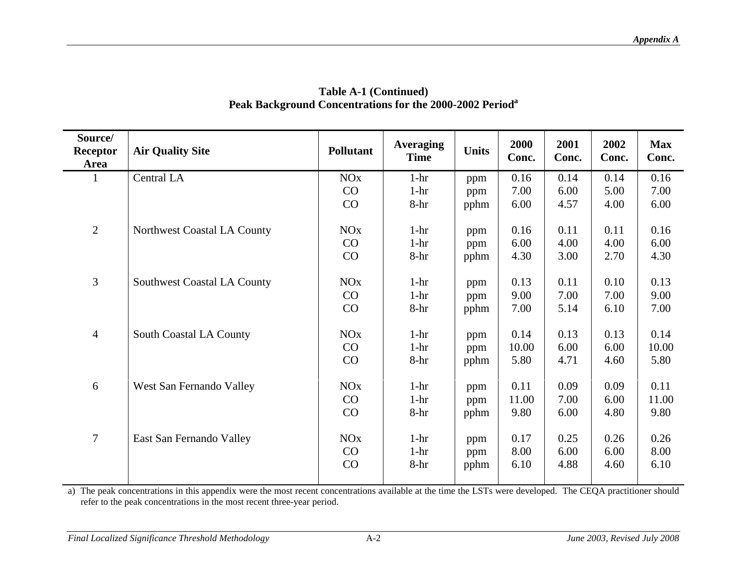**Table A-1 (Continued)**
**Peak Background Concentrations for the 2000-2002 Period[a]**

| Source/ Receptor Area | Air Quality Site | Pollutant | Averaging Time | Units | 2000 Conc. | 2001 Conc. | 2002 Conc. | Max Conc. |
|---|---|---|---|---|---|---|---|---|
| 1 | Central LA | NOx | 1-hr | ppm | 0.16 | 0.14 | 0.14 | 0.16 |
| | | CO | 1-hr | ppm | 7.00 | 6.00 | 5.00 | 7.00 |
| | | CO | 8-hr | pphm | 6.00 | 4.57 | 4.00 | 6.00 |
| 2 | Northwest Coastal LA County | NOx | 1-hr | ppm | 0.16 | 0.11 | 0.11 | 0.16 |
| | | CO | 1-hr | ppm | 6.00 | 4.00 | 4.00 | 6.00 |
| | | CO | 8-hr | pphm | 4.30 | 3.00 | 2.70 | 4.30 |
| 3 | Southwest Coastal LA County | NOx | 1-hr | ppm | 0.13 | 0.11 | 0.10 | 0.13 |
| | | CO | 1-hr | ppm | 9.00 | 7.00 | 7.00 | 9.00 |
| | | CO | 8-hr | pphm | 7.00 | 5.14 | 6.10 | 7.00 |
| 4 | South Coastal LA County | NOx | 1-hr | ppm | 0.14 | 0.13 | 0.13 | 0.14 |
| | | CO | 1-hr | ppm | 10.00 | 6.00 | 6.00 | 10.00 |
| | | CO | 8-hr | pphm | 5.80 | 4.71 | 4.60 | 5.80 |
| 6 | West San Fernando Valley | NOx | 1-hr | ppm | 0.11 | 0.09 | 0.09 | 0.11 |
| | | CO | 1-hr | ppm | 11.00 | 7.00 | 6.00 | 11.00 |
| | | CO | 8-hr | pphm | 9.80 | 6.00 | 4.80 | 9.80 |
| 7 | East San Fernando Valley | NOx | 1-hr | ppm | 0.17 | 0.25 | 0.26 | 0.26 |
| | | CO | 1-hr | ppm | 8.00 | 6.00 | 6.00 | 8.00 |
| | | CO | 8-hr | pphm | 6.10 | 4.88 | 4.60 | 6.10 |

a) The peak concentrations in this appendix were the most recent concentrations available at the time the LSTs were developed. The CEQA practitioner should refer to the peak concentrations in the most recent three-year period.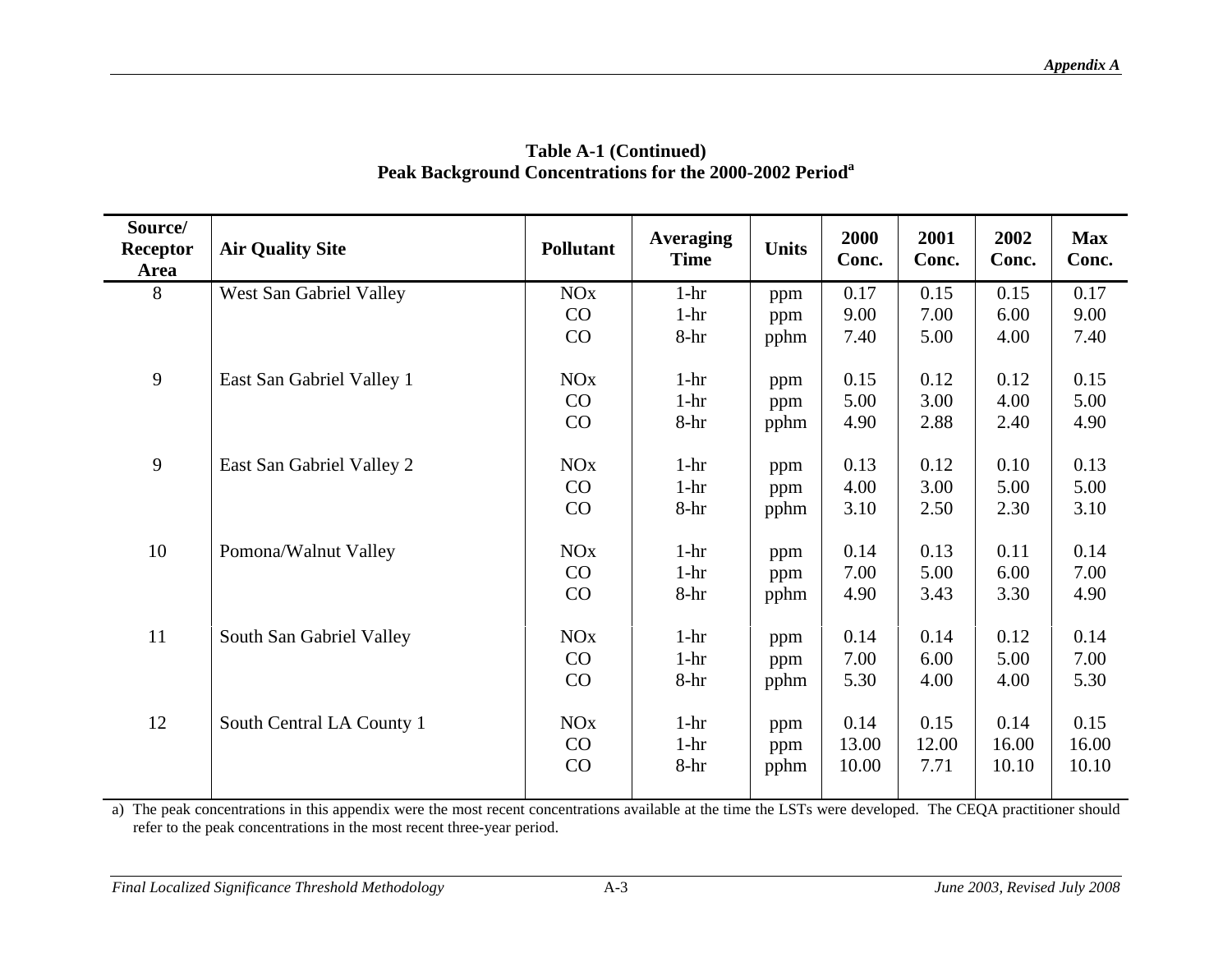**Table A-1 (Continued)**
**Peak Background Concentrations for the 2000-2002 Period[a]**

| Source/ Receptor Area | Air Quality Site | Pollutant | Averaging Time | Units | 2000 Conc. | 2001 Conc. | 2002 Conc. | Max Conc. |
|---|---|---|---|---|---|---|---|---|
| 8 | West San Gabriel Valley | NOx | 1-hr | ppm | 0.17 | 0.15 | 0.15 | 0.17 |
| | | CO | 1-hr | ppm | 9.00 | 7.00 | 6.00 | 9.00 |
| | | CO | 8-hr | pphm | 7.40 | 5.00 | 4.00 | 7.40 |
| 9 | East San Gabriel Valley 1 | NOx | 1-hr | ppm | 0.15 | 0.12 | 0.12 | 0.15 |
| | | CO | 1-hr | ppm | 5.00 | 3.00 | 4.00 | 5.00 |
| | | CO | 8-hr | pphm | 4.90 | 2.88 | 2.40 | 4.90 |
| 9 | East San Gabriel Valley 2 | NOx | 1-hr | ppm | 0.13 | 0.12 | 0.10 | 0.13 |
| | | CO | 1-hr | ppm | 4.00 | 3.00 | 5.00 | 5.00 |
| | | CO | 8-hr | pphm | 3.10 | 2.50 | 2.30 | 3.10 |
| 10 | Pomona/Walnut Valley | NOx | 1-hr | ppm | 0.14 | 0.13 | 0.11 | 0.14 |
| | | CO | 1-hr | ppm | 7.00 | 5.00 | 6.00 | 7.00 |
| | | CO | 8-hr | pphm | 4.90 | 3.43 | 3.30 | 4.90 |
| 11 | South San Gabriel Valley | NOx | 1-hr | ppm | 0.14 | 0.14 | 0.12 | 0.14 |
| | | CO | 1-hr | ppm | 7.00 | 6.00 | 5.00 | 7.00 |
| | | CO | 8-hr | pphm | 5.30 | 4.00 | 4.00 | 5.30 |
| 12 | South Central LA County 1 | NOx | 1-hr | ppm | 0.14 | 0.15 | 0.14 | 0.15 |
| | | CO | 1-hr | ppm | 13.00 | 12.00 | 16.00 | 16.00 |
| | | CO | 8-hr | pphm | 10.00 | 7.71 | 10.10 | 10.10 |

a) The peak concentrations in this appendix were the most recent concentrations available at the time the LSTs were developed. The CEQA practitioner should refer to the peak concentrations in the most recent three-year period.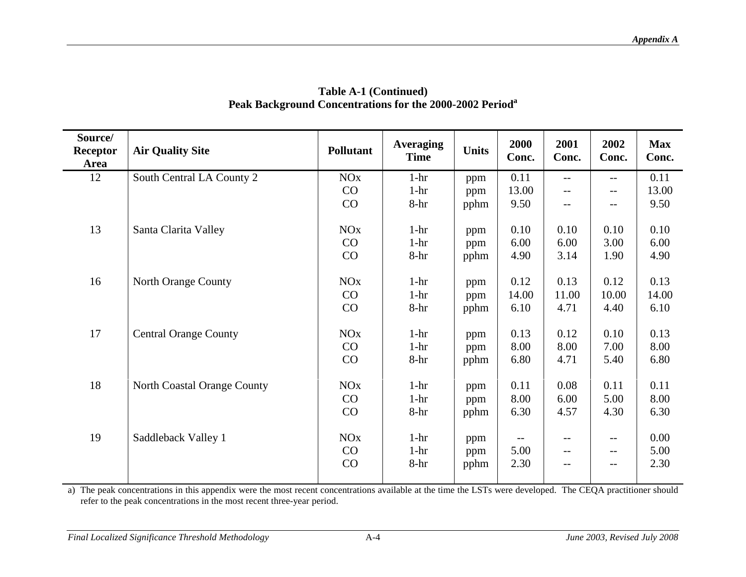**Table A-1 (Continued)**
**Peak Background Concentrations for the 2000-2002 Period[a]**

| Source/ Receptor Area | Air Quality Site | Pollutant | Averaging Time | Units | 2000 Conc. | 2001 Conc. | 2002 Conc. | Max Conc. |
|---|---|---|---|---|---|---|---|---|
| 12 | South Central LA County 2 | NOx | 1-hr | ppm | 0.11 | -- | -- | 0.11 |
| | | CO | 1-hr | ppm | 13.00 | -- | -- | 13.00 |
| | | CO | 8-hr | pphm | 9.50 | -- | -- | 9.50 |
| 13 | Santa Clarita Valley | NOx | 1-hr | ppm | 0.10 | 0.10 | 0.10 | 0.10 |
| | | CO | 1-hr | ppm | 6.00 | 6.00 | 3.00 | 6.00 |
| | | CO | 8-hr | pphm | 4.90 | 3.14 | 1.90 | 4.90 |
| 16 | North Orange County | NOx | 1-hr | ppm | 0.12 | 0.13 | 0.12 | 0.13 |
| | | CO | 1-hr | ppm | 14.00 | 11.00 | 10.00 | 14.00 |
| | | CO | 8-hr | pphm | 6.10 | 4.71 | 4.40 | 6.10 |
| 17 | Central Orange County | NOx | 1-hr | ppm | 0.13 | 0.12 | 0.10 | 0.13 |
| | | CO | 1-hr | ppm | 8.00 | 8.00 | 7.00 | 8.00 |
| | | CO | 8-hr | pphm | 6.80 | 4.71 | 5.40 | 6.80 |
| 18 | North Coastal Orange County | NOx | 1-hr | ppm | 0.11 | 0.08 | 0.11 | 0.11 |
| | | CO | 1-hr | ppm | 8.00 | 6.00 | 5.00 | 8.00 |
| | | CO | 8-hr | pphm | 6.30 | 4.57 | 4.30 | 6.30 |
| 19 | Saddleback Valley 1 | NOx | 1-hr | ppm | -- | -- | -- | 0.00 |
| | | CO | 1-hr | ppm | 5.00 | -- | -- | 5.00 |
| | | CO | 8-hr | pphm | 2.30 | -- | -- | 2.30 |

a) The peak concentrations in this appendix were the most recent concentrations available at the time the LSTs were developed. The CEQA practitioner should refer to the peak concentrations in the most recent three-year period.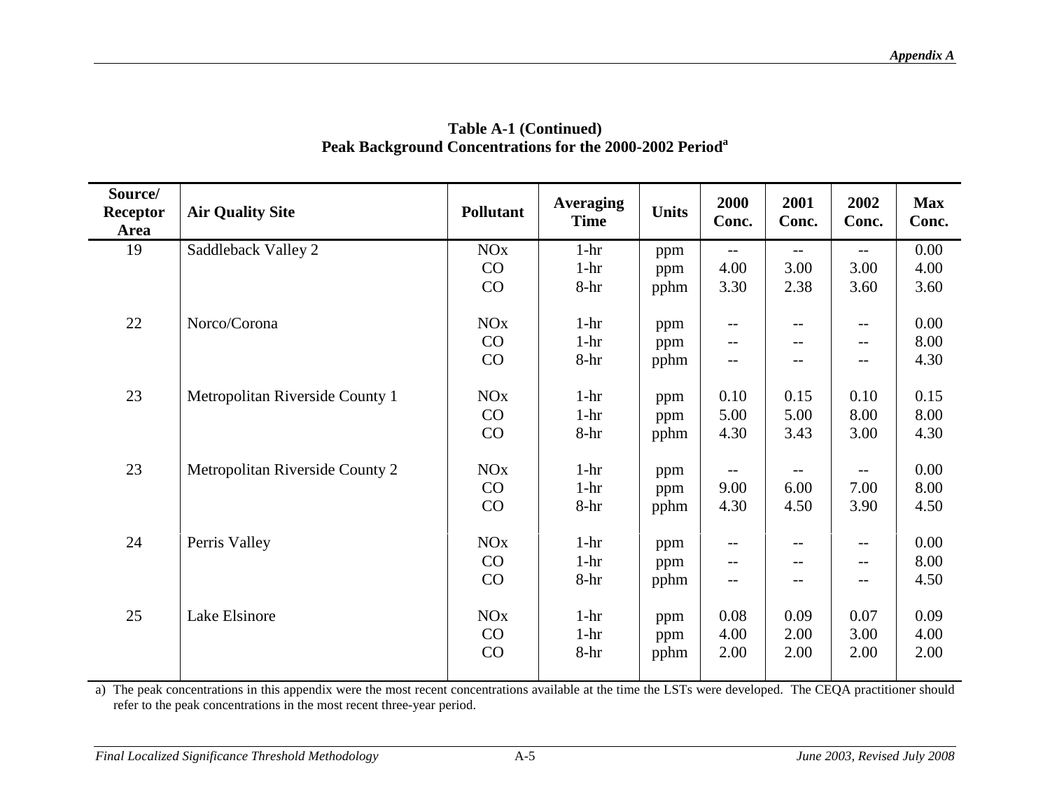**Table A-1 (Continued)**
**Peak Background Concentrations for the 2000-2002 Period[a]**

| Source/ Receptor Area | Air Quality Site | Pollutant | Averaging Time | Units | 2000 Conc. | 2001 Conc. | 2002 Conc. | Max Conc. |
|---|---|---|---|---|---|---|---|---|
| 19 | Saddleback Valley 2 | NOx | 1-hr | ppm | -- | -- | -- | 0.00 |
| | | CO | 1-hr | ppm | 4.00 | 3.00 | 3.00 | 4.00 |
| | | CO | 8-hr | pphm | 3.30 | 2.38 | 3.60 | 3.60 |
| 22 | Norco/Corona | NOx | 1-hr | ppm | -- | -- | -- | 0.00 |
| | | CO | 1-hr | ppm | -- | -- | -- | 8.00 |
| | | CO | 8-hr | pphm | -- | -- | -- | 4.30 |
| 23 | Metropolitan Riverside County 1 | NOx | 1-hr | ppm | 0.10 | 0.15 | 0.10 | 0.15 |
| | | CO | 1-hr | ppm | 5.00 | 5.00 | 8.00 | 8.00 |
| | | CO | 8-hr | pphm | 4.30 | 3.43 | 3.00 | 4.30 |
| 23 | Metropolitan Riverside County 2 | NOx | 1-hr | ppm | -- | -- | -- | 0.00 |
| | | CO | 1-hr | ppm | 9.00 | 6.00 | 7.00 | 8.00 |
| | | CO | 8-hr | pphm | 4.30 | 4.50 | 3.90 | 4.50 |
| 24 | Perris Valley | NOx | 1-hr | ppm | -- | -- | -- | 0.00 |
| | | CO | 1-hr | ppm | -- | -- | -- | 8.00 |
| | | CO | 8-hr | pphm | -- | -- | -- | 4.50 |
| 25 | Lake Elsinore | NOx | 1-hr | ppm | 0.08 | 0.09 | 0.07 | 0.09 |
| | | CO | 1-hr | ppm | 4.00 | 2.00 | 3.00 | 4.00 |
| | | CO | 8-hr | pphm | 2.00 | 2.00 | 2.00 | 2.00 |

a) The peak concentrations in this appendix were the most recent concentrations available at the time the LSTs were developed. The CEQA practitioner should refer to the peak concentrations in the most recent three-year period.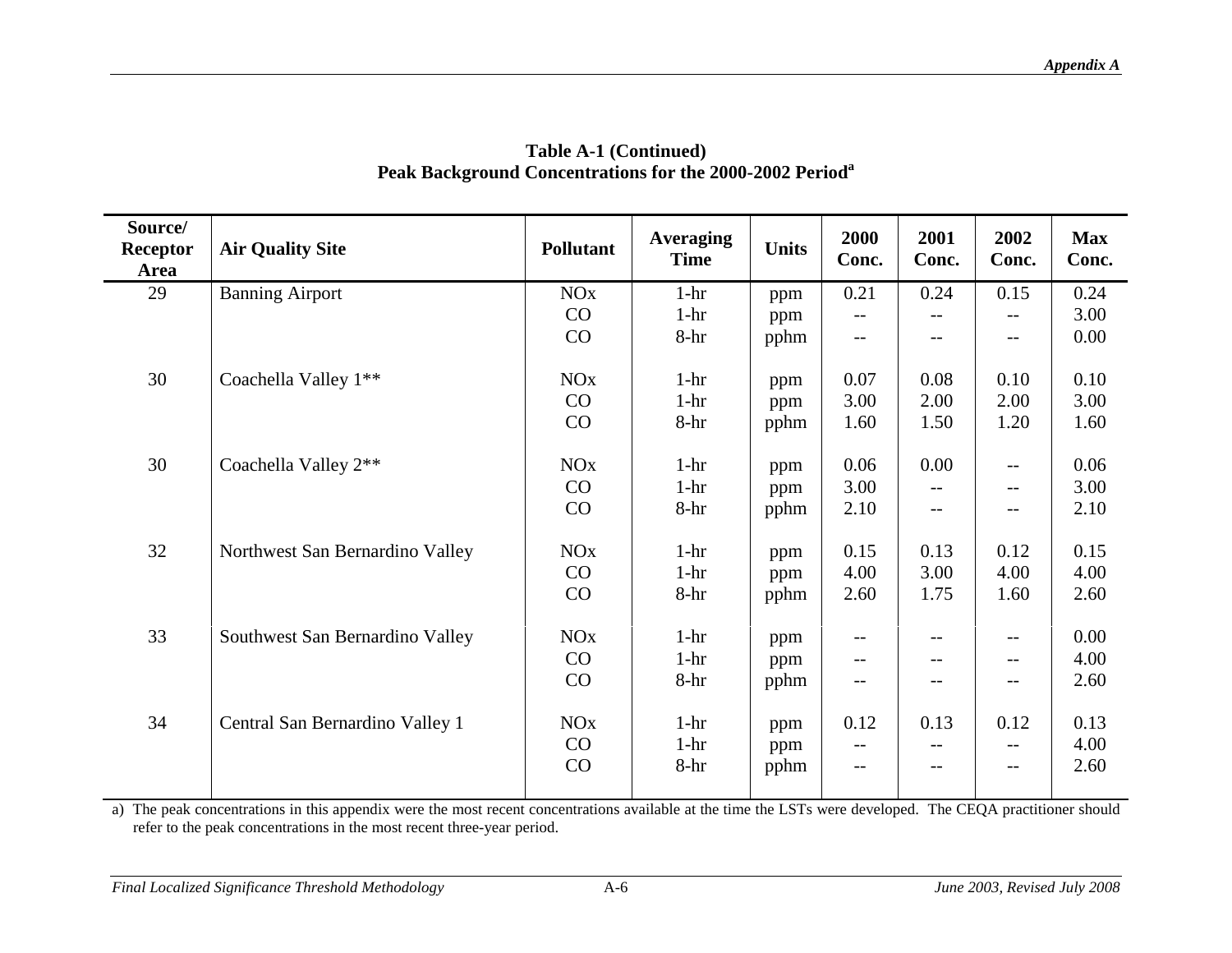**Table A-1 (Continued)**
**Peak Background Concentrations for the 2000-2002 Period[a]**

| Source/ Receptor Area | Air Quality Site | Pollutant | Averaging Time | Units | 2000 Conc. | 2001 Conc. | 2002 Conc. | Max Conc. |
|---|---|---|---|---|---|---|---|---|
| 29 | Banning Airport | NOx | 1-hr | ppm | 0.21 | 0.24 | 0.15 | 0.24 |
| | | CO | 1-hr | ppm | -- | -- | -- | 3.00 |
| | | CO | 8-hr | pphm | -- | -- | -- | 0.00 |
| 30 | Coachella Valley 1** | NOx | 1-hr | ppm | 0.07 | 0.08 | 0.10 | 0.10 |
| | | CO | 1-hr | ppm | 3.00 | 2.00 | 2.00 | 3.00 |
| | | CO | 8-hr | pphm | 1.60 | 1.50 | 1.20 | 1.60 |
| 30 | Coachella Valley 2** | NOx | 1-hr | ppm | 0.06 | 0.00 | -- | 0.06 |
| | | CO | 1-hr | ppm | 3.00 | -- | -- | 3.00 |
| | | CO | 8-hr | pphm | 2.10 | -- | -- | 2.10 |
| 32 | Northwest San Bernardino Valley | NOx | 1-hr | ppm | 0.15 | 0.13 | 0.12 | 0.15 |
| | | CO | 1-hr | ppm | 4.00 | 3.00 | 4.00 | 4.00 |
| | | CO | 8-hr | pphm | 2.60 | 1.75 | 1.60 | 2.60 |
| 33 | Southwest San Bernardino Valley | NOx | 1-hr | ppm | -- | -- | -- | 0.00 |
| | | CO | 1-hr | ppm | -- | -- | -- | 4.00 |
| | | CO | 8-hr | pphm | -- | -- | -- | 2.60 |
| 34 | Central San Bernardino Valley 1 | NOx | 1-hr | ppm | 0.12 | 0.13 | 0.12 | 0.13 |
| | | CO | 1-hr | ppm | -- | -- | -- | 4.00 |
| | | CO | 8-hr | pphm | -- | -- | -- | 2.60 |

a) The peak concentrations in this appendix were the most recent concentrations available at the time the LSTs were developed. The CEQA practitioner should refer to the peak concentrations in the most recent three-year period.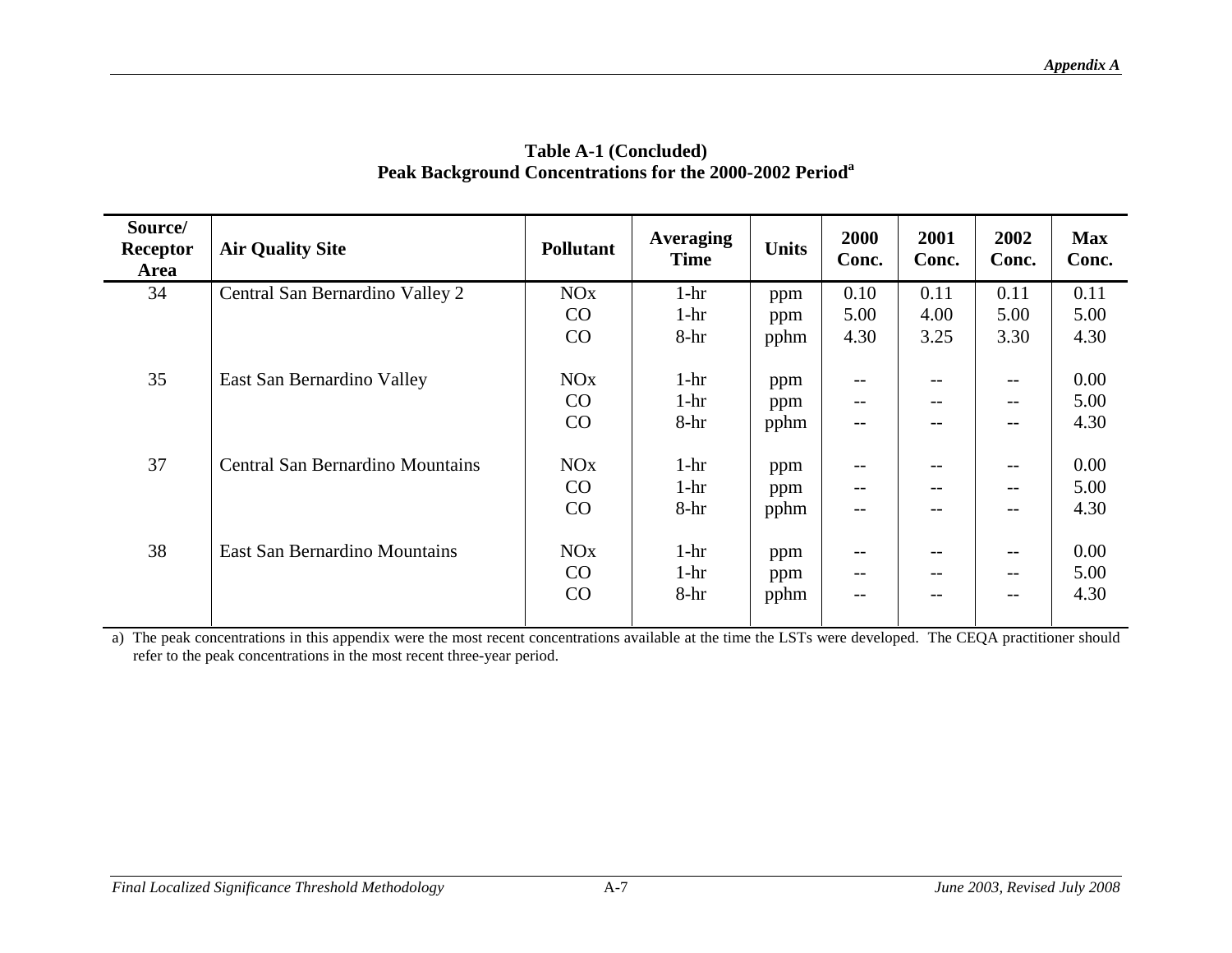**Table A-1 (Concluded)**
**Peak Background Concentrations for the 2000-2002 Period[a]**

| Source/ Receptor Area | Air Quality Site | Pollutant | Averaging Time | Units | 2000 Conc. | 2001 Conc. | 2002 Conc. | Max Conc. |
|---|---|---|---|---|---|---|---|---|
| 34 | Central San Bernardino Valley 2 | NOx | 1-hr | ppm | 0.10 | 0.11 | 0.11 | 0.11 |
| | | CO | 1-hr | ppm | 5.00 | 4.00 | 5.00 | 5.00 |
| | | CO | 8-hr | pphm | 4.30 | 3.25 | 3.30 | 4.30 |
| 35 | East San Bernardino Valley | NOx | 1-hr | ppm | -- | -- | -- | 0.00 |
| | | CO | 1-hr | ppm | -- | -- | -- | 5.00 |
| | | CO | 8-hr | pphm | -- | -- | -- | 4.30 |
| 37 | Central San Bernardino Mountains | NOx | 1-hr | ppm | -- | -- | -- | 0.00 |
| | | CO | 1-hr | ppm | -- | -- | -- | 5.00 |
| | | CO | 8-hr | pphm | -- | -- | -- | 4.30 |
| 38 | East San Bernardino Mountains | NOx | 1-hr | ppm | -- | -- | -- | 0.00 |
| | | CO | 1-hr | ppm | -- | -- | -- | 5.00 |
| | | CO | 8-hr | pphm | -- | -- | -- | 4.30 |

a) The peak concentrations in this appendix were the most recent concentrations available at the time the LSTs were developed. The CEQA practitioner should refer to the peak concentrations in the most recent three-year period.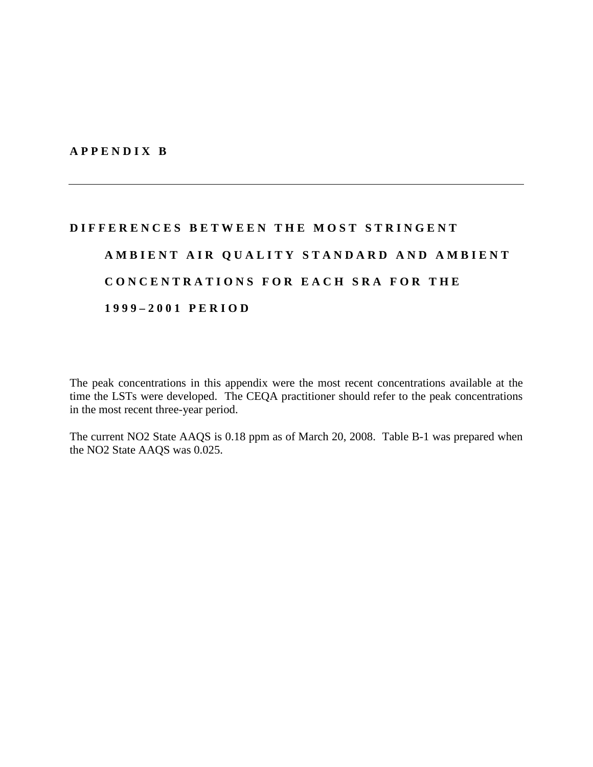# APPENDIX B

## DIFFERENCES BETWEEN THE MOST STRINGENT AMBIENT AIR QUALITY STANDARD AND AMBIENT CONCENTRATIONS FOR EACH SRA FOR THE 1999–2001 PERIOD

The peak concentrations in this appendix were the most recent concentrations available at the time the LSTs were developed. The CEQA practitioner should refer to the peak concentrations in the most recent three-year period.

The current NO2 State AAQS is 0.18 ppm as of March 20, 2008. Table B-1 was prepared when the NO2 State AAQS was 0.025.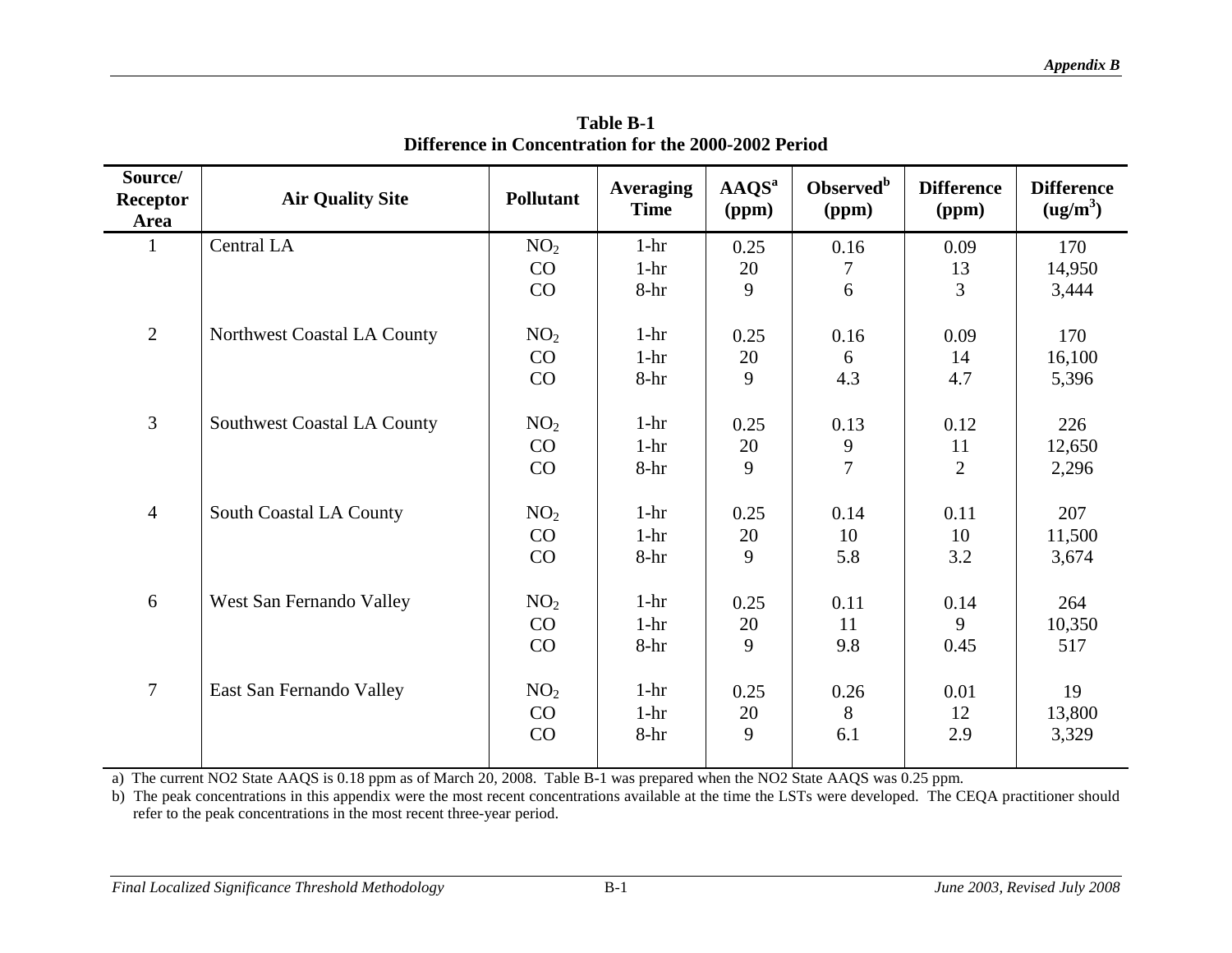**Table B-1**
**Difference in Concentration for the 2000-2002 Period**

| Source/ Receptor Area | Air Quality Site | Pollutant | Averaging Time | AAQS[a] (ppm) | Observed[b] (ppm) | Difference (ppm) | Difference ($ug/m^3$) |
|---|---|---|---|---|---|---|---|
| 1 | Central LA | $NO_2$ | 1-hr | 0.25 | 0.16 | 0.09 | 170 |
| | | CO | 1-hr | 20 | 7 | 13 | 14,950 |
| | | CO | 8-hr | 9 | 6 | 3 | 3,444 |
| 2 | Northwest Coastal LA County | $NO_2$ | 1-hr | 0.25 | 0.16 | 0.09 | 170 |
| | | CO | 1-hr | 20 | 6 | 14 | 16,100 |
| | | CO | 8-hr | 9 | 4.3 | 4.7 | 5,396 |
| 3 | Southwest Coastal LA County | $NO_2$ | 1-hr | 0.25 | 0.13 | 0.12 | 226 |
| | | CO | 1-hr | 20 | 9 | 11 | 12,650 |
| | | CO | 8-hr | 9 | 7 | 2 | 2,296 |
| 4 | South Coastal LA County | $NO_2$ | 1-hr | 0.25 | 0.14 | 0.11 | 207 |
| | | CO | 1-hr | 20 | 10 | 10 | 11,500 |
| | | CO | 8-hr | 9 | 5.8 | 3.2 | 3,674 |
| 6 | West San Fernando Valley | $NO_2$ | 1-hr | 0.25 | 0.11 | 0.14 | 264 |
| | | CO | 1-hr | 20 | 11 | 9 | 10,350 |
| | | CO | 8-hr | 9 | 9.8 | 0.45 | 517 |
| 7 | East San Fernando Valley | $NO_2$ | 1-hr | 0.25 | 0.26 | 0.01 | 19 |
| | | CO | 1-hr | 20 | 8 | 12 | 13,800 |
| | | CO | 8-hr | 9 | 6.1 | 2.9 | 3,329 |

a) The current NO2 State AAQS is 0.18 ppm as of March 20, 2008. Table B-1 was prepared when the NO2 State AAQS was 0.25 ppm.

b) The peak concentrations in this appendix were the most recent concentrations available at the time the LSTs were developed. The CEQA practitioner should refer to the peak concentrations in the most recent three-year period.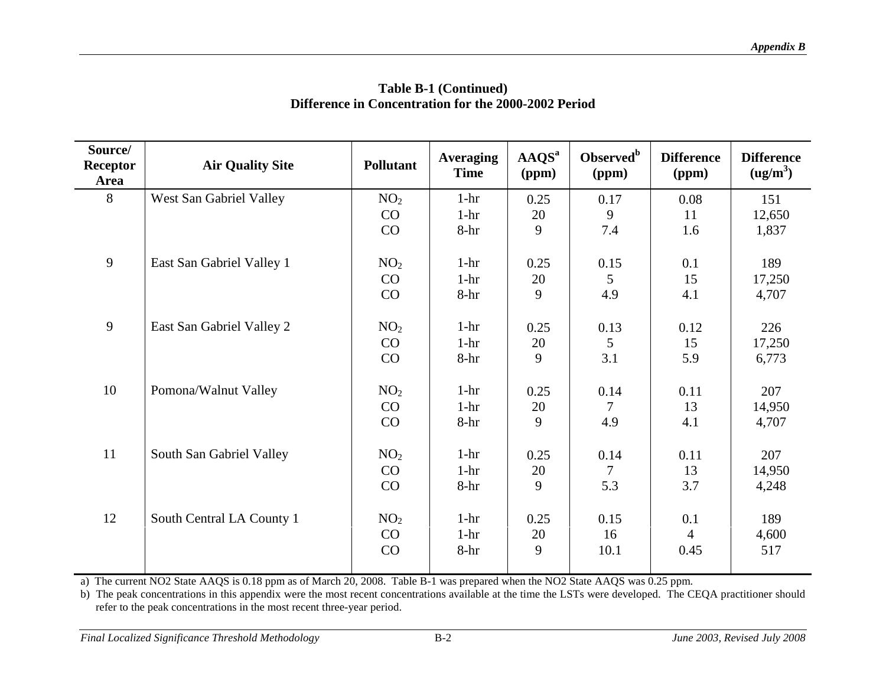**Table B-1 (Continued)**
**Difference in Concentration for the 2000-2002 Period**

| Source/ Receptor Area | Air Quality Site | Pollutant | Averaging Time | AAQS[a] (ppm) | Observed[b] (ppm) | Difference (ppm) | Difference ($ug/m^3$) |
|---|---|---|---|---|---|---|---|
| 8 | West San Gabriel Valley | $NO_2$ | 1-hr | 0.25 | 0.17 | 0.08 | 151 |
| | | CO | 1-hr | 20 | 9 | 11 | 12,650 |
| | | CO | 8-hr | 9 | 7.4 | 1.6 | 1,837 |
| 9 | East San Gabriel Valley 1 | $NO_2$ | 1-hr | 0.25 | 0.15 | 0.1 | 189 |
| | | CO | 1-hr | 20 | 5 | 15 | 17,250 |
| | | CO | 8-hr | 9 | 4.9 | 4.1 | 4,707 |
| 9 | East San Gabriel Valley 2 | $NO_2$ | 1-hr | 0.25 | 0.13 | 0.12 | 226 |
| | | CO | 1-hr | 20 | 5 | 15 | 17,250 |
| | | CO | 8-hr | 9 | 3.1 | 5.9 | 6,773 |
| 10 | Pomona/Walnut Valley | $NO_2$ | 1-hr | 0.25 | 0.14 | 0.11 | 207 |
| | | CO | 1-hr | 20 | 7 | 13 | 14,950 |
| | | CO | 8-hr | 9 | 4.9 | 4.1 | 4,707 |
| 11 | South San Gabriel Valley | $NO_2$ | 1-hr | 0.25 | 0.14 | 0.11 | 207 |
| | | CO | 1-hr | 20 | 7 | 13 | 14,950 |
| | | CO | 8-hr | 9 | 5.3 | 3.7 | 4,248 |
| 12 | South Central LA County 1 | $NO_2$ | 1-hr | 0.25 | 0.15 | 0.1 | 189 |
| | | CO | 1-hr | 20 | 16 | 4 | 4,600 |
| | | CO | 8-hr | 9 | 10.1 | 0.45 | 517 |

a) The current NO2 State AAQS is 0.18 ppm as of March 20, 2008. Table B-1 was prepared when the NO2 State AAQS was 0.25 ppm.

b) The peak concentrations in this appendix were the most recent concentrations available at the time the LSTs were developed. The CEQA practitioner should refer to the peak concentrations in the most recent three-year period.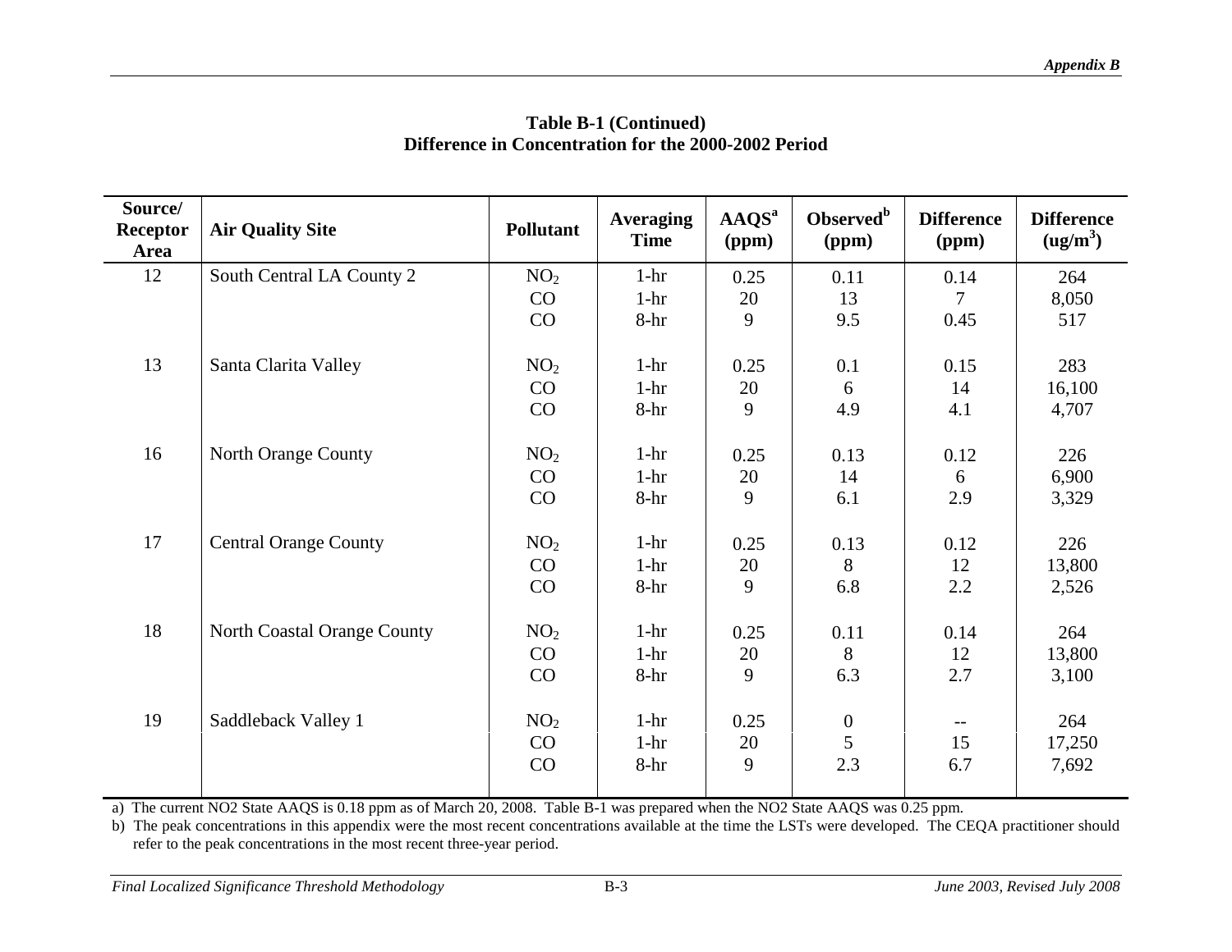**Table B-1 (Continued)**
**Difference in Concentration for the 2000-2002 Period**

| Source/ Receptor Area | Air Quality Site | Pollutant | Averaging Time | AAQS[a] (ppm) | Observed[b] (ppm) | Difference (ppm) | Difference (ug/m$^3$) |
|---|---|---|---|---|---|---|---|
| 12 | South Central LA County 2 | $NO_2$ | 1-hr | 0.25 | 0.11 | 0.14 | 264 |
| | | CO | 1-hr | 20 | 13 | 7 | 8,050 |
| | | CO | 8-hr | 9 | 9.5 | 0.45 | 517 |
| 13 | Santa Clarita Valley | $NO_2$ | 1-hr | 0.25 | 0.1 | 0.15 | 283 |
| | | CO | 1-hr | 20 | 6 | 14 | 16,100 |
| | | CO | 8-hr | 9 | 4.9 | 4.1 | 4,707 |
| 16 | North Orange County | $NO_2$ | 1-hr | 0.25 | 0.13 | 0.12 | 226 |
| | | CO | 1-hr | 20 | 14 | 6 | 6,900 |
| | | CO | 8-hr | 9 | 6.1 | 2.9 | 3,329 |
| 17 | Central Orange County | $NO_2$ | 1-hr | 0.25 | 0.13 | 0.12 | 226 |
| | | CO | 1-hr | 20 | 8 | 12 | 13,800 |
| | | CO | 8-hr | 9 | 6.8 | 2.2 | 2,526 |
| 18 | North Coastal Orange County | $NO_2$ | 1-hr | 0.25 | 0.11 | 0.14 | 264 |
| | | CO | 1-hr | 20 | 8 | 12 | 13,800 |
| | | CO | 8-hr | 9 | 6.3 | 2.7 | 3,100 |
| 19 | Saddleback Valley 1 | $NO_2$ | 1-hr | 0.25 | 0 | -- | 264 |
| | | CO | 1-hr | 20 | 5 | 15 | 17,250 |
| | | CO | 8-hr | 9 | 2.3 | 6.7 | 7,692 |

a) The current NO2 State AAQS is 0.18 ppm as of March 20, 2008. Table B-1 was prepared when the NO2 State AAQS was 0.25 ppm.

b) The peak concentrations in this appendix were the most recent concentrations available at the time the LSTs were developed. The CEQA practitioner should refer to the peak concentrations in the most recent three-year period.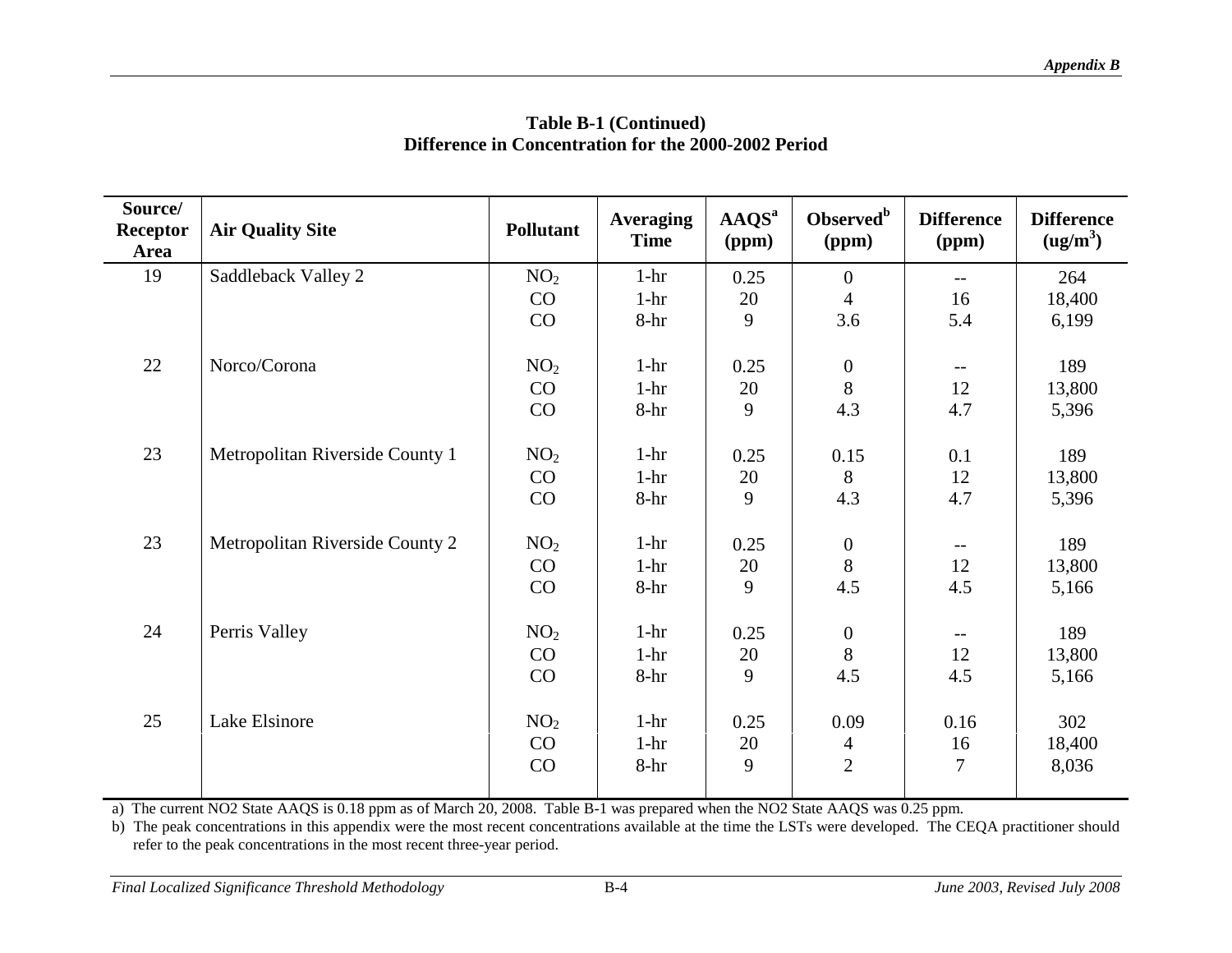**Table B-1 (Continued)**
**Difference in Concentration for the 2000-2002 Period**

| Source/ Receptor Area | Air Quality Site | Pollutant | Averaging Time | AAQS[a] (ppm) | Observed[b] (ppm) | Difference (ppm) | Difference ($ug/m^3$) |
|---|---|---|---|---|---|---|---|
| 19 | Saddleback Valley 2 | $NO_2$ | 1-hr | 0.25 | 0 | -- | 264 |
| | | CO | 1-hr | 20 | 4 | 16 | 18,400 |
| | | CO | 8-hr | 9 | 3.6 | 5.4 | 6,199 |
| 22 | Norco/Corona | $NO_2$ | 1-hr | 0.25 | 0 | -- | 189 |
| | | CO | 1-hr | 20 | 8 | 12 | 13,800 |
| | | CO | 8-hr | 9 | 4.3 | 4.7 | 5,396 |
| 23 | Metropolitan Riverside County 1 | $NO_2$ | 1-hr | 0.25 | 0.15 | 0.1 | 189 |
| | | CO | 1-hr | 20 | 8 | 12 | 13,800 |
| | | CO | 8-hr | 9 | 4.3 | 4.7 | 5,396 |
| 23 | Metropolitan Riverside County 2 | $NO_2$ | 1-hr | 0.25 | 0 | -- | 189 |
| | | CO | 1-hr | 20 | 8 | 12 | 13,800 |
| | | CO | 8-hr | 9 | 4.5 | 4.5 | 5,166 |
| 24 | Perris Valley | $NO_2$ | 1-hr | 0.25 | 0 | -- | 189 |
| | | CO | 1-hr | 20 | 8 | 12 | 13,800 |
| | | CO | 8-hr | 9 | 4.5 | 4.5 | 5,166 |
| 25 | Lake Elsinore | $NO_2$ | 1-hr | 0.25 | 0.09 | 0.16 | 302 |
| | | CO | 1-hr | 20 | 4 | 16 | 18,400 |
| | | CO | 8-hr | 9 | 2 | 7 | 8,036 |

a) The current NO2 State AAQS is 0.18 ppm as of March 20, 2008. Table B-1 was prepared when the NO2 State AAQS was 0.25 ppm.

b) The peak concentrations in this appendix were the most recent concentrations available at the time the LSTs were developed. The CEQA practitioner should refer to the peak concentrations in the most recent three-year period.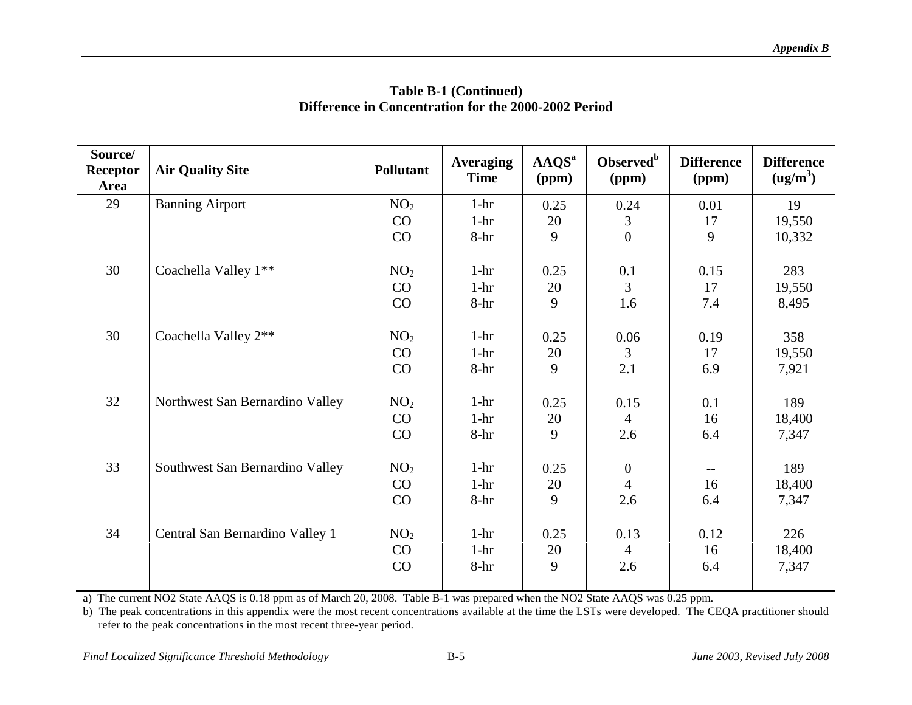**Table B-1 (Continued)**
**Difference in Concentration for the 2000-2002 Period**

| Source/ Receptor Area | Air Quality Site | Pollutant | Averaging Time | AAQS[a] (ppm) | Observed[b] (ppm) | Difference (ppm) | Difference (ug/m$^3$) |
|---|---|---|---|---|---|---|---|
| 29 | Banning Airport | $NO_2$ | 1-hr | 0.25 | 0.24 | 0.01 | 19 |
| | | CO | 1-hr | 20 | 3 | 17 | 19,550 |
| | | CO | 8-hr | 9 | 0 | 9 | 10,332 |
| 30 | Coachella Valley 1** | $NO_2$ | 1-hr | 0.25 | 0.1 | 0.15 | 283 |
| | | CO | 1-hr | 20 | 3 | 17 | 19,550 |
| | | CO | 8-hr | 9 | 1.6 | 7.4 | 8,495 |
| 30 | Coachella Valley 2** | $NO_2$ | 1-hr | 0.25 | 0.06 | 0.19 | 358 |
| | | CO | 1-hr | 20 | 3 | 17 | 19,550 |
| | | CO | 8-hr | 9 | 2.1 | 6.9 | 7,921 |
| 32 | Northwest San Bernardino Valley | $NO_2$ | 1-hr | 0.25 | 0.15 | 0.1 | 189 |
| | | CO | 1-hr | 20 | 4 | 16 | 18,400 |
| | | CO | 8-hr | 9 | 2.6 | 6.4 | 7,347 |
| 33 | Southwest San Bernardino Valley | $NO_2$ | 1-hr | 0.25 | 0 | -- | 189 |
| | | CO | 1-hr | 20 | 4 | 16 | 18,400 |
| | | CO | 8-hr | 9 | 2.6 | 6.4 | 7,347 |
| 34 | Central San Bernardino Valley 1 | $NO_2$ | 1-hr | 0.25 | 0.13 | 0.12 | 226 |
| | | CO | 1-hr | 20 | 4 | 16 | 18,400 |
| | | CO | 8-hr | 9 | 2.6 | 6.4 | 7,347 |

a) The current NO2 State AAQS is 0.18 ppm as of March 20, 2008. Table B-1 was prepared when the NO2 State AAQS was 0.25 ppm.

b) The peak concentrations in this appendix were the most recent concentrations available at the time the LSTs were developed. The CEQA practitioner should refer to the peak concentrations in the most recent three-year period.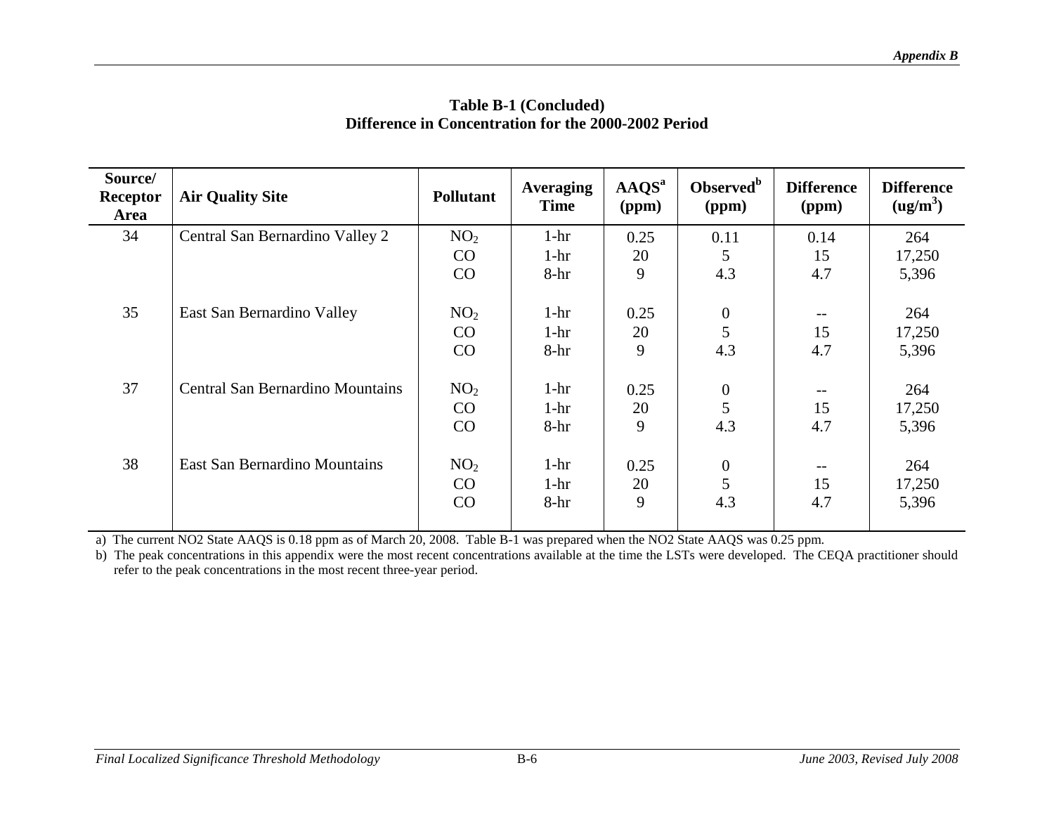**Table B-1 (Concluded)**
**Difference in Concentration for the 2000-2002 Period**

| Source/ Receptor Area | Air Quality Site | Pollutant | Averaging Time | AAQS[a] (ppm) | Observed[b] (ppm) | Difference (ppm) | Difference ($ug/m^3$) |
|---|---|---|---|---|---|---|---|
| 34 | Central San Bernardino Valley 2 | $NO_2$ | 1-hr | 0.25 | 0.11 | 0.14 | 264 |
| | | CO | 1-hr | 20 | 5 | 15 | 17,250 |
| | | CO | 8-hr | 9 | 4.3 | 4.7 | 5,396 |
| 35 | East San Bernardino Valley | $NO_2$ | 1-hr | 0.25 | 0 | -- | 264 |
| | | CO | 1-hr | 20 | 5 | 15 | 17,250 |
| | | CO | 8-hr | 9 | 4.3 | 4.7 | 5,396 |
| 37 | Central San Bernardino Mountains | $NO_2$ | 1-hr | 0.25 | 0 | -- | 264 |
| | | CO | 1-hr | 20 | 5 | 15 | 17,250 |
| | | CO | 8-hr | 9 | 4.3 | 4.7 | 5,396 |
| 38 | East San Bernardino Mountains | $NO_2$ | 1-hr | 0.25 | 0 | -- | 264 |
| | | CO | 1-hr | 20 | 5 | 15 | 17,250 |
| | | CO | 8-hr | 9 | 4.3 | 4.7 | 5,396 |

a) The current NO2 State AAQS is 0.18 ppm as of March 20, 2008. Table B-1 was prepared when the NO2 State AAQS was 0.25 ppm.

b) The peak concentrations in this appendix were the most recent concentrations available at the time the LSTs were developed. The CEQA practitioner should refer to the peak concentrations in the most recent three-year period.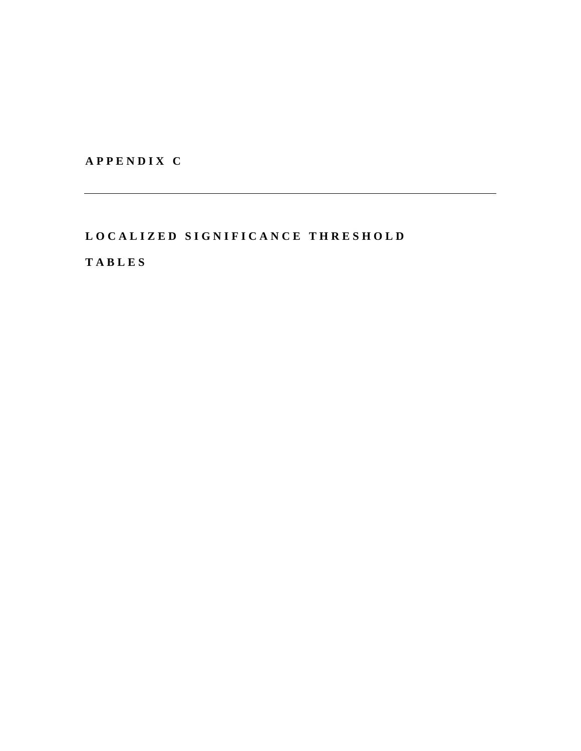# APPENDIX C

---

## LOCALIZED SIGNIFICANCE THRESHOLD TABLES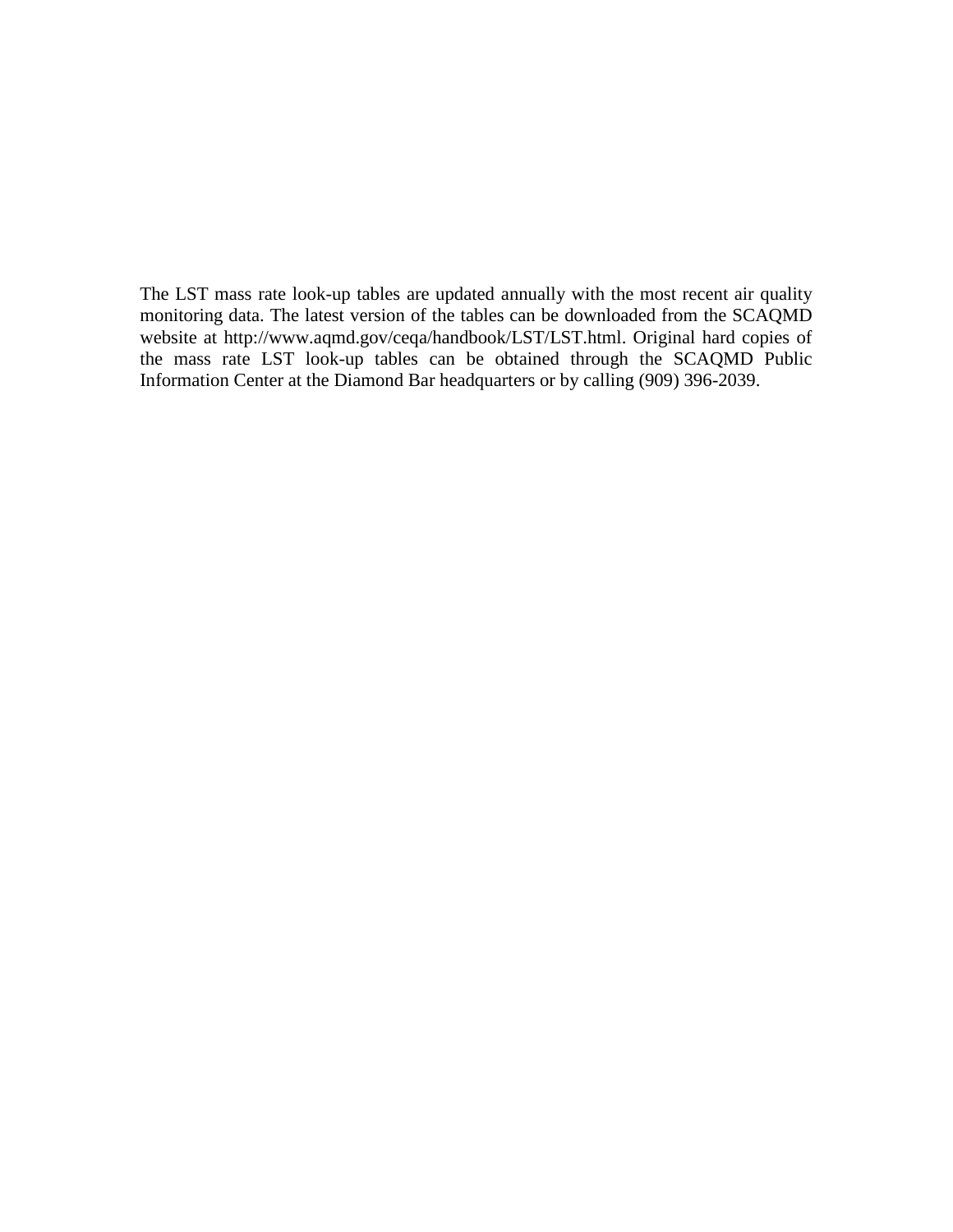The LST mass rate look-up tables are updated annually with the most recent air quality monitoring data. The latest version of the tables can be downloaded from the SCAQMD website at http://www.aqmd.gov/ceqa/handbook/LST/LST.html. Original hard copies of the mass rate LST look-up tables can be obtained through the SCAQMD Public Information Center at the Diamond Bar headquarters or by calling (909) 396-2039.